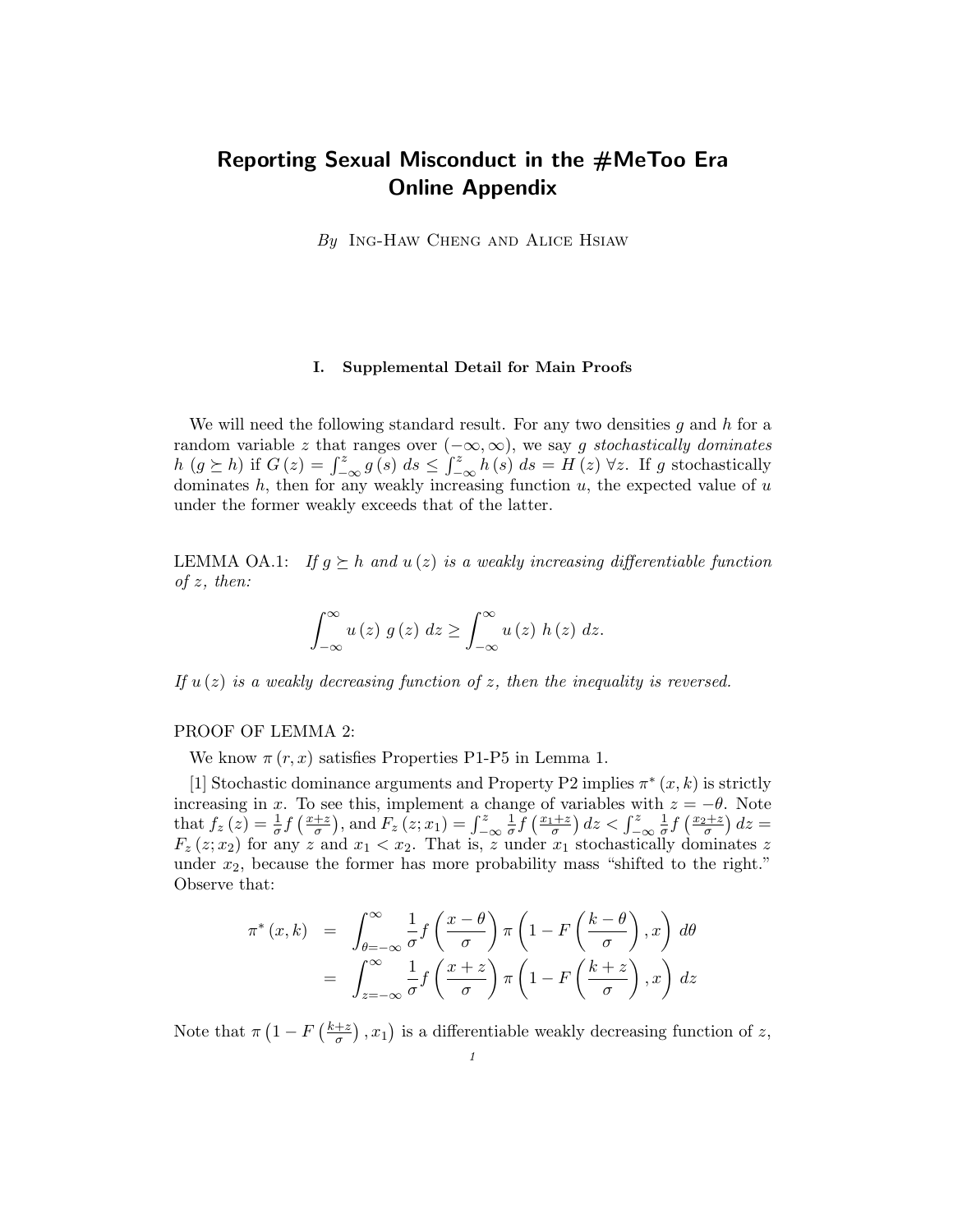# Reporting Sexual Misconduct in the #MeToo Era
## Online Appendix

*By* Ing-Haw Cheng and Alice Hsiaw

### I. Supplemental Detail for Main Proofs

We will need the following standard result. For any two densities $g$ and $h$ for a random variable $z$ that ranges over $(-\infty, \infty)$, we say $g$ *stochastically dominates* $h$ ($g \succeq h$) if $G(z) = \int_{-\infty}^{z} g(s)\, ds \leq \int_{-\infty}^{z} h(s)\, ds = H(z)\ \forall z$. If $g$ stochastically dominates $h$, then for any weakly increasing function $u$, the expected value of $u$ under the former weakly exceeds that of the latter.

LEMMA OA.1: *If $g \succeq h$ and $u(z)$ is a weakly increasing differentiable function of $z$, then:*

$$\int_{-\infty}^{\infty} u(z)\ g(z)\ dz \geq \int_{-\infty}^{\infty} u(z)\ h(z)\ dz.$$

*If $u(z)$ is a weakly decreasing function of $z$, then the inequality is reversed.*

PROOF OF LEMMA 2:

We know $\pi(r, x)$ satisfies Properties P1-P5 in Lemma 1.

[1] Stochastic dominance arguments and Property P2 implies $\pi^*(x, k)$ is strictly increasing in $x$. To see this, implement a change of variables with $z = -\theta$. Note that $f_z(z) = \frac{1}{\sigma} f\left(\frac{x+z}{\sigma}\right)$, and $F_z(z; x_1) = \int_{-\infty}^{z} \frac{1}{\sigma} f\left(\frac{x_1+z}{\sigma}\right) dz < \int_{-\infty}^{z} \frac{1}{\sigma} f\left(\frac{x_2+z}{\sigma}\right) dz = F_z(z; x_2)$ for any $z$ and $x_1 < x_2$. That is, $z$ under $x_1$ stochastically dominates $z$ under $x_2$, because the former has more probability mass "shifted to the right." Observe that:

$$\begin{aligned}
\pi^*(x, k) &= \int_{\theta=-\infty}^{\infty} \frac{1}{\sigma} f\left(\frac{x-\theta}{\sigma}\right) \pi\left(1 - F\left(\frac{k-\theta}{\sigma}\right), x\right) d\theta \\
&= \int_{z=-\infty}^{\infty} \frac{1}{\sigma} f\left(\frac{x+z}{\sigma}\right) \pi\left(1 - F\left(\frac{k+z}{\sigma}\right), x\right) dz
\end{aligned}$$

Note that $\pi\left(1 - F\left(\frac{k+z}{\sigma}\right), x_1\right)$ is a differentiable weakly decreasing function of $z$,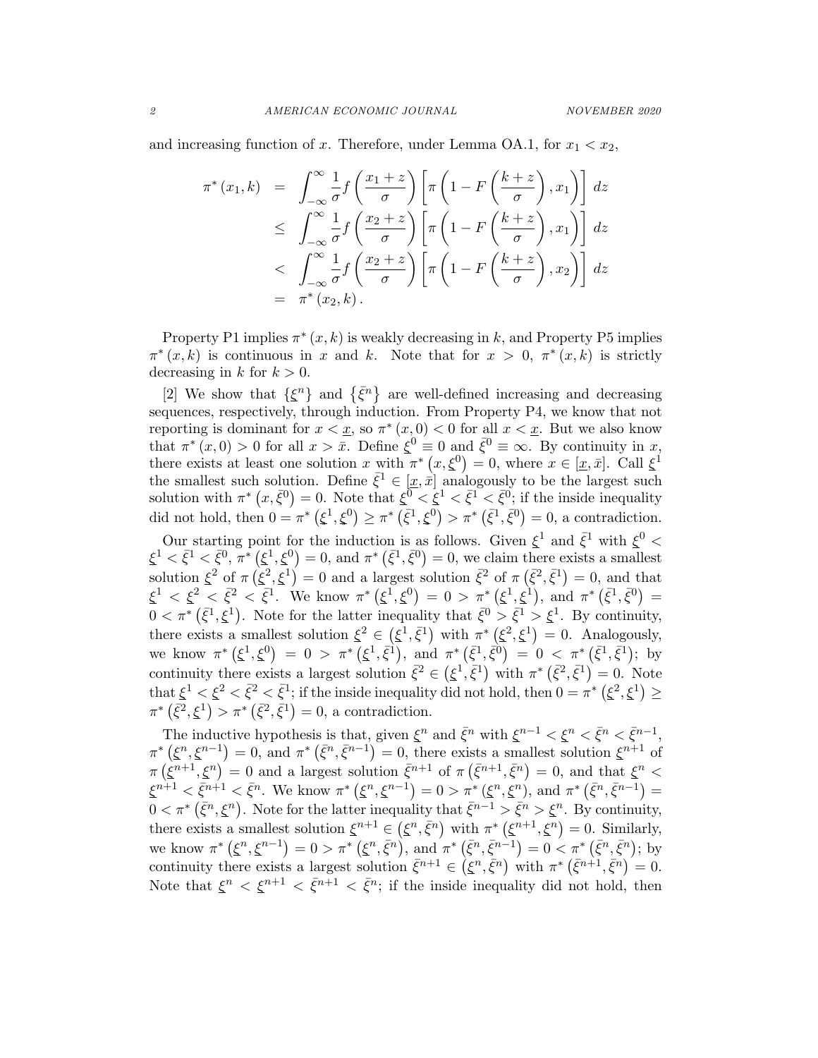and increasing function of $x$. Therefore, under Lemma OA.1, for $x_1 < x_2$,

$$
\begin{aligned}
\pi^*(x_1, k) &= \int_{-\infty}^{\infty} \frac{1}{\sigma} f\left(\frac{x_1 + z}{\sigma}\right) \left[\pi\left(1 - F\left(\frac{k+z}{\sigma}\right), x_1\right)\right] dz \\
&\leq \int_{-\infty}^{\infty} \frac{1}{\sigma} f\left(\frac{x_2 + z}{\sigma}\right) \left[\pi\left(1 - F\left(\frac{k+z}{\sigma}\right), x_1\right)\right] dz \\
&< \int_{-\infty}^{\infty} \frac{1}{\sigma} f\left(\frac{x_2 + z}{\sigma}\right) \left[\pi\left(1 - F\left(\frac{k+z}{\sigma}\right), x_2\right)\right] dz \\
&= \pi^*(x_2, k).
\end{aligned}
$$

Property P1 implies $\pi^*(x,k)$ is weakly decreasing in $k$, and Property P5 implies $\pi^*(x,k)$ is continuous in $x$ and $k$. Note that for $x > 0$, $\pi^*(x,k)$ is strictly decreasing in $k$ for $k > 0$.

[2] We show that $\{\underline{\xi}^n\}$ and $\{\bar{\xi}^n\}$ are well-defined increasing and decreasing sequences, respectively, through induction. From Property P4, we know that not reporting is dominant for $x < \underline{x}$, so $\pi^*(x,0) < 0$ for all $x < \underline{x}$. But we also know that $\pi^*(x,0) > 0$ for all $x > \bar{x}$. Define $\underline{\xi}^0 \equiv 0$ and $\bar{\xi}^0 \equiv \infty$. By continuity in $x$, there exists at least one solution $x$ with $\pi^*(x, \underline{\xi}^0) = 0$, where $x \in [\underline{x}, \bar{x}]$. Call $\underline{\xi}^1$ the smallest such solution. Define $\bar{\xi}^1 \in [\underline{x}, \bar{x}]$ analogously to be the largest such solution with $\pi^*(x, \bar{\xi}^0) = 0$. Note that $\underline{\xi}^0 < \underline{\xi}^1 < \bar{\xi}^1 < \bar{\xi}^0$; if the inside inequality did not hold, then $0 = \pi^*(\underline{\xi}^1, \underline{\xi}^0) \geq \pi^*(\bar{\xi}^1, \underline{\xi}^0) > \pi^*(\bar{\xi}^1, \bar{\xi}^0) = 0$, a contradiction.

Our starting point for the induction is as follows. Given $\underline{\xi}^1$ and $\bar{\xi}^1$ with $\underline{\xi}^0 < \underline{\xi}^1 < \bar{\xi}^1 < \bar{\xi}^0$, $\pi^*(\underline{\xi}^1, \underline{\xi}^0) = 0$, and $\pi^*(\bar{\xi}^1, \bar{\xi}^0) = 0$, we claim there exists a smallest solution $\underline{\xi}^2$ of $\pi(\underline{\xi}^2, \underline{\xi}^1) = 0$ and a largest solution $\bar{\xi}^2$ of $\pi(\bar{\xi}^2, \bar{\xi}^1) = 0$, and that $\underline{\xi}^1 < \underline{\xi}^2 < \bar{\xi}^2 < \bar{\xi}^1$. We know $\pi^*(\underline{\xi}^1, \underline{\xi}^0) = 0 > \pi^*(\underline{\xi}^1, \bar{\xi}^1)$, and $\pi^*(\bar{\xi}^1, \bar{\xi}^0) = 0 < \pi^*(\bar{\xi}^1, \underline{\xi}^1)$. Note for the latter inequality that $\bar{\xi}^0 > \bar{\xi}^1 > \underline{\xi}^1$. By continuity, there exists a smallest solution $\underline{\xi}^2 \in (\underline{\xi}^1, \bar{\xi}^1)$ with $\pi^*(\underline{\xi}^2, \underline{\xi}^1) = 0$. Analogously, we know $\pi^*(\underline{\xi}^1, \underline{\xi}^0) = 0 > \pi^*(\underline{\xi}^1, \bar{\xi}^1)$, and $\pi^*(\bar{\xi}^1, \bar{\xi}^0) = 0 < \pi^*(\bar{\xi}^1, \bar{\xi}^1)$; by continuity there exists a largest solution $\bar{\xi}^2 \in (\underline{\xi}^1, \bar{\xi}^1)$ with $\pi^*(\bar{\xi}^2, \bar{\xi}^1) = 0$. Note that $\underline{\xi}^1 < \underline{\xi}^2 < \bar{\xi}^2 < \bar{\xi}^1$; if the inside inequality did not hold, then $0 = \pi^*(\underline{\xi}^2, \underline{\xi}^1) \geq \pi^*(\bar{\xi}^2, \underline{\xi}^1) > \pi^*(\bar{\xi}^2, \bar{\xi}^1) = 0$, a contradiction.

The inductive hypothesis is that, given $\underline{\xi}^n$ and $\bar{\xi}^n$ with $\underline{\xi}^{n-1} < \underline{\xi}^n < \bar{\xi}^n < \bar{\xi}^{n-1}$, $\pi^*(\underline{\xi}^n, \underline{\xi}^{n-1}) = 0$, and $\pi^*(\bar{\xi}^n, \bar{\xi}^{n-1}) = 0$, there exists a smallest solution $\underline{\xi}^{n+1}$ of $\pi(\underline{\xi}^{n+1}, \underline{\xi}^n) = 0$ and a largest solution $\bar{\xi}^{n+1}$ of $\pi(\bar{\xi}^{n+1}, \bar{\xi}^n) = 0$, and that $\underline{\xi}^n < \underline{\xi}^{n+1} < \bar{\xi}^{n+1} < \bar{\xi}^n$. We know $\pi^*(\underline{\xi}^n, \underline{\xi}^{n-1}) = 0 > \pi^*(\underline{\xi}^n, \underline{\xi}^n)$, and $\pi^*(\bar{\xi}^n, \bar{\xi}^{n-1}) = 0 < \pi^*(\bar{\xi}^n, \underline{\xi}^n)$. Note for the latter inequality that $\bar{\xi}^{n-1} > \bar{\xi}^n > \underline{\xi}^n$. By continuity, there exists a smallest solution $\underline{\xi}^{n+1} \in (\underline{\xi}^n, \bar{\xi}^n)$ with $\pi^*(\underline{\xi}^{n+1}, \underline{\xi}^n) = 0$. Similarly, we know $\pi^*(\underline{\xi}^n, \underline{\xi}^{n-1}) = 0 > \pi^*(\underline{\xi}^n, \bar{\xi}^n)$, and $\pi^*(\bar{\xi}^n, \bar{\xi}^{n-1}) = 0 < \pi^*(\bar{\xi}^n, \bar{\xi}^n)$; by continuity there exists a largest solution $\bar{\xi}^{n+1} \in (\underline{\xi}^n, \bar{\xi}^n)$ with $\pi^*(\bar{\xi}^{n+1}, \bar{\xi}^n) = 0$. Note that $\underline{\xi}^n < \underline{\xi}^{n+1} < \bar{\xi}^{n+1} < \bar{\xi}^n$; if the inside inequality did not hold, then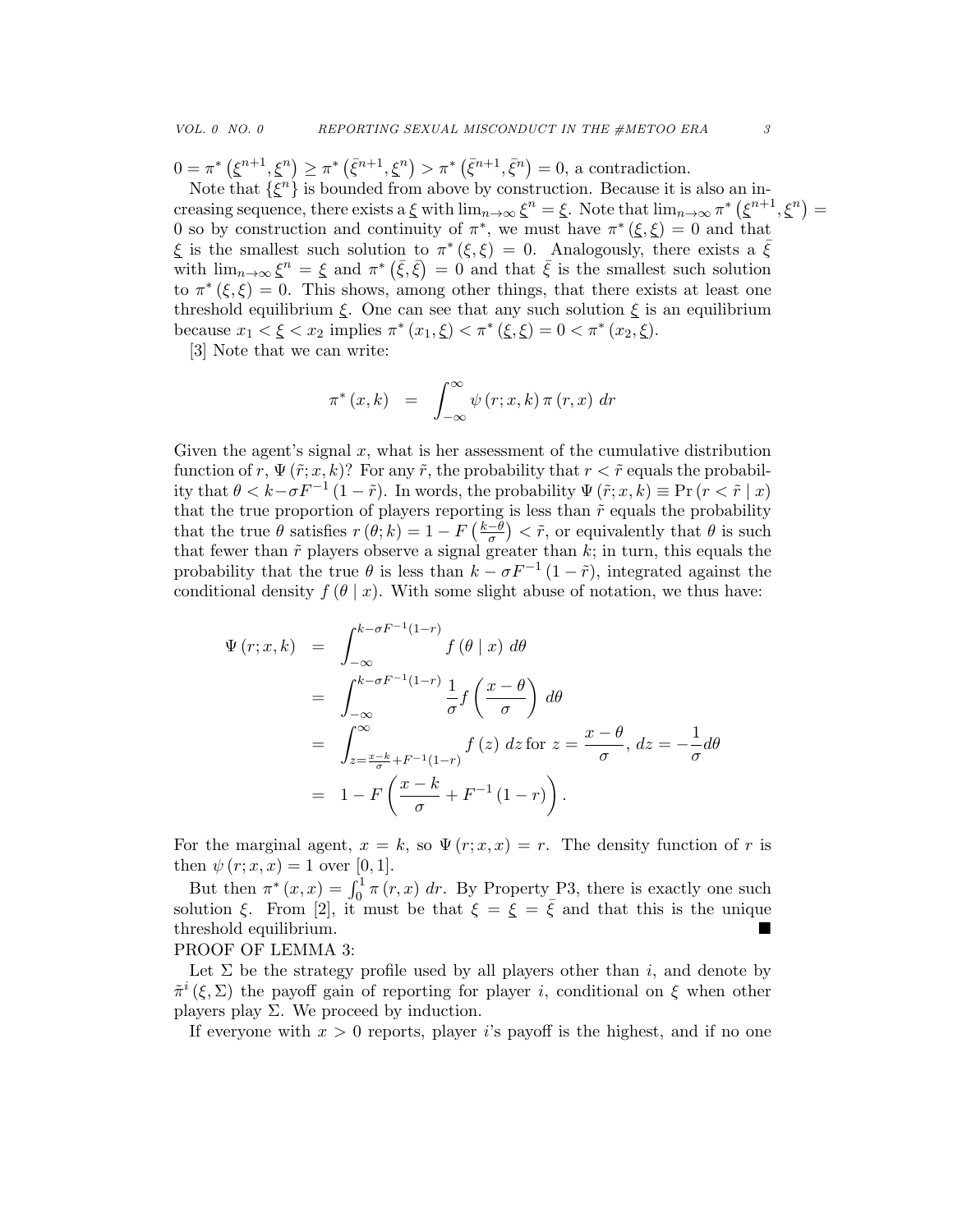$0 = \pi^*\left(\underline{\xi}^{n+1}, \underline{\xi}^n\right) \geq \pi^*\left(\bar{\xi}^{n+1}, \underline{\xi}^n\right) > \pi^*\left(\bar{\xi}^{n+1}, \bar{\xi}^n\right) = 0$, a contradiction.

Note that $\{\underline{\xi}^n\}$ is bounded from above by construction. Because it is also an increasing sequence, there exists a $\underline{\xi}$ with $\lim_{n\to\infty} \underline{\xi}^n = \underline{\xi}$. Note that $\lim_{n\to\infty} \pi^*\left(\underline{\xi}^{n+1}, \underline{\xi}^n\right) = 0$ so by construction and continuity of $\pi^*$, we must have $\pi^*\left(\underline{\xi}, \underline{\xi}\right) = 0$ and that $\underline{\xi}$ is the smallest such solution to $\pi^*(\xi, \xi) = 0$. Analogously, there exists a $\bar{\xi}$ with $\lim_{n\to\infty} \underline{\xi}^n = \underline{\xi}$ and $\pi^*\left(\bar{\xi}, \bar{\xi}\right) = 0$ and that $\bar{\xi}$ is the smallest such solution to $\pi^*(\xi, \xi) = 0$. This shows, among other things, that there exists at least one threshold equilibrium $\underline{\xi}$. One can see that any such solution $\xi$ is an equilibrium because $x_1 < \underline{\xi} < x_2$ implies $\pi^*\left(x_1, \underline{\xi}\right) < \pi^*\left(\underline{\xi}, \underline{\xi}\right) = 0 < \pi^*\left(x_2, \underline{\xi}\right)$.

[3] Note that we can write:

$$\pi^*(x,k) \quad = \quad \int_{-\infty}^{\infty} \psi(r; x, k)\, \pi(r, x)\; dr$$

Given the agent's signal $x$, what is her assessment of the cumulative distribution function of $r$, $\Psi(\tilde{r}; x, k)$? For any $\tilde{r}$, the probability that $r < \tilde{r}$ equals the probability that $\theta < k - \sigma F^{-1}(1 - \tilde{r})$. In words, the probability $\Psi(\tilde{r}; x, k) \equiv \Pr(r < \tilde{r} \mid x)$ that the true proportion of players reporting is less than $\tilde{r}$ equals the probability that the true $\theta$ satisfies $r(\theta; k) = 1 - F\left(\frac{k-\theta}{\sigma}\right) < \tilde{r}$, or equivalently that $\theta$ is such that fewer than $\tilde{r}$ players observe a signal greater than $k$; in turn, this equals the probability that the true $\theta$ is less than $k - \sigma F^{-1}(1 - \tilde{r})$, integrated against the conditional density $f(\theta \mid x)$. With some slight abuse of notation, we thus have:

$$\begin{aligned}
\Psi(r; x, k) &= \int_{-\infty}^{k - \sigma F^{-1}(1-r)} f(\theta \mid x)\; d\theta \\
&= \int_{-\infty}^{k - \sigma F^{-1}(1-r)} \frac{1}{\sigma} f\left(\frac{x - \theta}{\sigma}\right)\; d\theta \\
&= \int_{z = \frac{x-k}{\sigma} + F^{-1}(1-r)}^{\infty} f(z)\; dz \text{ for } z = \frac{x - \theta}{\sigma},\; dz = -\frac{1}{\sigma} d\theta \\
&= 1 - F\left(\frac{x-k}{\sigma} + F^{-1}(1-r)\right).
\end{aligned}$$

For the marginal agent, $x = k$, so $\Psi(r; x, x) = r$. The density function of $r$ is then $\psi(r; x, x) = 1$ over $[0, 1]$.

But then $\pi^*(x, x) = \int_0^1 \pi(r, x)\; dr$. By Property P3, there is exactly one such solution $\xi$. From [2], it must be that $\xi = \underline{\xi} = \bar{\xi}$ and that this is the unique threshold equilibrium. ∎

PROOF OF LEMMA 3:

Let $\Sigma$ be the strategy profile used by all players other than $i$, and denote by $\tilde{\pi}^i(\xi, \Sigma)$ the payoff gain of reporting for player $i$, conditional on $\xi$ when other players play $\Sigma$. We proceed by induction.

If everyone with $x > 0$ reports, player $i$'s payoff is the highest, and if no one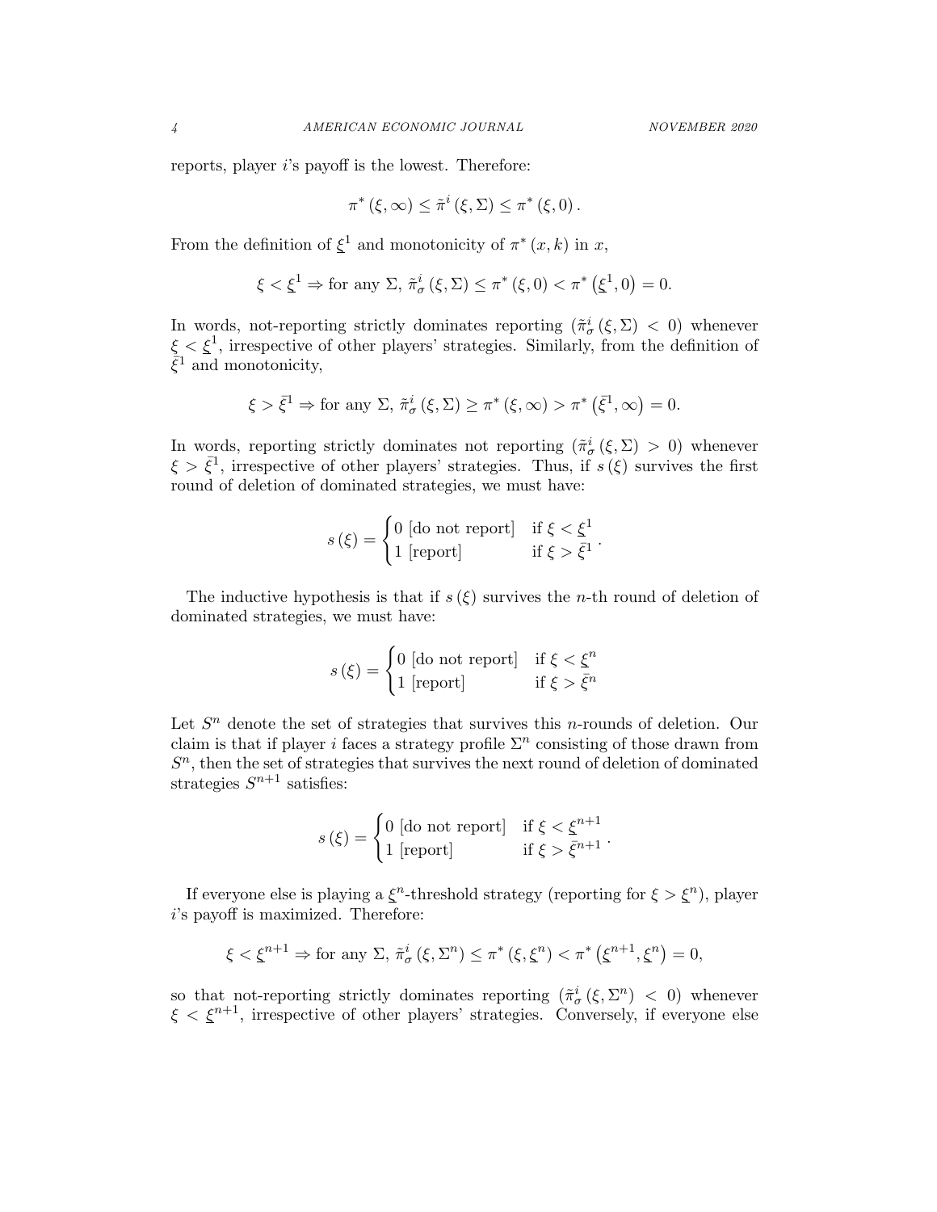reports, player $i$'s payoff is the lowest. Therefore:

$$\pi^*(\xi, \infty) \le \tilde{\pi}^i(\xi, \Sigma) \le \pi^*(\xi, 0).$$

From the definition of $\underline{\xi}^1$ and monotonicity of $\pi^*(x,k)$ in $x$,

$$\xi < \underline{\xi}^1 \Rightarrow \text{for any } \Sigma,\ \tilde{\pi}^i_\sigma(\xi, \Sigma) \le \pi^*(\xi, 0) < \pi^*\left(\underline{\xi}^1, 0\right) = 0.$$

In words, not-reporting strictly dominates reporting ($\tilde{\pi}^i_\sigma(\xi, \Sigma) < 0$) whenever $\xi < \underline{\xi}^1$, irrespective of other players' strategies. Similarly, from the definition of $\bar{\xi}^1$ and monotonicity,

$$\xi > \bar{\xi}^1 \Rightarrow \text{for any } \Sigma,\ \tilde{\pi}^i_\sigma(\xi, \Sigma) \ge \pi^*(\xi, \infty) > \pi^*\left(\bar{\xi}^1, \infty\right) = 0.$$

In words, reporting strictly dominates not reporting ($\tilde{\pi}^i_\sigma(\xi, \Sigma) > 0$) whenever $\xi > \bar{\xi}^1$, irrespective of other players' strategies. Thus, if $s(\xi)$ survives the first round of deletion of dominated strategies, we must have:

$$s(\xi) = \begin{cases} 0 \text{ [do not report]} & \text{if } \xi < \underline{\xi}^1 \\ 1 \text{ [report]} & \text{if } \xi > \bar{\xi}^1 \end{cases}.$$

The inductive hypothesis is that if $s(\xi)$ survives the $n$-th round of deletion of dominated strategies, we must have:

$$s(\xi) = \begin{cases} 0 \text{ [do not report]} & \text{if } \xi < \underline{\xi}^n \\ 1 \text{ [report]} & \text{if } \xi > \bar{\xi}^n \end{cases}$$

Let $S^n$ denote the set of strategies that survives this $n$-rounds of deletion. Our claim is that if player $i$ faces a strategy profile $\Sigma^n$ consisting of those drawn from $S^n$, then the set of strategies that survives the next round of deletion of dominated strategies $S^{n+1}$ satisfies:

$$s(\xi) = \begin{cases} 0 \text{ [do not report]} & \text{if } \xi < \underline{\xi}^{n+1} \\ 1 \text{ [report]} & \text{if } \xi > \bar{\xi}^{n+1} \end{cases}.$$

If everyone else is playing a $\underline{\xi}^n$-threshold strategy (reporting for $\xi > \underline{\xi}^n$), player $i$'s payoff is maximized. Therefore:

$$\xi < \underline{\xi}^{n+1} \Rightarrow \text{for any } \Sigma,\ \tilde{\pi}^i_\sigma(\xi, \Sigma^n) \le \pi^*(\xi, \underline{\xi}^n) < \pi^*\left(\underline{\xi}^{n+1}, \underline{\xi}^n\right) = 0,$$

so that not-reporting strictly dominates reporting ($\tilde{\pi}^i_\sigma(\xi, \Sigma^n) < 0$) whenever $\xi < \underline{\xi}^{n+1}$, irrespective of other players' strategies. Conversely, if everyone else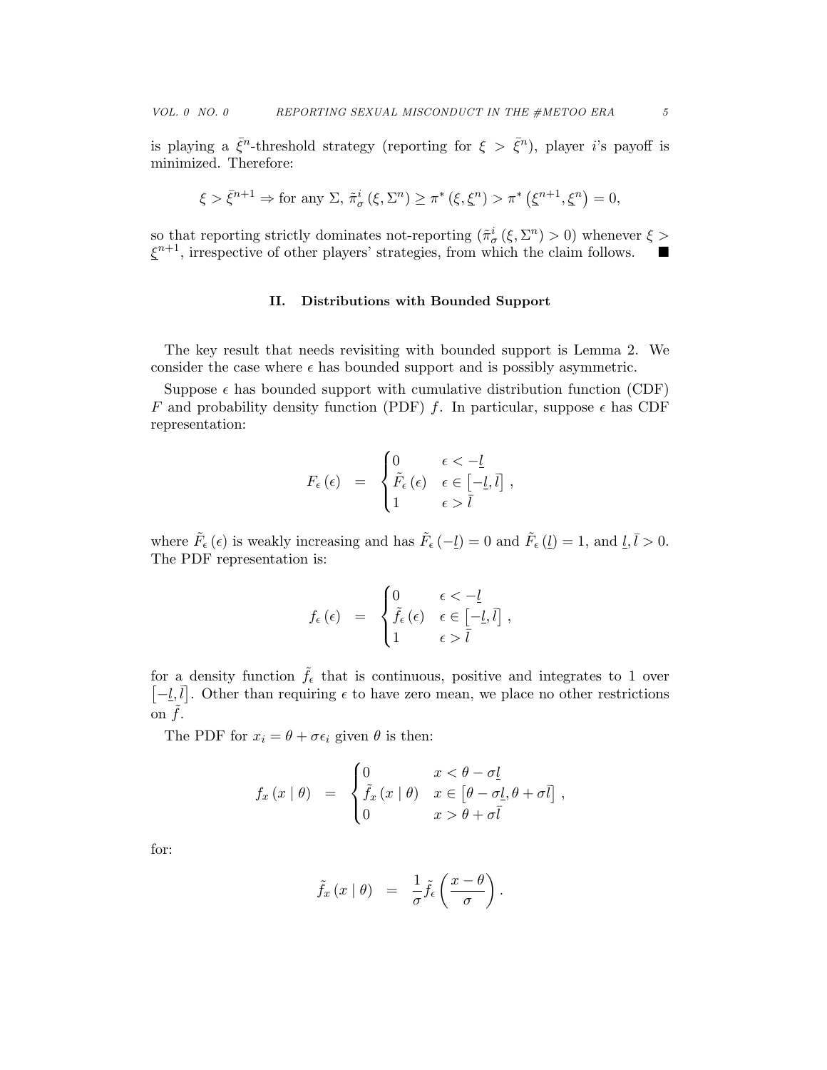is playing a $\bar{\xi}^n$-threshold strategy (reporting for $\xi > \bar{\xi}^n$), player $i$'s payoff is minimized. Therefore:

$$\xi > \bar{\xi}^{n+1} \Rightarrow \text{for any } \Sigma,\ \tilde{\pi}^i_\sigma\left(\xi, \Sigma^n\right) \geq \pi^*\left(\xi, \underline{\xi}^n\right) > \pi^*\left(\underline{\xi}^{n+1}, \underline{\xi}^n\right) = 0,$$

so that reporting strictly dominates not-reporting ($\tilde{\pi}^i_\sigma\left(\xi, \Sigma^n\right) > 0$) whenever $\xi > \underline{\xi}^{n+1}$, irrespective of other players' strategies, from which the claim follows. ■

## II. Distributions with Bounded Support

The key result that needs revisiting with bounded support is Lemma 2. We consider the case where $\epsilon$ has bounded support and is possibly asymmetric.

Suppose $\epsilon$ has bounded support with cumulative distribution function (CDF) $F$ and probability density function (PDF) $f$. In particular, suppose $\epsilon$ has CDF representation:

$$F_\epsilon\left(\epsilon\right) = \begin{cases} 0 & \epsilon < -\underline{l} \\ \tilde{F}_\epsilon\left(\epsilon\right) & \epsilon \in \left[-\underline{l}, \bar{l}\right] \\ 1 & \epsilon > \bar{l} \end{cases},$$

where $\tilde{F}_\epsilon\left(\epsilon\right)$ is weakly increasing and has $\tilde{F}_\epsilon\left(-\underline{l}\right) = 0$ and $\tilde{F}_\epsilon\left(\underline{l}\right) = 1$, and $\underline{l}, \bar{l} > 0$. The PDF representation is:

$$f_\epsilon\left(\epsilon\right) = \begin{cases} 0 & \epsilon < -\underline{l} \\ \tilde{f}_\epsilon\left(\epsilon\right) & \epsilon \in \left[-\underline{l}, \bar{l}\right] \\ 1 & \epsilon > \bar{l} \end{cases},$$

for a density function $\tilde{f}_\epsilon$ that is continuous, positive and integrates to 1 over $\left[-\underline{l}, \bar{l}\right]$. Other than requiring $\epsilon$ to have zero mean, we place no other restrictions on $\tilde{f}$.

The PDF for $x_i = \theta + \sigma\epsilon_i$ given $\theta$ is then:

$$f_x\left(x \mid \theta\right) = \begin{cases} 0 & x < \theta - \sigma\underline{l} \\ \tilde{f}_x\left(x \mid \theta\right) & x \in \left[\theta - \sigma\underline{l}, \theta + \sigma\bar{l}\right] \\ 0 & x > \theta + \sigma\bar{l} \end{cases},$$

for:

$$\tilde{f}_x\left(x \mid \theta\right) = \frac{1}{\sigma}\tilde{f}_\epsilon\left(\frac{x - \theta}{\sigma}\right).$$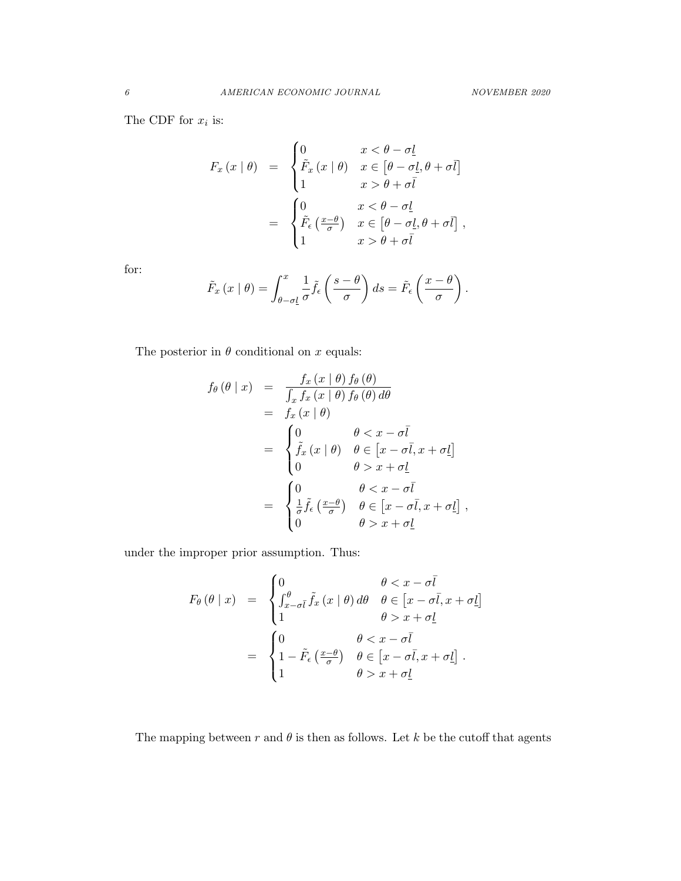The CDF for $x_i$ is:

$$
\begin{aligned}
F_x(x \mid \theta) &= \begin{cases} 0 & x < \theta - \sigma \underline{l} \\ \tilde{F}_x(x \mid \theta) & x \in \left[\theta - \sigma \underline{l}, \theta + \sigma \bar{l}\right] \\ 1 & x > \theta + \sigma \bar{l} \end{cases} \\
&= \begin{cases} 0 & x < \theta - \sigma \underline{l} \\ \tilde{F}_\epsilon\left(\frac{x-\theta}{\sigma}\right) & x \in \left[\theta - \sigma \underline{l}, \theta + \sigma \bar{l}\right] \\ 1 & x > \theta + \sigma \bar{l} \end{cases},
\end{aligned}
$$

for:

$$
\tilde{F}_x(x \mid \theta) = \int_{\theta - \sigma \underline{l}}^{x} \frac{1}{\sigma} \tilde{f}_\epsilon\left(\frac{s-\theta}{\sigma}\right) ds = \tilde{F}_\epsilon\left(\frac{x-\theta}{\sigma}\right).
$$

The posterior in $\theta$ conditional on $x$ equals:

$$
\begin{aligned}
f_\theta(\theta \mid x) &= \frac{f_x(x \mid \theta) f_\theta(\theta)}{\int_x f_x(x \mid \theta) f_\theta(\theta) d\theta} \\
&= f_x(x \mid \theta) \\
&= \begin{cases} 0 & \theta < x - \sigma \bar{l} \\ \tilde{f}_x(x \mid \theta) & \theta \in \left[x - \sigma \bar{l}, x + \sigma \underline{l}\right] \\ 0 & \theta > x + \sigma \underline{l} \end{cases} \\
&= \begin{cases} 0 & \theta < x - \sigma \bar{l} \\ \frac{1}{\sigma} \tilde{f}_\epsilon\left(\frac{x-\theta}{\sigma}\right) & \theta \in \left[x - \sigma \bar{l}, x + \sigma \underline{l}\right] \\ 0 & \theta > x + \sigma \underline{l} \end{cases},
\end{aligned}
$$

under the improper prior assumption. Thus:

$$
\begin{aligned}
F_\theta(\theta \mid x) &= \begin{cases} 0 & \theta < x - \sigma \bar{l} \\ \int_{x - \sigma \bar{l}}^{\theta} \tilde{f}_x(x \mid \theta) d\theta & \theta \in \left[x - \sigma \bar{l}, x + \sigma \underline{l}\right] \\ 1 & \theta > x + \sigma \underline{l} \end{cases} \\
&= \begin{cases} 0 & \theta < x - \sigma \bar{l} \\ 1 - \tilde{F}_\epsilon\left(\frac{x-\theta}{\sigma}\right) & \theta \in \left[x - \sigma \bar{l}, x + \sigma \underline{l}\right] \\ 1 & \theta > x + \sigma \underline{l} \end{cases}.
\end{aligned}
$$

The mapping between $r$ and $\theta$ is then as follows. Let $k$ be the cutoff that agents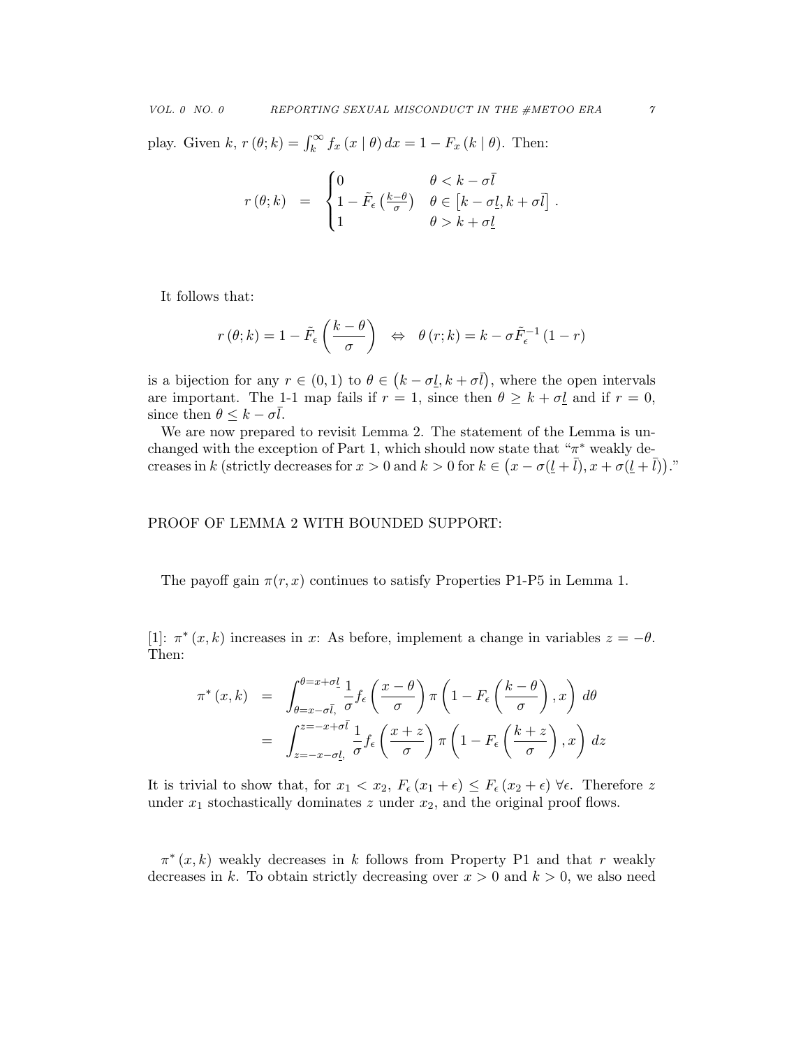play. Given $k$, $r(\theta;k) = \int_k^\infty f_x(x \mid \theta)\,dx = 1 - F_x(k \mid \theta)$. Then:

$$r(\theta;k) \quad = \quad \begin{cases} 0 & \theta < k - \sigma\bar{l} \\ 1 - \tilde{F}_\epsilon\left(\frac{k-\theta}{\sigma}\right) & \theta \in \left[k - \sigma\underline{l}, k + \sigma\bar{l}\right] \\ 1 & \theta > k + \sigma\underline{l} \end{cases}.$$

It follows that:

$$r(\theta;k) = 1 - \tilde{F}_\epsilon\left(\frac{k-\theta}{\sigma}\right) \quad \Leftrightarrow \quad \theta(r;k) = k - \sigma\tilde{F}_\epsilon^{-1}(1-r)$$

is a bijection for any $r \in (0,1)$ to $\theta \in \left(k - \sigma\underline{l}, k + \sigma\bar{l}\right)$, where the open intervals are important. The 1-1 map fails if $r = 1$, since then $\theta \geq k + \sigma\underline{l}$ and if $r = 0$, since then $\theta \leq k - \sigma\bar{l}$.

We are now prepared to revisit Lemma 2. The statement of the Lemma is unchanged with the exception of Part 1, which should now state that "$\pi^*$ weakly decreases in $k$ (strictly decreases for $x > 0$ and $k > 0$ for $k \in \left(x - \sigma(\underline{l} + \bar{l}), x + \sigma(\underline{l} + \bar{l})\right)$."

PROOF OF LEMMA 2 WITH BOUNDED SUPPORT:

The payoff gain $\pi(r,x)$ continues to satisfy Properties P1-P5 in Lemma 1.

[1]: $\pi^*(x,k)$ increases in $x$: As before, implement a change in variables $z = -\theta$. Then:

$$\begin{aligned} \pi^*(x,k) &= \int_{\theta=x-\sigma\bar{l},}^{\theta=x+\sigma\underline{l}} \frac{1}{\sigma} f_\epsilon\left(\frac{x-\theta}{\sigma}\right) \pi\left(1 - F_\epsilon\left(\frac{k-\theta}{\sigma}\right), x\right) \,d\theta \\ &= \int_{z=-x-\sigma\underline{l},}^{z=-x+\sigma\bar{l}} \frac{1}{\sigma} f_\epsilon\left(\frac{x+z}{\sigma}\right) \pi\left(1 - F_\epsilon\left(\frac{k+z}{\sigma}\right), x\right) \,dz \end{aligned}$$

It is trivial to show that, for $x_1 < x_2$, $F_\epsilon(x_1 + \epsilon) \leq F_\epsilon(x_2 + \epsilon)\ \forall \epsilon$. Therefore $z$ under $x_1$ stochastically dominates $z$ under $x_2$, and the original proof flows.

$\pi^*(x,k)$ weakly decreases in $k$ follows from Property P1 and that $r$ weakly decreases in $k$. To obtain strictly decreasing over $x > 0$ and $k > 0$, we also need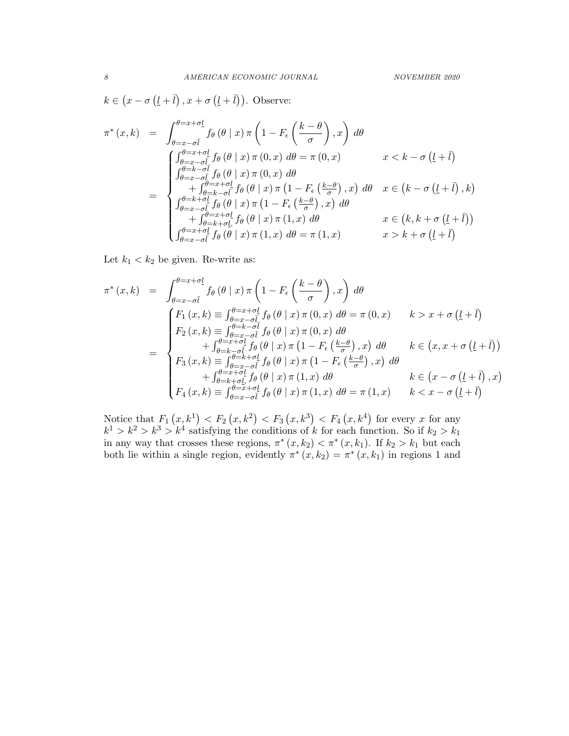$k \in \left(x - \sigma\left(\underline{l} + \bar{l}\right), x + \sigma\left(\underline{l} + \bar{l}\right)\right)$. Observe:

$$
\begin{aligned}
\pi^*(x,k) &= \int_{\theta = x - \sigma \bar{l}}^{\theta = x + \sigma \underline{l}} f_\theta(\theta \mid x)\, \pi\left(1 - F_\epsilon\left(\frac{k - \theta}{\sigma}\right), x\right) d\theta \\
&= \begin{cases}
\int_{\theta = x - \sigma \bar{l}}^{\theta = x + \sigma \underline{l}} f_\theta(\theta \mid x)\, \pi(0, x)\, d\theta = \pi(0, x) & x < k - \sigma\left(\underline{l} + \bar{l}\right) \\
\int_{\theta = x - \sigma \bar{l}}^{\theta = k - \sigma \bar{l}} f_\theta(\theta \mid x)\, \pi(0, x)\, d\theta & \\
\quad + \int_{\theta = k - \sigma \bar{l}}^{\theta = x + \sigma \underline{l}} f_\theta(\theta \mid x)\, \pi\left(1 - F_\epsilon\left(\frac{k - \theta}{\sigma}\right), x\right) d\theta & x \in \left(k - \sigma\left(\underline{l} + \bar{l}\right), k\right) \\
\int_{\theta = x - \sigma \bar{l}}^{\theta = k + \sigma \underline{l}} f_\theta(\theta \mid x)\, \pi\left(1 - F_\epsilon\left(\frac{k - \theta}{\sigma}\right), x\right) d\theta & \\
\quad + \int_{\theta = k + \sigma \underline{l}}^{\theta = x + \sigma \underline{l}} f_\theta(\theta \mid x)\, \pi(1, x)\, d\theta & x \in \left(k, k + \sigma\left(\underline{l} + \bar{l}\right)\right) \\
\int_{\theta = x - \sigma \bar{l}}^{\theta = x + \sigma \underline{l}} f_\theta(\theta \mid x)\, \pi(1, x)\, d\theta = \pi(1, x) & x > k + \sigma\left(\underline{l} + \bar{l}\right)
\end{cases}
\end{aligned}
$$

Let $k_1 < k_2$ be given. Re-write as:

$$
\begin{aligned}
\pi^*(x,k) &= \int_{\theta = x - \sigma \bar{l}}^{\theta = x + \sigma \underline{l}} f_\theta(\theta \mid x)\, \pi\left(1 - F_\epsilon\left(\frac{k - \theta}{\sigma}\right), x\right) d\theta \\
&= \begin{cases}
F_1(x,k) \equiv \int_{\theta = x - \sigma \bar{l}}^{\theta = x + \sigma \underline{l}} f_\theta(\theta \mid x)\, \pi(0, x)\, d\theta = \pi(0, x) & k > x + \sigma\left(\underline{l} + \bar{l}\right) \\
F_2(x,k) \equiv \int_{\theta = x - \sigma \bar{l}}^{\theta = k - \sigma \bar{l}} f_\theta(\theta \mid x)\, \pi(0, x)\, d\theta & \\
\qquad + \int_{\theta = k - \sigma \bar{l}}^{\theta = x + \sigma \underline{l}} f_\theta(\theta \mid x)\, \pi\left(1 - F_\epsilon\left(\frac{k - \theta}{\sigma}\right), x\right) d\theta & k \in \left(x, x + \sigma\left(\underline{l} + \bar{l}\right)\right) \\
F_3(x,k) \equiv \int_{\theta = x - \sigma \bar{l}}^{\theta = k + \sigma \underline{l}} f_\theta(\theta \mid x)\, \pi\left(1 - F_\epsilon\left(\frac{k - \theta}{\sigma}\right), x\right) d\theta & \\
\qquad + \int_{\theta = k + \sigma \underline{l}}^{\theta = x + \sigma \underline{l}} f_\theta(\theta \mid x)\, \pi(1, x)\, d\theta & k \in \left(x - \sigma\left(\underline{l} + \bar{l}\right), x\right) \\
F_4(x,k) \equiv \int_{\theta = x - \sigma \bar{l}}^{\theta = x + \sigma \underline{l}} f_\theta(\theta \mid x)\, \pi(1, x)\, d\theta = \pi(1, x) & k < x - \sigma\left(\underline{l} + \bar{l}\right)
\end{cases}
\end{aligned}
$$

Notice that $F_1\left(x, k^1\right) < F_2\left(x, k^2\right) < F_3\left(x, k^3\right) < F_4\left(x, k^4\right)$ for every $x$ for any $k^1 > k^2 > k^3 > k^4$ satisfying the conditions of $k$ for each function. So if $k_2 > k_1$ in any way that crosses these regions, $\pi^*(x, k_2) < \pi^*(x, k_1)$. If $k_2 > k_1$ but each both lie within a single region, evidently $\pi^*(x, k_2) = \pi^*(x, k_1)$ in regions 1 and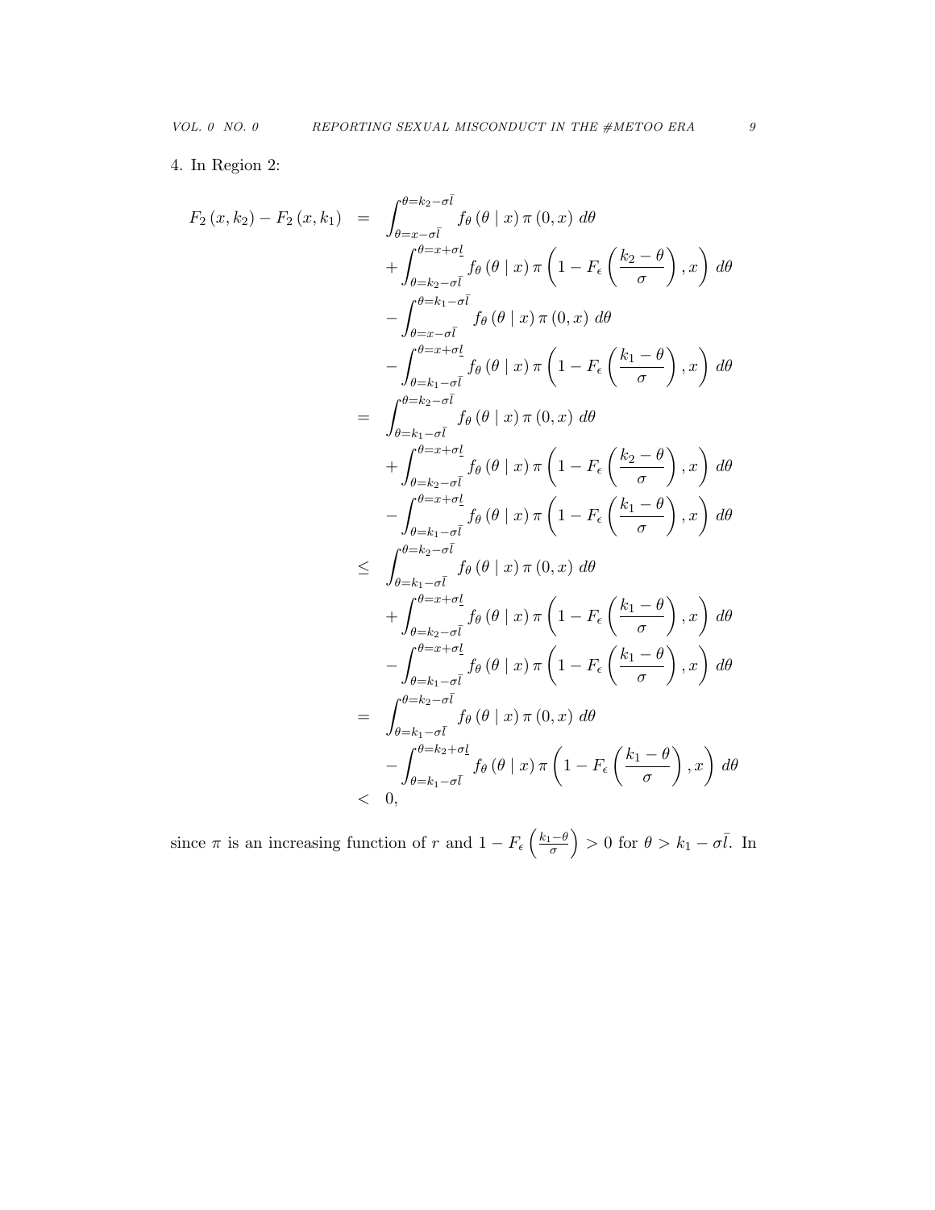4. In Region 2:

$$
\begin{aligned}
F_2(x,k_2) - F_2(x,k_1) &= \int_{\theta=x-\sigma\bar{l}}^{\theta=k_2-\sigma\bar{l}} f_\theta(\theta \mid x)\,\pi(0,x)\,d\theta \\
&\quad + \int_{\theta=k_2-\sigma\bar{l}}^{\theta=x+\sigma\underline{l}} f_\theta(\theta \mid x)\,\pi\left(1 - F_\epsilon\left(\frac{k_2-\theta}{\sigma}\right), x\right)\,d\theta \\
&\quad - \int_{\theta=x-\sigma\bar{l}}^{\theta=k_1-\sigma\bar{l}} f_\theta(\theta \mid x)\,\pi(0,x)\,d\theta \\
&\quad - \int_{\theta=k_1-\sigma\bar{l}}^{\theta=x+\sigma\underline{l}} f_\theta(\theta \mid x)\,\pi\left(1 - F_\epsilon\left(\frac{k_1-\theta}{\sigma}\right), x\right)\,d\theta \\
&= \int_{\theta=k_1-\sigma\bar{l}}^{\theta=k_2-\sigma\bar{l}} f_\theta(\theta \mid x)\,\pi(0,x)\,d\theta \\
&\quad + \int_{\theta=k_2-\sigma\bar{l}}^{\theta=x+\sigma\underline{l}} f_\theta(\theta \mid x)\,\pi\left(1 - F_\epsilon\left(\frac{k_2-\theta}{\sigma}\right), x\right)\,d\theta \\
&\quad - \int_{\theta=k_1-\sigma\bar{l}}^{\theta=x+\sigma\underline{l}} f_\theta(\theta \mid x)\,\pi\left(1 - F_\epsilon\left(\frac{k_1-\theta}{\sigma}\right), x\right)\,d\theta \\
&\leq \int_{\theta=k_1-\sigma\bar{l}}^{\theta=k_2-\sigma\bar{l}} f_\theta(\theta \mid x)\,\pi(0,x)\,d\theta \\
&\quad + \int_{\theta=k_2-\sigma\bar{l}}^{\theta=x+\sigma\underline{l}} f_\theta(\theta \mid x)\,\pi\left(1 - F_\epsilon\left(\frac{k_1-\theta}{\sigma}\right), x\right)\,d\theta \\
&\quad - \int_{\theta=k_1-\sigma\bar{l}}^{\theta=x+\sigma\underline{l}} f_\theta(\theta \mid x)\,\pi\left(1 - F_\epsilon\left(\frac{k_1-\theta}{\sigma}\right), x\right)\,d\theta \\
&= \int_{\theta=k_1-\sigma\bar{l}}^{\theta=k_2-\sigma\bar{l}} f_\theta(\theta \mid x)\,\pi(0,x)\,d\theta \\
&\quad - \int_{\theta=k_1-\sigma\bar{l}}^{\theta=k_2+\sigma\underline{l}} f_\theta(\theta \mid x)\,\pi\left(1 - F_\epsilon\left(\frac{k_1-\theta}{\sigma}\right), x\right)\,d\theta \\
&< 0,
\end{aligned}
$$

since $\pi$ is an increasing function of $r$ and $1 - F_\epsilon\left(\frac{k_1-\theta}{\sigma}\right) > 0$ for $\theta > k_1 - \sigma\bar{l}$. In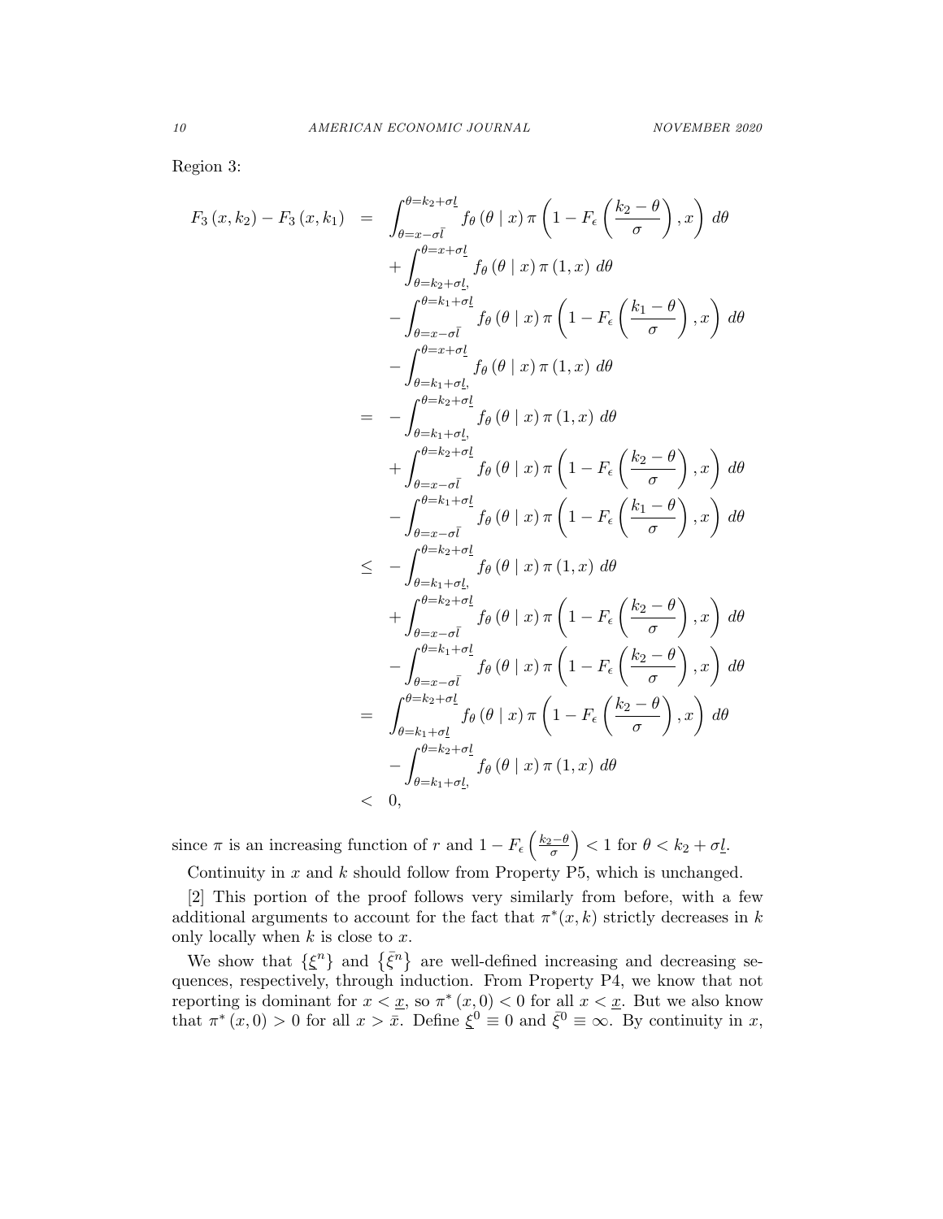Region 3:

$$
\begin{aligned}
F_3(x, k_2) - F_3(x, k_1) &= \int_{\theta=x-\sigma\bar{l}}^{\theta=k_2+\sigma\underline{l}} f_\theta(\theta \mid x)\, \pi\left(1 - F_\epsilon\left(\frac{k_2-\theta}{\sigma}\right), x\right) d\theta \\
&\quad + \int_{\theta=k_2+\sigma\underline{l},}^{\theta=x+\sigma\underline{l}} f_\theta(\theta \mid x)\, \pi(1, x)\, d\theta \\
&\quad - \int_{\theta=x-\sigma\bar{l}}^{\theta=k_1+\sigma\underline{l}} f_\theta(\theta \mid x)\, \pi\left(1 - F_\epsilon\left(\frac{k_1-\theta}{\sigma}\right), x\right) d\theta \\
&\quad - \int_{\theta=k_1+\sigma\underline{l},}^{\theta=x+\sigma\underline{l}} f_\theta(\theta \mid x)\, \pi(1, x)\, d\theta \\
&= -\int_{\theta=k_1+\sigma\underline{l},}^{\theta=k_2+\sigma\underline{l}} f_\theta(\theta \mid x)\, \pi(1, x)\, d\theta \\
&\quad + \int_{\theta=x-\sigma\bar{l}}^{\theta=k_2+\sigma\underline{l}} f_\theta(\theta \mid x)\, \pi\left(1 - F_\epsilon\left(\frac{k_2-\theta}{\sigma}\right), x\right) d\theta \\
&\quad - \int_{\theta=x-\sigma\bar{l}}^{\theta=k_1+\sigma\underline{l}} f_\theta(\theta \mid x)\, \pi\left(1 - F_\epsilon\left(\frac{k_1-\theta}{\sigma}\right), x\right) d\theta \\
&\leq -\int_{\theta=k_1+\sigma\underline{l},}^{\theta=k_2+\sigma\underline{l}} f_\theta(\theta \mid x)\, \pi(1, x)\, d\theta \\
&\quad + \int_{\theta=x-\sigma\bar{l}}^{\theta=k_2+\sigma\underline{l}} f_\theta(\theta \mid x)\, \pi\left(1 - F_\epsilon\left(\frac{k_2-\theta}{\sigma}\right), x\right) d\theta \\
&\quad - \int_{\theta=x-\sigma\bar{l}}^{\theta=k_1+\sigma\underline{l}} f_\theta(\theta \mid x)\, \pi\left(1 - F_\epsilon\left(\frac{k_2-\theta}{\sigma}\right), x\right) d\theta \\
&= \int_{\theta=k_1+\sigma\underline{l}}^{\theta=k_2+\sigma\underline{l}} f_\theta(\theta \mid x)\, \pi\left(1 - F_\epsilon\left(\frac{k_2-\theta}{\sigma}\right), x\right) d\theta \\
&\quad - \int_{\theta=k_1+\sigma\underline{l},}^{\theta=k_2+\sigma\underline{l}} f_\theta(\theta \mid x)\, \pi(1, x)\, d\theta \\
&< 0,
\end{aligned}
$$

since $\pi$ is an increasing function of $r$ and $1 - F_\epsilon\left(\frac{k_2-\theta}{\sigma}\right) < 1$ for $\theta < k_2 + \sigma\underline{l}$.

Continuity in $x$ and $k$ should follow from Property P5, which is unchanged.

[2] This portion of the proof follows very similarly from before, with a few additional arguments to account for the fact that $\pi^*(x,k)$ strictly decreases in $k$ only locally when $k$ is close to $x$.

We show that $\{\underline{\xi}^n\}$ and $\{\bar{\xi}^n\}$ are well-defined increasing and decreasing sequences, respectively, through induction. From Property P4, we know that not reporting is dominant for $x < \underline{x}$, so $\pi^*(x, 0) < 0$ for all $x < \underline{x}$. But we also know that $\pi^*(x, 0) > 0$ for all $x > \bar{x}$. Define $\underline{\xi}^0 \equiv 0$ and $\bar{\xi}^0 \equiv \infty$. By continuity in $x$,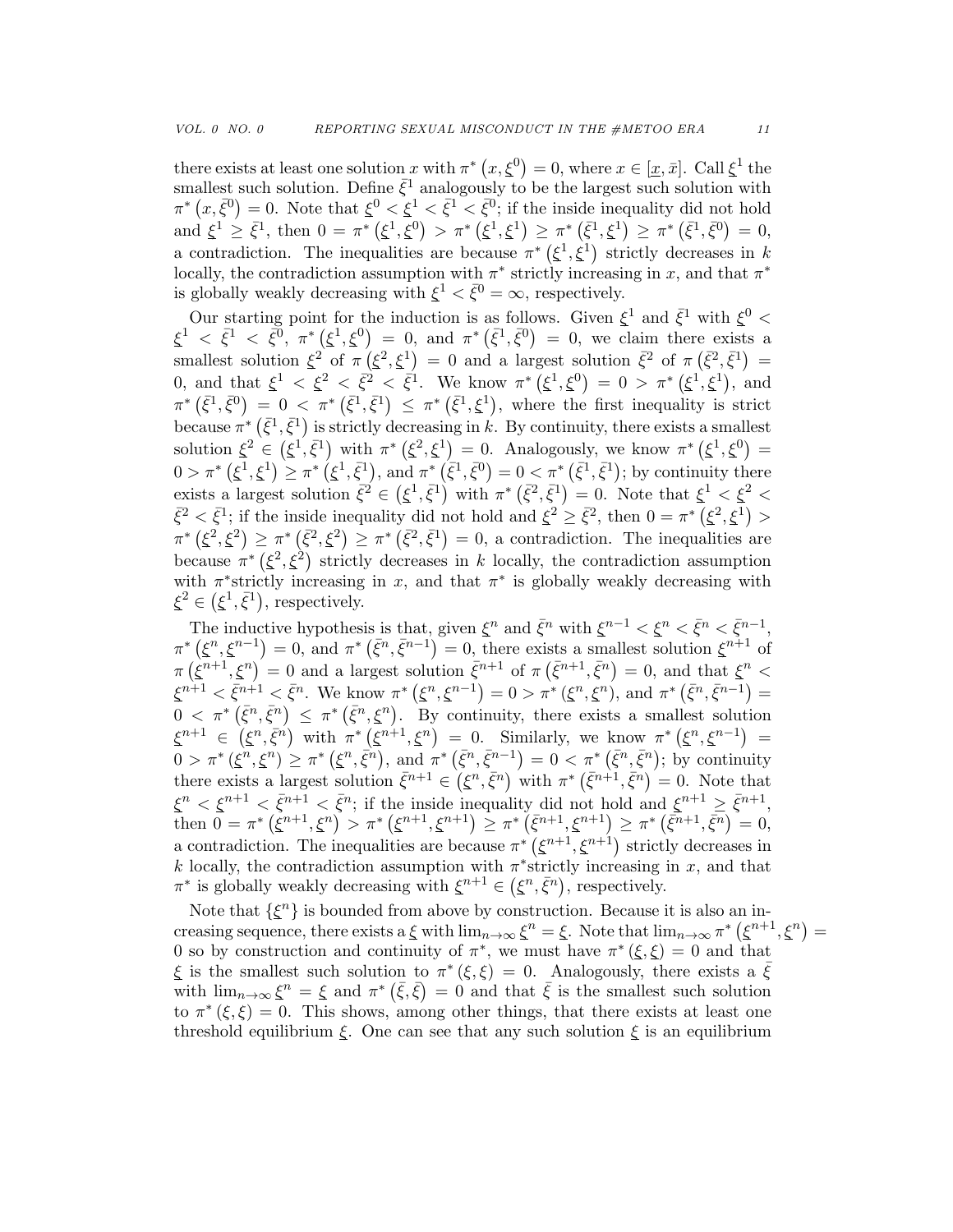there exists at least one solution $x$ with $\pi^*\left(x, \underline{\xi}^0\right) = 0$, where $x \in [\underline{x}, \bar{x}]$. Call $\underline{\xi}^1$ the smallest such solution. Define $\bar{\xi}^1$ analogously to be the largest such solution with $\pi^*\left(x, \bar{\xi}^0\right) = 0$. Note that $\underline{\xi}^0 < \underline{\xi}^1 < \bar{\xi}^1 < \bar{\xi}^0$; if the inside inequality did not hold and $\underline{\xi}^1 \geq \bar{\xi}^1$, then $0 = \pi^*\left(\underline{\xi}^1, \underline{\xi}^0\right) > \pi^*\left(\underline{\xi}^1, \underline{\xi}^1\right) \geq \pi^*\left(\bar{\xi}^1, \underline{\xi}^1\right) \geq \pi^*\left(\bar{\xi}^1, \bar{\xi}^0\right) = 0$, a contradiction. The inequalities are because $\pi^*\left(\underline{\xi}^1, \underline{\xi}^1\right)$ strictly decreases in $k$ locally, the contradiction assumption with $\pi^*$ strictly increasing in $x$, and that $\pi^*$ is globally weakly decreasing with $\underline{\xi}^1 < \bar{\xi}^0 = \infty$, respectively.

Our starting point for the induction is as follows. Given $\underline{\xi}^1$ and $\bar{\xi}^1$ with $\underline{\xi}^0 < \underline{\xi}^1 < \bar{\xi}^1 < \bar{\xi}^0$, $\pi^*\left(\underline{\xi}^1, \underline{\xi}^0\right) = 0$, and $\pi^*\left(\bar{\xi}^1, \bar{\xi}^0\right) = 0$, we claim there exists a smallest solution $\underline{\xi}^2$ of $\pi\left(\underline{\xi}^2, \underline{\xi}^1\right) = 0$ and a largest solution $\bar{\xi}^2$ of $\pi\left(\bar{\xi}^2, \bar{\xi}^1\right) = 0$, and that $\underline{\xi}^1 < \underline{\xi}^2 < \bar{\xi}^2 < \bar{\xi}^1$. We know $\pi^*\left(\underline{\xi}^1, \underline{\xi}^0\right) = 0 > \pi^*\left(\underline{\xi}^1, \underline{\xi}^1\right)$, and $\pi^*\left(\bar{\xi}^1, \bar{\xi}^0\right) = 0 < \pi^*\left(\bar{\xi}^1, \bar{\xi}^1\right) \leq \pi^*\left(\bar{\xi}^1, \underline{\xi}^1\right)$, where the first inequality is strict because $\pi^*\left(\bar{\xi}^1, \bar{\xi}^1\right)$ is strictly decreasing in $k$. By continuity, there exists a smallest solution $\underline{\xi}^2 \in \left(\underline{\xi}^1, \bar{\xi}^1\right)$ with $\pi^*\left(\underline{\xi}^2, \underline{\xi}^1\right) = 0$. Analogously, we know $\pi^*\left(\underline{\xi}^1, \underline{\xi}^0\right) = 0 > \pi^*\left(\underline{\xi}^1, \underline{\xi}^1\right) \geq \pi^*\left(\underline{\xi}^1, \bar{\xi}^1\right)$, and $\pi^*\left(\bar{\xi}^1, \bar{\xi}^0\right) = 0 < \pi^*\left(\bar{\xi}^1, \bar{\xi}^1\right)$; by continuity there exists a largest solution $\bar{\xi}^2 \in \left(\underline{\xi}^1, \bar{\xi}^1\right)$ with $\pi^*\left(\bar{\xi}^2, \bar{\xi}^1\right) = 0$. Note that $\underline{\xi}^1 < \underline{\xi}^2 < \bar{\xi}^2 < \bar{\xi}^1$; if the inside inequality did not hold and $\underline{\xi}^2 \geq \bar{\xi}^2$, then $0 = \pi^*\left(\underline{\xi}^2, \underline{\xi}^1\right) > \pi^*\left(\underline{\xi}^2, \underline{\xi}^2\right) \geq \pi^*\left(\bar{\xi}^2, \underline{\xi}^2\right) \geq \pi^*\left(\bar{\xi}^2, \bar{\xi}^1\right) = 0$, a contradiction. The inequalities are because $\pi^*\left(\underline{\xi}^2, \underline{\xi}^2\right)$ strictly decreases in $k$ locally, the contradiction assumption with $\pi^*$strictly increasing in $x$, and that $\pi^*$ is globally weakly decreasing with $\underline{\xi}^2 \in \left(\underline{\xi}^1, \bar{\xi}^1\right)$, respectively.

The inductive hypothesis is that, given $\underline{\xi}^n$ and $\bar{\xi}^n$ with $\underline{\xi}^{n-1} < \underline{\xi}^n < \bar{\xi}^n < \bar{\xi}^{n-1}$, $\pi^*\left(\underline{\xi}^n, \underline{\xi}^{n-1}\right) = 0$, and $\pi^*\left(\bar{\xi}^n, \bar{\xi}^{n-1}\right) = 0$, there exists a smallest solution $\underline{\xi}^{n+1}$ of $\pi\left(\underline{\xi}^{n+1}, \underline{\xi}^n\right) = 0$ and a largest solution $\bar{\xi}^{n+1}$ of $\pi\left(\bar{\xi}^{n+1}, \bar{\xi}^n\right) = 0$, and that $\underline{\xi}^n < \underline{\xi}^{n+1} < \bar{\xi}^{n+1} < \bar{\xi}^n$. We know $\pi^*\left(\underline{\xi}^n, \underline{\xi}^{n-1}\right) = 0 > \pi^*\left(\underline{\xi}^n, \underline{\xi}^n\right)$, and $\pi^*\left(\bar{\xi}^n, \bar{\xi}^{n-1}\right) = 0 < \pi^*\left(\bar{\xi}^n, \bar{\xi}^n\right) \leq \pi^*\left(\bar{\xi}^n, \underline{\xi}^n\right)$. By continuity, there exists a smallest solution $\underline{\xi}^{n+1} \in \left(\underline{\xi}^n, \bar{\xi}^n\right)$ with $\pi^*\left(\underline{\xi}^{n+1}, \underline{\xi}^n\right) = 0$. Similarly, we know $\pi^*\left(\underline{\xi}^n, \underline{\xi}^{n-1}\right) = 0 > \pi^*\left(\underline{\xi}^n, \underline{\xi}^n\right) \geq \pi^*\left(\underline{\xi}^n, \bar{\xi}^n\right)$, and $\pi^*\left(\bar{\xi}^n, \bar{\xi}^{n-1}\right) = 0 < \pi^*\left(\bar{\xi}^n, \bar{\xi}^n\right)$; by continuity there exists a largest solution $\bar{\xi}^{n+1} \in \left(\underline{\xi}^n, \bar{\xi}^n\right)$ with $\pi^*\left(\bar{\xi}^{n+1}, \bar{\xi}^n\right) = 0$. Note that $\underline{\xi}^n < \underline{\xi}^{n+1} < \bar{\xi}^{n+1} < \bar{\xi}^n$; if the inside inequality did not hold and $\underline{\xi}^{n+1} \geq \bar{\xi}^{n+1}$, then $0 = \pi^*\left(\underline{\xi}^{n+1}, \underline{\xi}^n\right) > \pi^*\left(\underline{\xi}^{n+1}, \underline{\xi}^{n+1}\right) \geq \pi^*\left(\bar{\xi}^{n+1}, \underline{\xi}^{n+1}\right) \geq \pi^*\left(\bar{\xi}^{n+1}, \bar{\xi}^n\right) = 0$, a contradiction. The inequalities are because $\pi^*\left(\underline{\xi}^{n+1}, \underline{\xi}^{n+1}\right)$ strictly decreases in $k$ locally, the contradiction assumption with $\pi^*$strictly increasing in $x$, and that $\pi^*$ is globally weakly decreasing with $\underline{\xi}^{n+1} \in \left(\underline{\xi}^n, \bar{\xi}^n\right)$, respectively.

Note that $\{\underline{\xi}^n\}$ is bounded from above by construction. Because it is also an increasing sequence, there exists a $\underline{\xi}$ with $\lim_{n\to\infty} \underline{\xi}^n = \underline{\xi}$. Note that $\lim_{n\to\infty} \pi^*\left(\underline{\xi}^{n+1}, \underline{\xi}^n\right) = 0$ so by construction and continuity of $\pi^*$, we must have $\pi^*\left(\underline{\xi}, \underline{\xi}\right) = 0$ and that $\underline{\xi}$ is the smallest such solution to $\pi^*\left(\xi, \xi\right) = 0$. Analogously, there exists a $\bar{\xi}$ with $\lim_{n\to\infty} \underline{\xi}^n = \underline{\xi}$ and $\pi^*\left(\bar{\xi}, \bar{\xi}\right) = 0$ and that $\bar{\xi}$ is the smallest such solution to $\pi^*\left(\xi, \xi\right) = 0$. This shows, among other things, that there exists at least one threshold equilibrium $\underline{\xi}$. One can see that any such solution $\underline{\xi}$ is an equilibrium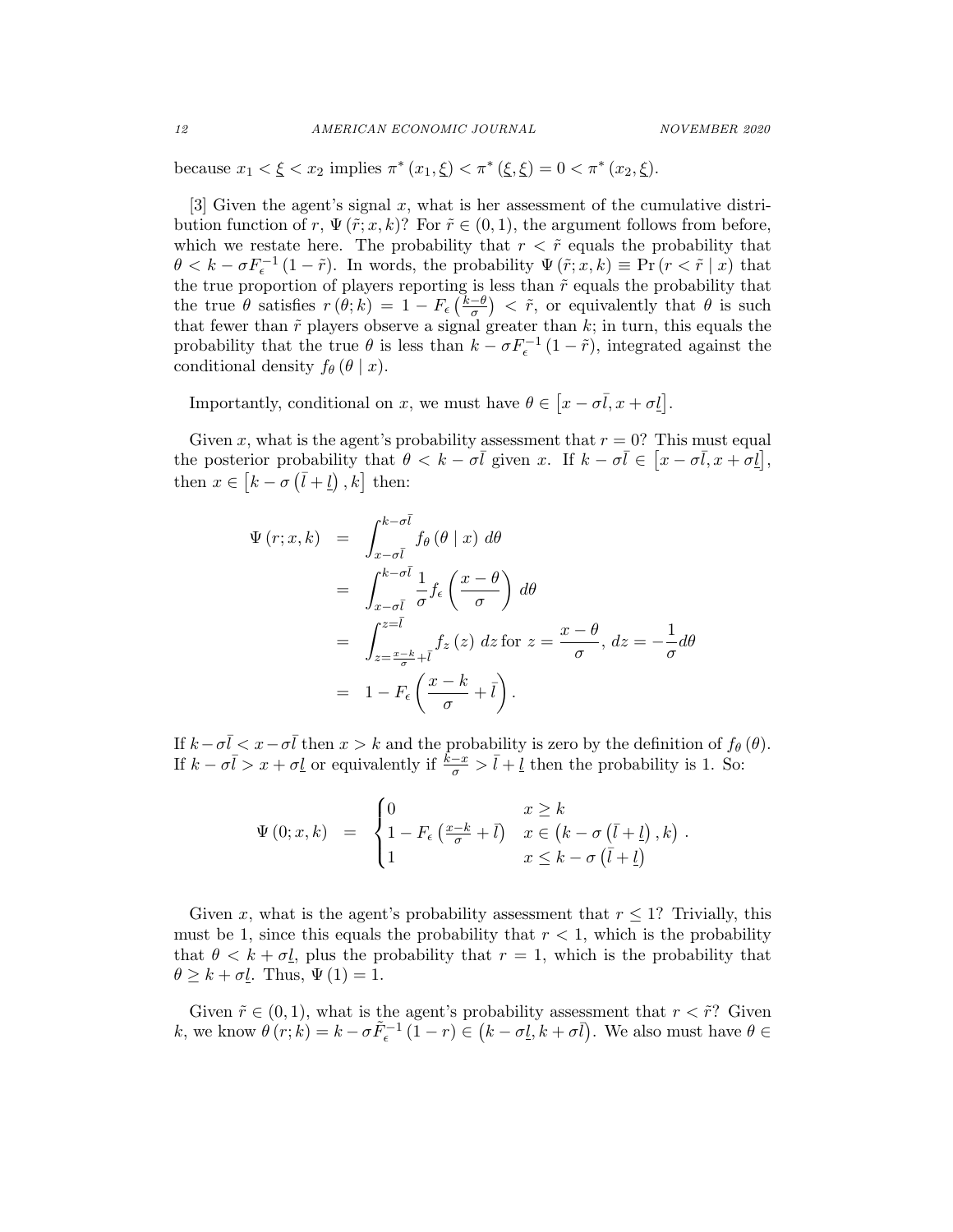because $x_1 < \underline{\xi} < x_2$ implies $\pi^*(x_1, \underline{\xi}) < \pi^*(\underline{\xi}, \underline{\xi}) = 0 < \pi^*(x_2, \underline{\xi})$.

[3] Given the agent's signal $x$, what is her assessment of the cumulative distribution function of $r$, $\Psi(\tilde{r}; x, k)$? For $\tilde{r} \in (0, 1)$, the argument follows from before, which we restate here. The probability that $r < \tilde{r}$ equals the probability that $\theta < k - \sigma F_\epsilon^{-1}(1 - \tilde{r})$. In words, the probability $\Psi(\tilde{r}; x, k) \equiv \Pr(r < \tilde{r} \mid x)$ that the true proportion of players reporting is less than $\tilde{r}$ equals the probability that the true $\theta$ satisfies $r(\theta; k) = 1 - F_\epsilon\left(\frac{k-\theta}{\sigma}\right) < \tilde{r}$, or equivalently that $\theta$ is such that fewer than $\tilde{r}$ players observe a signal greater than $k$; in turn, this equals the probability that the true $\theta$ is less than $k - \sigma F_\epsilon^{-1}(1 - \tilde{r})$, integrated against the conditional density $f_\theta(\theta \mid x)$.

Importantly, conditional on $x$, we must have $\theta \in \left[x - \sigma \bar{l}, x + \sigma \underline{l}\right]$.

Given $x$, what is the agent's probability assessment that $r = 0$? This must equal the posterior probability that $\theta < k - \sigma \bar{l}$ given $x$. If $k - \sigma \bar{l} \in \left[x - \sigma \bar{l}, x + \sigma \underline{l}\right]$, then $x \in \left[k - \sigma\left(\bar{l} + \underline{l}\right), k\right]$ then:

$$
\begin{aligned}
\Psi(r; x, k) &= \int_{x-\sigma\bar{l}}^{k-\sigma\bar{l}} f_\theta(\theta \mid x)\, d\theta \\
&= \int_{x-\sigma\bar{l}}^{k-\sigma\bar{l}} \frac{1}{\sigma} f_\epsilon\left(\frac{x-\theta}{\sigma}\right) d\theta \\
&= \int_{z=\frac{x-k}{\sigma}+\bar{l}}^{z=\bar{l}} f_z(z)\, dz \text{ for } z = \frac{x-\theta}{\sigma},\ dz = -\frac{1}{\sigma} d\theta \\
&= 1 - F_\epsilon\left(\frac{x-k}{\sigma} + \bar{l}\right).
\end{aligned}
$$

If $k - \sigma\bar{l} < x - \sigma\bar{l}$ then $x > k$ and the probability is zero by the definition of $f_\theta(\theta)$. If $k - \sigma\bar{l} > x + \sigma\underline{l}$ or equivalently if $\frac{k-x}{\sigma} > \bar{l} + \underline{l}$ then the probability is 1. So:

$$
\Psi(0; x, k) = \begin{cases} 0 & x \geq k \\ 1 - F_\epsilon\left(\frac{x-k}{\sigma} + \bar{l}\right) & x \in \left(k - \sigma\left(\bar{l} + \underline{l}\right), k\right) \\ 1 & x \leq k - \sigma\left(\bar{l} + \underline{l}\right) \end{cases}.
$$

Given $x$, what is the agent's probability assessment that $r \leq 1$? Trivially, this must be 1, since this equals the probability that $r < 1$, which is the probability that $\theta < k + \sigma\underline{l}$, plus the probability that $r = 1$, which is the probability that $\theta \geq k + \sigma\underline{l}$. Thus, $\Psi(1) = 1$.

Given $\tilde{r} \in (0, 1)$, what is the agent's probability assessment that $r < \tilde{r}$? Given $k$, we know $\theta(r; k) = k - \sigma \tilde{F}_\epsilon^{-1}(1 - r) \in \left(k - \sigma\underline{l}, k + \sigma\bar{l}\right)$. We also must have $\theta \in$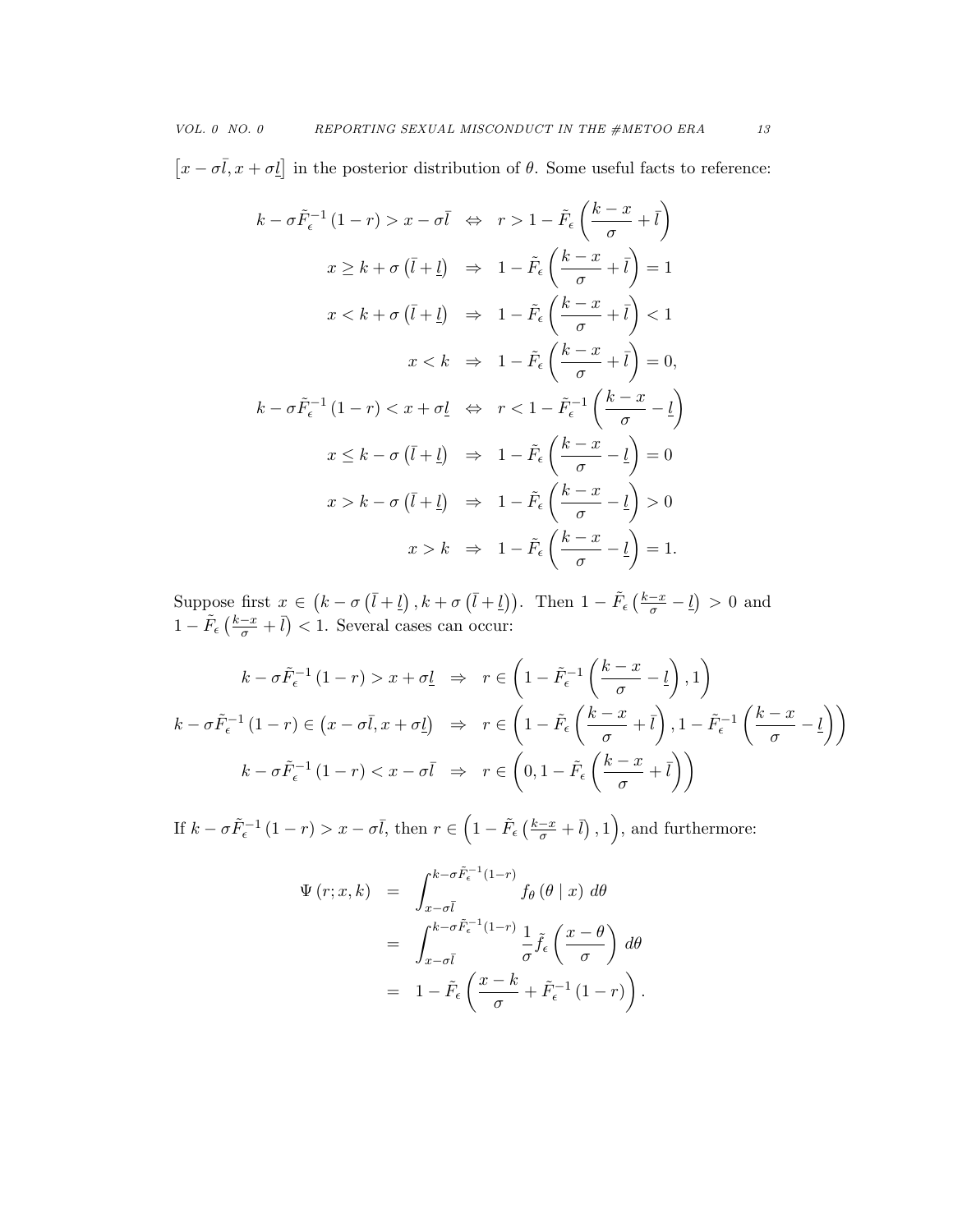$\left[x - \sigma\bar{l}, x + \sigma\underline{l}\right]$ in the posterior distribution of $\theta$. Some useful facts to reference:

$$
\begin{aligned}
k - \sigma\tilde{F}_{\epsilon}^{-1}\left(1-r\right) > x - \sigma\bar{l} \quad &\Leftrightarrow \quad r > 1 - \tilde{F}_{\epsilon}\left(\frac{k-x}{\sigma} + \bar{l}\right) \\
x \geq k + \sigma\left(\bar{l} + \underline{l}\right) \quad &\Rightarrow \quad 1 - \tilde{F}_{\epsilon}\left(\frac{k-x}{\sigma} + \bar{l}\right) = 1 \\
x < k + \sigma\left(\bar{l} + \underline{l}\right) \quad &\Rightarrow \quad 1 - \tilde{F}_{\epsilon}\left(\frac{k-x}{\sigma} + \bar{l}\right) < 1 \\
x < k \quad &\Rightarrow \quad 1 - \tilde{F}_{\epsilon}\left(\frac{k-x}{\sigma} + \bar{l}\right) = 0, \\
k - \sigma\tilde{F}_{\epsilon}^{-1}\left(1-r\right) < x + \sigma\underline{l} \quad &\Leftrightarrow \quad r < 1 - \tilde{F}_{\epsilon}^{-1}\left(\frac{k-x}{\sigma} - \underline{l}\right) \\
x \leq k - \sigma\left(\bar{l} + \underline{l}\right) \quad &\Rightarrow \quad 1 - \tilde{F}_{\epsilon}\left(\frac{k-x}{\sigma} - \underline{l}\right) = 0 \\
x > k - \sigma\left(\bar{l} + \underline{l}\right) \quad &\Rightarrow \quad 1 - \tilde{F}_{\epsilon}\left(\frac{k-x}{\sigma} - \underline{l}\right) > 0 \\
x > k \quad &\Rightarrow \quad 1 - \tilde{F}_{\epsilon}\left(\frac{k-x}{\sigma} - \underline{l}\right) = 1.
\end{aligned}
$$

Suppose first $x \in \left(k - \sigma\left(\bar{l} + \underline{l}\right), k + \sigma\left(\bar{l} + \underline{l}\right)\right)$. Then $1 - \tilde{F}_{\epsilon}\left(\frac{k-x}{\sigma} - \underline{l}\right) > 0$ and $1 - \tilde{F}_{\epsilon}\left(\frac{k-x}{\sigma} + \bar{l}\right) < 1$. Several cases can occur:

$$
\begin{aligned}
k - \sigma\tilde{F}_{\epsilon}^{-1}\left(1-r\right) > x + \sigma\underline{l} \quad &\Rightarrow \quad r \in \left(1 - \tilde{F}_{\epsilon}^{-1}\left(\frac{k-x}{\sigma} - \underline{l}\right), 1\right) \\
k - \sigma\tilde{F}_{\epsilon}^{-1}\left(1-r\right) \in \left(x - \sigma\bar{l}, x + \sigma\underline{l}\right) \quad &\Rightarrow \quad r \in \left(1 - \tilde{F}_{\epsilon}\left(\frac{k-x}{\sigma} + \bar{l}\right), 1 - \tilde{F}_{\epsilon}^{-1}\left(\frac{k-x}{\sigma} - \underline{l}\right)\right) \\
k - \sigma\tilde{F}_{\epsilon}^{-1}\left(1-r\right) < x - \sigma\bar{l} \quad &\Rightarrow \quad r \in \left(0, 1 - \tilde{F}_{\epsilon}\left(\frac{k-x}{\sigma} + \bar{l}\right)\right)
\end{aligned}
$$

If $k - \sigma\tilde{F}_{\epsilon}^{-1}\left(1-r\right) > x - \sigma\bar{l}$, then $r \in \left(1 - \tilde{F}_{\epsilon}\left(\frac{k-x}{\sigma} + \bar{l}\right), 1\right)$, and furthermore:

$$
\begin{aligned}
\Psi\left(r; x, k\right) &= \int_{x-\sigma\bar{l}}^{k-\sigma\tilde{F}_{\epsilon}^{-1}(1-r)} f_{\theta}\left(\theta \mid x\right)\, d\theta \\
&= \int_{x-\sigma\bar{l}}^{k-\sigma\tilde{F}_{\epsilon}^{-1}(1-r)} \frac{1}{\sigma}\tilde{f}_{\epsilon}\left(\frac{x-\theta}{\sigma}\right)\, d\theta \\
&= 1 - \tilde{F}_{\epsilon}\left(\frac{x-k}{\sigma} + \tilde{F}_{\epsilon}^{-1}\left(1-r\right)\right).
\end{aligned}
$$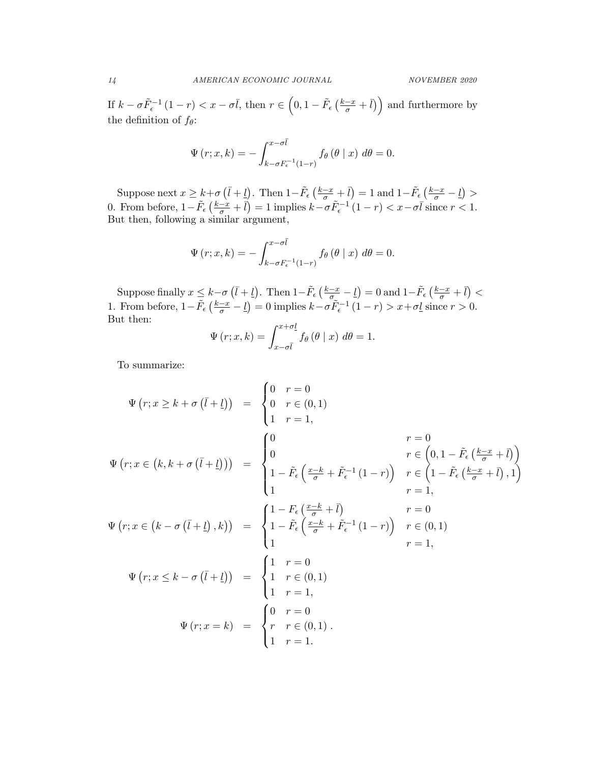If $k - \sigma \tilde{F}_\epsilon^{-1}(1-r) < x - \sigma \bar{l}$, then $r \in \left(0, 1 - \tilde{F}_\epsilon\left(\frac{k-x}{\sigma} + \bar{l}\right)\right)$ and furthermore by the definition of $f_\theta$:

$$\Psi(r; x, k) = -\int_{k-\sigma F_\epsilon^{-1}(1-r)}^{x-\sigma\bar{l}} f_\theta(\theta \mid x)\, d\theta = 0.$$

Suppose next $x \geq k + \sigma\left(\bar{l} + \underline{l}\right)$. Then $1 - \tilde{F}_\epsilon\left(\frac{k-x}{\sigma} + \bar{l}\right) = 1$ and $1 - \tilde{F}_\epsilon\left(\frac{k-x}{\sigma} - \underline{l}\right) > 0$. From before, $1 - \tilde{F}_\epsilon\left(\frac{k-x}{\sigma} + \bar{l}\right) = 1$ implies $k - \sigma \tilde{F}_\epsilon^{-1}(1-r) < x - \sigma\bar{l}$ since $r < 1$. But then, following a similar argument,

$$\Psi(r; x, k) = -\int_{k-\sigma F_\epsilon^{-1}(1-r)}^{x-\sigma\bar{l}} f_\theta(\theta \mid x)\, d\theta = 0.$$

Suppose finally $x \leq k - \sigma\left(\bar{l} + \underline{l}\right)$. Then $1 - \tilde{F}_\epsilon\left(\frac{k-x}{\sigma} - \underline{l}\right) = 0$ and $1 - \tilde{F}_\epsilon\left(\frac{k-x}{\sigma} + \bar{l}\right) < 1$. From before, $1 - \tilde{F}_\epsilon\left(\frac{k-x}{\sigma} - \underline{l}\right) = 0$ implies $k - \sigma \tilde{F}_\epsilon^{-1}(1-r) > x + \sigma\underline{l}$ since $r > 0$. But then:

$$\Psi(r; x, k) = \int_{x-\sigma\bar{l}}^{x+\sigma\underline{l}} f_\theta(\theta \mid x)\, d\theta = 1.$$

To summarize:

$$\Psi\left(r; x \geq k + \sigma\left(\bar{l} + \underline{l}\right)\right) = \begin{cases} 0 & r = 0 \\ 0 & r \in (0,1) \\ 1 & r = 1, \end{cases}$$

$$\Psi\left(r; x \in \left(k, k + \sigma\left(\bar{l} + \underline{l}\right)\right)\right) = \begin{cases} 0 & r = 0 \\ 0 & r \in \left(0, 1 - \tilde{F}_\epsilon\left(\frac{k-x}{\sigma} + \bar{l}\right)\right) \\ 1 - \tilde{F}_\epsilon\left(\frac{x-k}{\sigma} + \tilde{F}_\epsilon^{-1}(1-r)\right) & r \in \left(1 - \tilde{F}_\epsilon\left(\frac{k-x}{\sigma} + \bar{l}\right), 1\right) \\ 1 & r = 1, \end{cases}$$

$$\Psi\left(r; x \in \left(k - \sigma\left(\bar{l} + \underline{l}\right), k\right)\right) = \begin{cases} 1 - F_\epsilon\left(\frac{x-k}{\sigma} + \bar{l}\right) & r = 0 \\ 1 - \tilde{F}_\epsilon\left(\frac{x-k}{\sigma} + \tilde{F}_\epsilon^{-1}(1-r)\right) & r \in (0,1) \\ 1 & r = 1, \end{cases}$$

$$\Psi\left(r; x \leq k - \sigma\left(\bar{l} + \underline{l}\right)\right) = \begin{cases} 1 & r = 0 \\ 1 & r \in (0,1) \\ 1 & r = 1, \end{cases}$$

$$\Psi(r; x = k) = \begin{cases} 0 & r = 0 \\ r & r \in (0,1) \\ 1 & r = 1. \end{cases}$$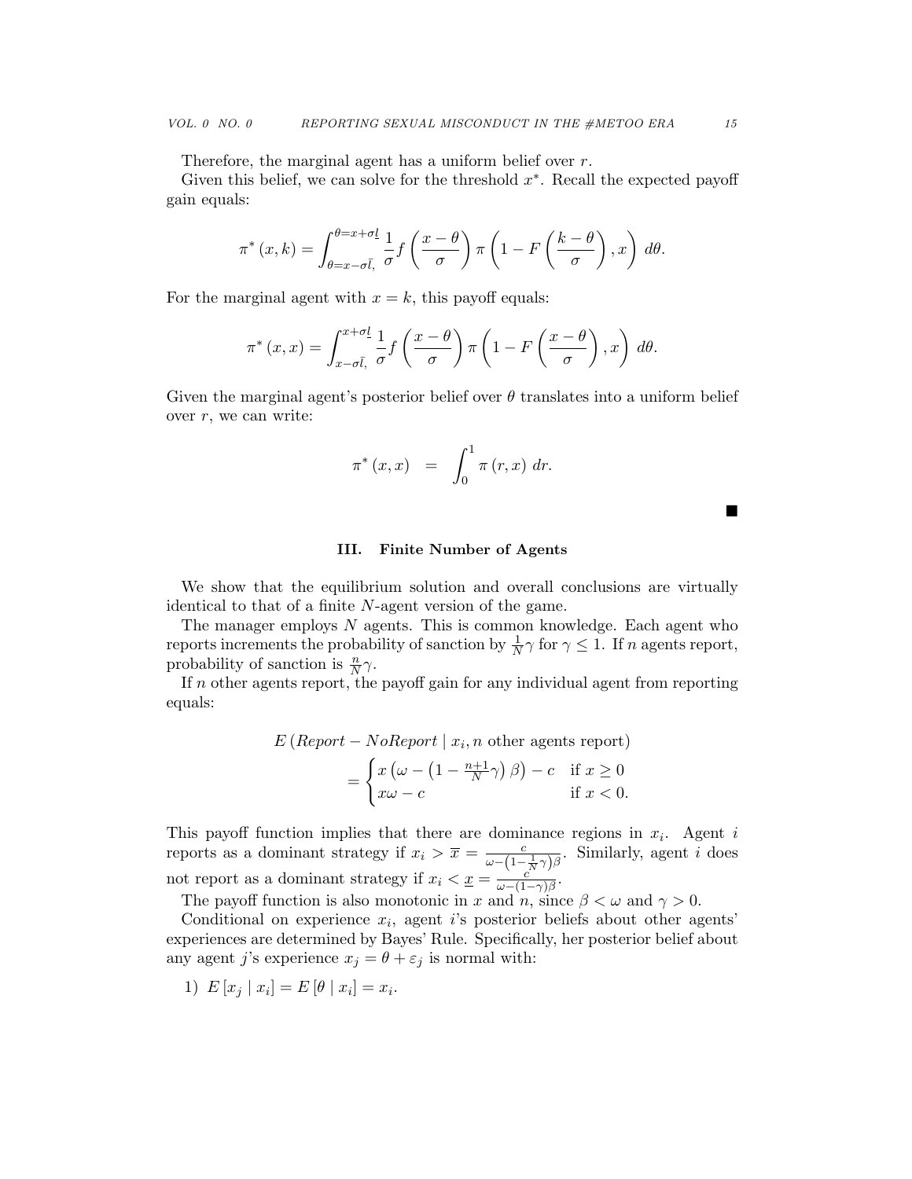Therefore, the marginal agent has a uniform belief over $r$.

Given this belief, we can solve for the threshold $x^*$. Recall the expected payoff gain equals:

$$\pi^*(x,k) = \int_{\theta=x-\sigma\bar{l},}^{\theta=x+\sigma\underline{l}} \frac{1}{\sigma} f\left(\frac{x-\theta}{\sigma}\right) \pi\left(1-F\left(\frac{k-\theta}{\sigma}\right), x\right) \, d\theta.$$

For the marginal agent with $x = k$, this payoff equals:

$$\pi^*(x,x) = \int_{x-\sigma\bar{l},}^{x+\sigma\underline{l}} \frac{1}{\sigma} f\left(\frac{x-\theta}{\sigma}\right) \pi\left(1-F\left(\frac{x-\theta}{\sigma}\right), x\right) \, d\theta.$$

Given the marginal agent's posterior belief over $\theta$ translates into a uniform belief over $r$, we can write:

$$\pi^*(x,x) \;\;=\;\; \int_0^1 \pi(r,x) \, dr.$$

■

## III. Finite Number of Agents

We show that the equilibrium solution and overall conclusions are virtually identical to that of a finite $N$-agent version of the game.

The manager employs $N$ agents. This is common knowledge. Each agent who reports increments the probability of sanction by $\frac{1}{N}\gamma$ for $\gamma \leq 1$. If $n$ agents report, probability of sanction is $\frac{n}{N}\gamma$.

If $n$ other agents report, the payoff gain for any individual agent from reporting equals:

$$\begin{aligned} &E\left(Report - NoReport \mid x_i, n \text{ other agents report}\right) \\ &\quad = \begin{cases} x\left(\omega - \left(1 - \frac{n+1}{N}\gamma\right)\beta\right) - c & \text{if } x \geq 0 \\ x\omega - c & \text{if } x < 0. \end{cases} \end{aligned}$$

This payoff function implies that there are dominance regions in $x_i$. Agent $i$ reports as a dominant strategy if $x_i > \overline{x} = \frac{c}{\omega - \left(1-\frac{1}{N}\gamma\right)\beta}$. Similarly, agent $i$ does not report as a dominant strategy if $x_i < \underline{x} = \frac{c}{\omega-(1-\gamma)\beta}$.

The payoff function is also monotonic in $x$ and $n$, since $\beta < \omega$ and $\gamma > 0$.

Conditional on experience $x_i$, agent $i$'s posterior beliefs about other agents' experiences are determined by Bayes' Rule. Specifically, her posterior belief about any agent $j$'s experience $x_j = \theta + \varepsilon_j$ is normal with:

1) $E[x_j \mid x_i] = E[\theta \mid x_i] = x_i$.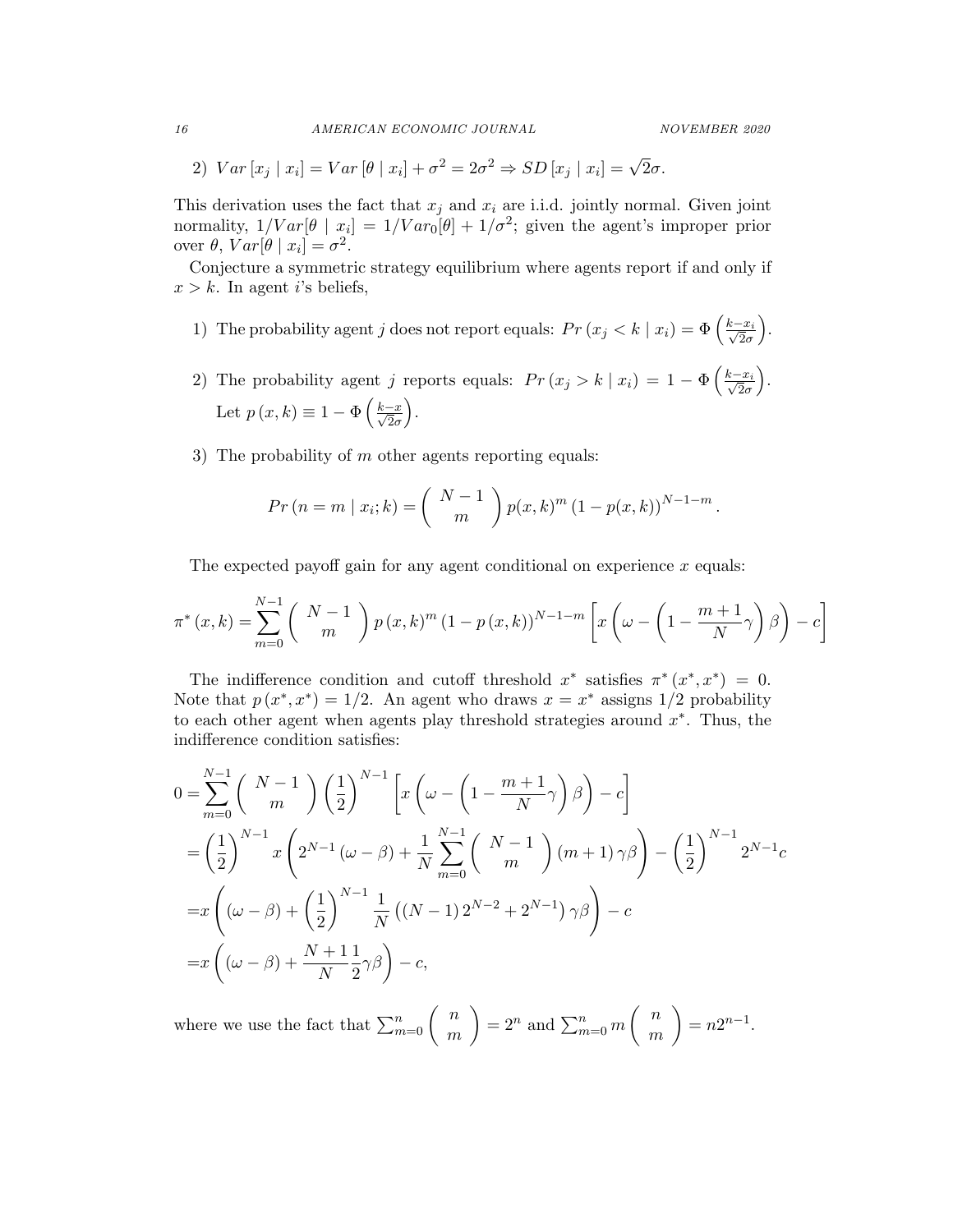2) $Var[x_j \mid x_i] = Var[\theta \mid x_i] + \sigma^2 = 2\sigma^2 \Rightarrow SD[x_j \mid x_i] = \sqrt{2}\sigma$.

This derivation uses the fact that $x_j$ and $x_i$ are i.i.d. jointly normal. Given joint normality, $1/Var[\theta \mid x_i] = 1/Var_0[\theta] + 1/\sigma^2$; given the agent's improper prior over $\theta$, $Var[\theta \mid x_i] = \sigma^2$.

Conjecture a symmetric strategy equilibrium where agents report if and only if $x > k$. In agent $i$'s beliefs,

1) The probability agent $j$ does not report equals: $Pr(x_j < k \mid x_i) = \Phi\left(\frac{k - x_i}{\sqrt{2}\sigma}\right)$.

2) The probability agent $j$ reports equals: $Pr(x_j > k \mid x_i) = 1 - \Phi\left(\frac{k - x_i}{\sqrt{2}\sigma}\right)$. Let $p(x, k) \equiv 1 - \Phi\left(\frac{k - x}{\sqrt{2}\sigma}\right)$.

3) The probability of $m$ other agents reporting equals:

$$Pr(n = m \mid x_i; k) = \binom{N-1}{m} p(x,k)^m (1 - p(x,k))^{N-1-m}.$$

The expected payoff gain for any agent conditional on experience $x$ equals:

$$\pi^*(x,k) = \sum_{m=0}^{N-1} \binom{N-1}{m} p(x,k)^m (1 - p(x,k))^{N-1-m} \left[ x\left(\omega - \left(1 - \frac{m+1}{N}\gamma\right)\beta\right) - c \right]$$

The indifference condition and cutoff threshold $x^*$ satisfies $\pi^*(x^*, x^*) = 0$. Note that $p(x^*, x^*) = 1/2$. An agent who draws $x = x^*$ assigns $1/2$ probability to each other agent when agents play threshold strategies around $x^*$. Thus, the indifference condition satisfies:

$$\begin{aligned}
0 &= \sum_{m=0}^{N-1} \binom{N-1}{m} \left(\frac{1}{2}\right)^{N-1} \left[ x\left(\omega - \left(1 - \frac{m+1}{N}\gamma\right)\beta\right) - c \right] \\
&= \left(\frac{1}{2}\right)^{N-1} x \left( 2^{N-1}(\omega - \beta) + \frac{1}{N} \sum_{m=0}^{N-1} \binom{N-1}{m} (m+1)\gamma\beta \right) - \left(\frac{1}{2}\right)^{N-1} 2^{N-1} c \\
&= x\left( (\omega - \beta) + \left(\frac{1}{2}\right)^{N-1} \frac{1}{N} \left( (N-1) 2^{N-2} + 2^{N-1} \right) \gamma\beta \right) - c \\
&= x\left( (\omega - \beta) + \frac{N+1}{N} \frac{1}{2} \gamma\beta \right) - c,
\end{aligned}$$

where we use the fact that $\sum_{m=0}^{n} \binom{n}{m} = 2^n$ and $\sum_{m=0}^{n} m \binom{n}{m} = n 2^{n-1}$.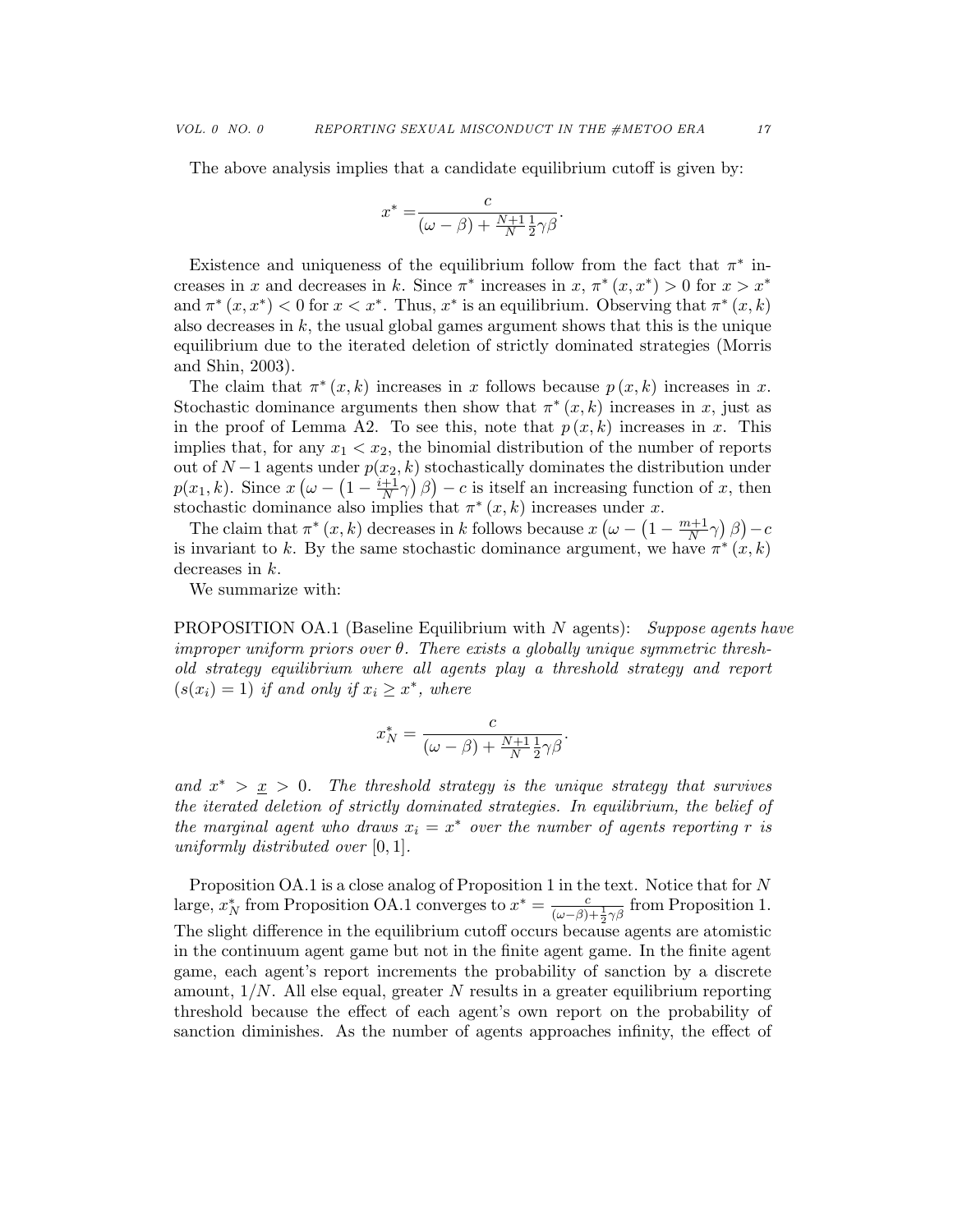The above analysis implies that a candidate equilibrium cutoff is given by:

$$x^* = \frac{c}{(\omega - \beta) + \frac{N+1}{N}\frac{1}{2}\gamma\beta}.$$

Existence and uniqueness of the equilibrium follow from the fact that $\pi^*$ increases in $x$ and decreases in $k$. Since $\pi^*$ increases in $x$, $\pi^*(x, x^*) > 0$ for $x > x^*$ and $\pi^*(x, x^*) < 0$ for $x < x^*$. Thus, $x^*$ is an equilibrium. Observing that $\pi^*(x, k)$ also decreases in $k$, the usual global games argument shows that this is the unique equilibrium due to the iterated deletion of strictly dominated strategies (Morris and Shin, 2003).

The claim that $\pi^*(x, k)$ increases in $x$ follows because $p(x, k)$ increases in $x$. Stochastic dominance arguments then show that $\pi^*(x, k)$ increases in $x$, just as in the proof of Lemma A2. To see this, note that $p(x, k)$ increases in $x$. This implies that, for any $x_1 < x_2$, the binomial distribution of the number of reports out of $N-1$ agents under $p(x_2, k)$ stochastically dominates the distribution under $p(x_1, k)$. Since $x\left(\omega - \left(1 - \frac{i+1}{N}\gamma\right)\beta\right) - c$ is itself an increasing function of $x$, then stochastic dominance also implies that $\pi^*(x, k)$ increases under $x$.

The claim that $\pi^*(x, k)$ decreases in $k$ follows because $x\left(\omega - \left(1 - \frac{m+1}{N}\gamma\right)\beta\right) - c$ is invariant to $k$. By the same stochastic dominance argument, we have $\pi^*(x, k)$ decreases in $k$.

We summarize with:

PROPOSITION OA.1 (Baseline Equilibrium with $N$ agents): *Suppose agents have improper uniform priors over $\theta$. There exists a globally unique symmetric threshold strategy equilibrium where all agents play a threshold strategy and report $(s(x_i) = 1)$ if and only if $x_i \geq x^*$, where*

$$x^*_N = \frac{c}{(\omega - \beta) + \frac{N+1}{N}\frac{1}{2}\gamma\beta}.$$

*and $x^* > \underline{x} > 0$. The threshold strategy is the unique strategy that survives the iterated deletion of strictly dominated strategies. In equilibrium, the belief of the marginal agent who draws $x_i = x^*$ over the number of agents reporting $r$ is uniformly distributed over $[0, 1]$.*

Proposition OA.1 is a close analog of Proposition 1 in the text. Notice that for $N$ large, $x^*_N$ from Proposition OA.1 converges to $x^* = \frac{c}{(\omega-\beta)+\frac{1}{2}\gamma\beta}$ from Proposition 1. The slight difference in the equilibrium cutoff occurs because agents are atomistic in the continuum agent game but not in the finite agent game. In the finite agent game, each agent's report increments the probability of sanction by a discrete amount, $1/N$. All else equal, greater $N$ results in a greater equilibrium reporting threshold because the effect of each agent's own report on the probability of sanction diminishes. As the number of agents approaches infinity, the effect of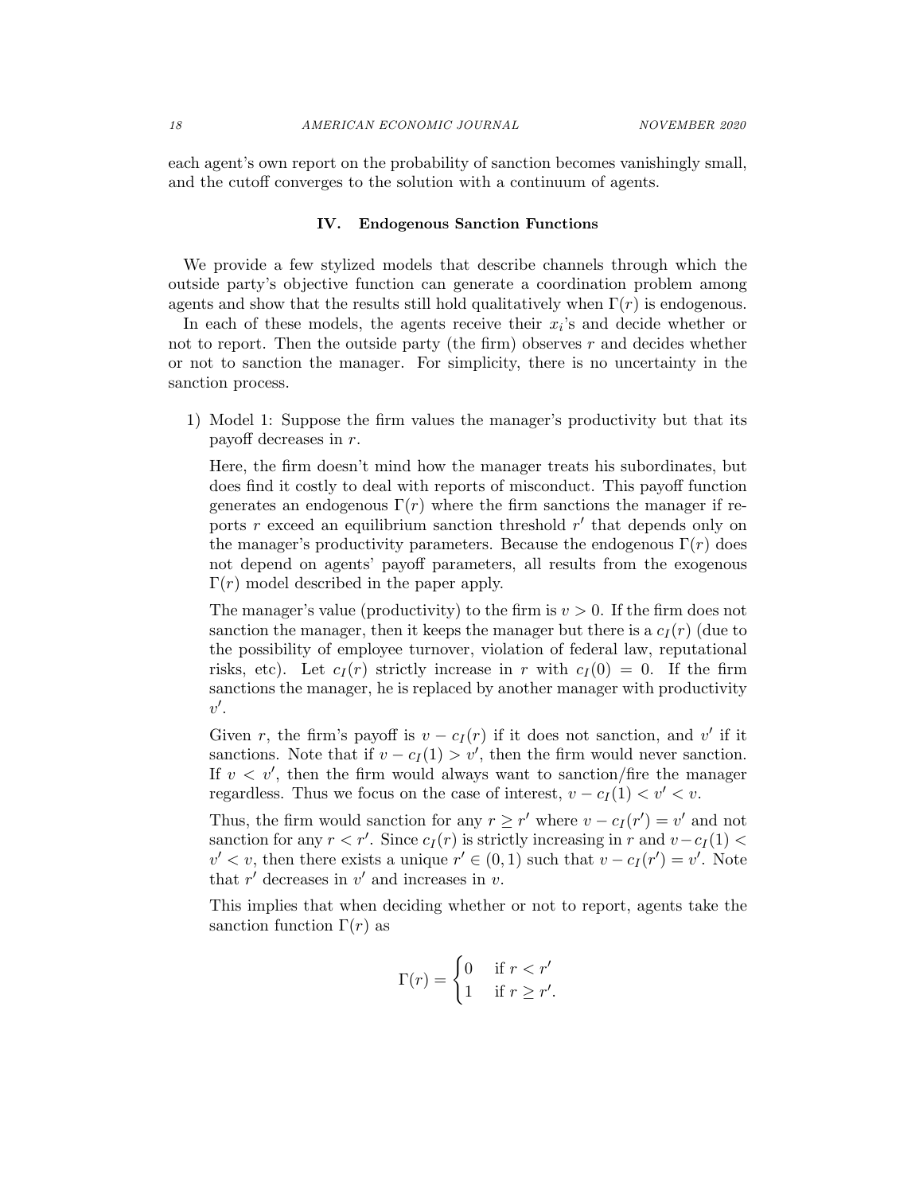each agent's own report on the probability of sanction becomes vanishingly small, and the cutoff converges to the solution with a continuum of agents.

## IV. Endogenous Sanction Functions

We provide a few stylized models that describe channels through which the outside party's objective function can generate a coordination problem among agents and show that the results still hold qualitatively when $\Gamma(r)$ is endogenous.

In each of these models, the agents receive their $x_i$'s and decide whether or not to report. Then the outside party (the firm) observes $r$ and decides whether or not to sanction the manager. For simplicity, there is no uncertainty in the sanction process.

1) Model 1: Suppose the firm values the manager's productivity but that its payoff decreases in $r$.

   Here, the firm doesn't mind how the manager treats his subordinates, but does find it costly to deal with reports of misconduct. This payoff function generates an endogenous $\Gamma(r)$ where the firm sanctions the manager if reports $r$ exceed an equilibrium sanction threshold $r'$ that depends only on the manager's productivity parameters. Because the endogenous $\Gamma(r)$ does not depend on agents' payoff parameters, all results from the exogenous $\Gamma(r)$ model described in the paper apply.

   The manager's value (productivity) to the firm is $v > 0$. If the firm does not sanction the manager, then it keeps the manager but there is a $c_I(r)$ (due to the possibility of employee turnover, violation of federal law, reputational risks, etc). Let $c_I(r)$ strictly increase in $r$ with $c_I(0) = 0$. If the firm sanctions the manager, he is replaced by another manager with productivity $v'$.

   Given $r$, the firm's payoff is $v - c_I(r)$ if it does not sanction, and $v'$ if it sanctions. Note that if $v - c_I(1) > v'$, then the firm would never sanction. If $v < v'$, then the firm would always want to sanction/fire the manager regardless. Thus we focus on the case of interest, $v - c_I(1) < v' < v$.

   Thus, the firm would sanction for any $r \geq r'$ where $v - c_I(r') = v'$ and not sanction for any $r < r'$. Since $c_I(r)$ is strictly increasing in $r$ and $v - c_I(1) < v' < v$, then there exists a unique $r' \in (0, 1)$ such that $v - c_I(r') = v'$. Note that $r'$ decreases in $v'$ and increases in $v$.

   This implies that when deciding whether or not to report, agents take the sanction function $\Gamma(r)$ as

$$\Gamma(r) = \begin{cases} 0 & \text{if } r < r' \\ 1 & \text{if } r \geq r'. \end{cases}$$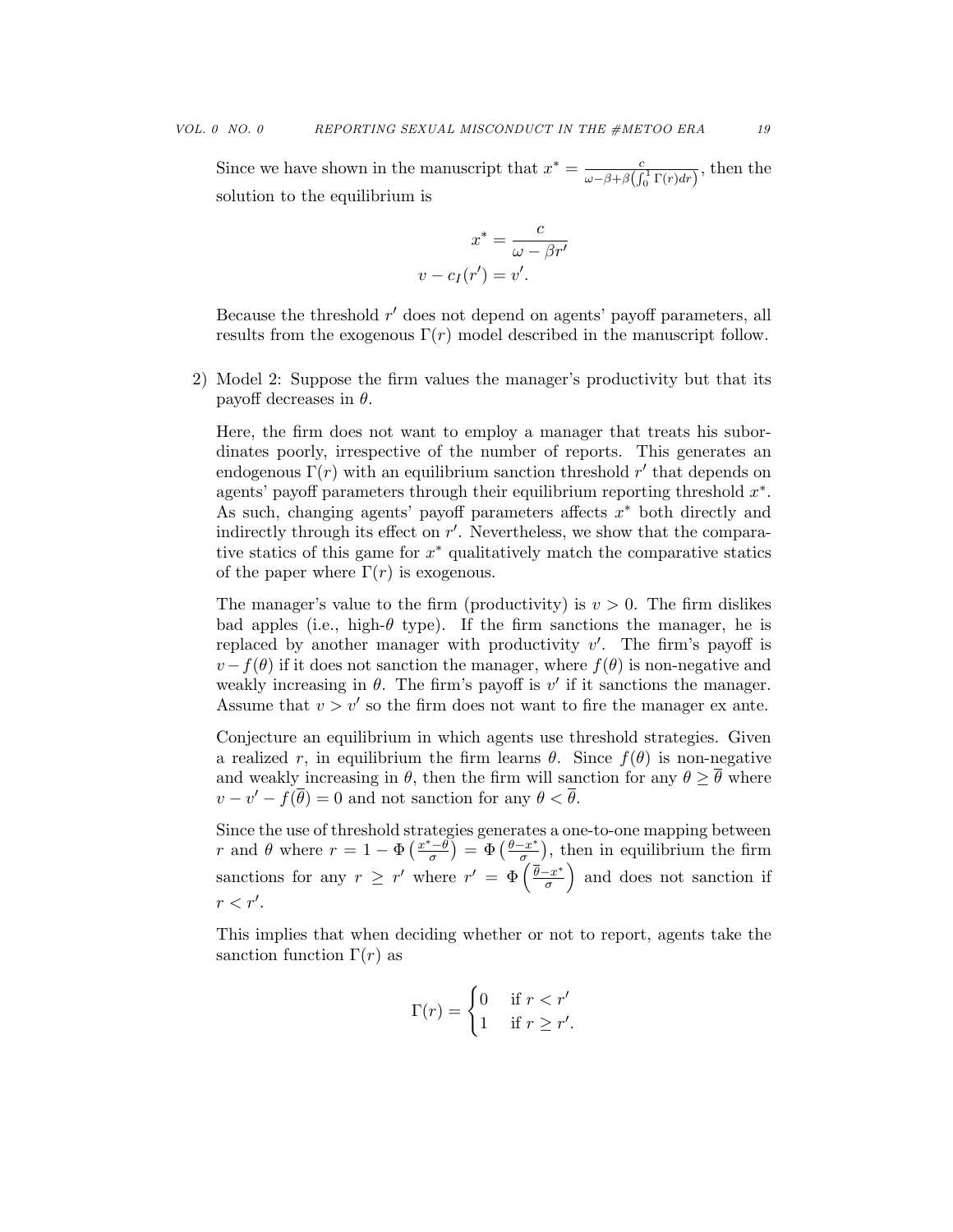Since we have shown in the manuscript that $x^* = \frac{c}{\omega - \beta + \beta\left(\int_0^1 \Gamma(r)dr\right)}$, then the solution to the equilibrium is

$$x^* = \frac{c}{\omega - \beta r'}$$
$$v - c_I(r') = v'.$$

Because the threshold $r'$ does not depend on agents' payoff parameters, all results from the exogenous $\Gamma(r)$ model described in the manuscript follow.

2) Model 2: Suppose the firm values the manager's productivity but that its payoff decreases in $\theta$.

   Here, the firm does not want to employ a manager that treats his subordinates poorly, irrespective of the number of reports. This generates an endogenous $\Gamma(r)$ with an equilibrium sanction threshold $r'$ that depends on agents' payoff parameters through their equilibrium reporting threshold $x^*$. As such, changing agents' payoff parameters affects $x^*$ both directly and indirectly through its effect on $r'$. Nevertheless, we show that the comparative statics of this game for $x^*$ qualitatively match the comparative statics of the paper where $\Gamma(r)$ is exogenous.

   The manager's value to the firm (productivity) is $v > 0$. The firm dislikes bad apples (i.e., high-$\theta$ type). If the firm sanctions the manager, he is replaced by another manager with productivity $v'$. The firm's payoff is $v - f(\theta)$ if it does not sanction the manager, where $f(\theta)$ is non-negative and weakly increasing in $\theta$. The firm's payoff is $v'$ if it sanctions the manager. Assume that $v > v'$ so the firm does not want to fire the manager ex ante.

   Conjecture an equilibrium in which agents use threshold strategies. Given a realized $r$, in equilibrium the firm learns $\theta$. Since $f(\theta)$ is non-negative and weakly increasing in $\theta$, then the firm will sanction for any $\theta \geq \overline{\theta}$ where $v - v' - f(\overline{\theta}) = 0$ and not sanction for any $\theta < \overline{\theta}$.

   Since the use of threshold strategies generates a one-to-one mapping between $r$ and $\theta$ where $r = 1 - \Phi\left(\frac{x^* - \theta}{\sigma}\right) = \Phi\left(\frac{\theta - x^*}{\sigma}\right)$, then in equilibrium the firm sanctions for any $r \geq r'$ where $r' = \Phi\left(\frac{\overline{\theta} - x^*}{\sigma}\right)$ and does not sanction if $r < r'$.

   This implies that when deciding whether or not to report, agents take the sanction function $\Gamma(r)$ as

$$\Gamma(r) = \begin{cases} 0 & \text{if } r < r' \\ 1 & \text{if } r \geq r'. \end{cases}$$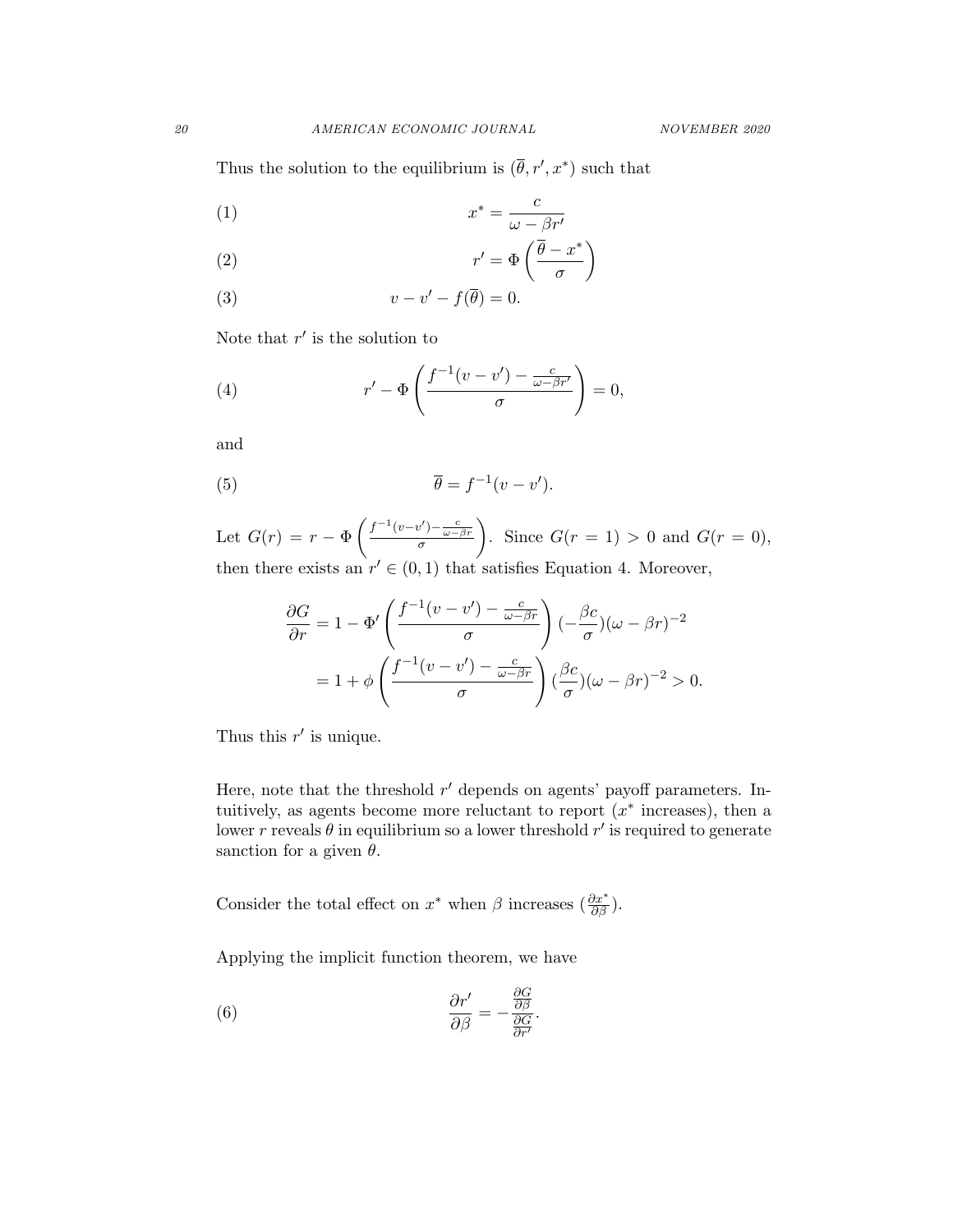Thus the solution to the equilibrium is $(\overline{\theta}, r', x^*)$ such that

$$x^* = \frac{c}{\omega - \beta r'} \tag{1}$$

$$r' = \Phi\left(\frac{\overline{\theta} - x^*}{\sigma}\right) \tag{2}$$

$$v - v' - f(\overline{\theta}) = 0. \tag{3}$$

Note that $r'$ is the solution to

$$r' - \Phi\left(\frac{f^{-1}(v - v') - \frac{c}{\omega - \beta r'}}{\sigma}\right) = 0, \tag{4}$$

and

$$\overline{\theta} = f^{-1}(v - v'). \tag{5}$$

Let $G(r) = r - \Phi\left(\frac{f^{-1}(v-v') - \frac{c}{\omega - \beta r}}{\sigma}\right)$. Since $G(r = 1) > 0$ and $G(r = 0)$, then there exists an $r' \in (0, 1)$ that satisfies Equation 4. Moreover,

$$\begin{aligned}
\frac{\partial G}{\partial r} &= 1 - \Phi'\left(\frac{f^{-1}(v - v') - \frac{c}{\omega - \beta r}}{\sigma}\right)(-\frac{\beta c}{\sigma})(\omega - \beta r)^{-2} \\
&= 1 + \phi\left(\frac{f^{-1}(v - v') - \frac{c}{\omega - \beta r}}{\sigma}\right)(\frac{\beta c}{\sigma})(\omega - \beta r)^{-2} > 0.
\end{aligned}$$

Thus this $r'$ is unique.

Here, note that the threshold $r'$ depends on agents' payoff parameters. Intuitively, as agents become more reluctant to report ($x^*$ increases), then a lower $r$ reveals $\theta$ in equilibrium so a lower threshold $r'$ is required to generate sanction for a given $\theta$.

Consider the total effect on $x^*$ when $\beta$ increases ($\frac{\partial x^*}{\partial \beta}$).

Applying the implicit function theorem, we have

$$\frac{\partial r'}{\partial \beta} = -\frac{\frac{\partial G}{\partial \beta}}{\frac{\partial G}{\partial r'}}. \tag{6}$$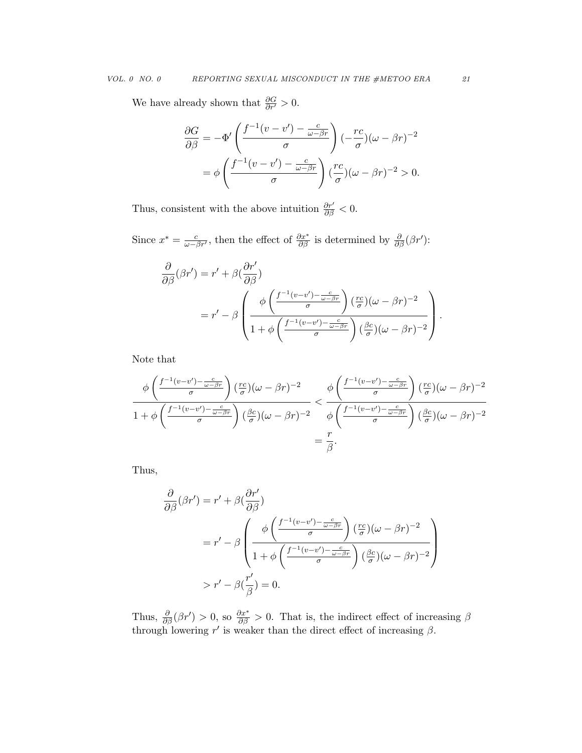We have already shown that $\frac{\partial G}{\partial r'} > 0$.

$$
\begin{aligned}
\frac{\partial G}{\partial \beta} &= -\Phi'\left(\frac{f^{-1}(v-v') - \frac{c}{\omega-\beta r}}{\sigma}\right)(-\frac{rc}{\sigma})(\omega-\beta r)^{-2} \\
&= \phi\left(\frac{f^{-1}(v-v') - \frac{c}{\omega-\beta r}}{\sigma}\right)(\frac{rc}{\sigma})(\omega-\beta r)^{-2} > 0.
\end{aligned}
$$

Thus, consistent with the above intuition $\frac{\partial r'}{\partial \beta} < 0$.

Since $x^* = \frac{c}{\omega-\beta r'}$, then the effect of $\frac{\partial x^*}{\partial \beta}$ is determined by $\frac{\partial}{\partial \beta}(\beta r')$:

$$
\begin{aligned}
\frac{\partial}{\partial \beta}(\beta r') &= r' + \beta(\frac{\partial r'}{\partial \beta}) \\
&= r' - \beta\left(\frac{\phi\left(\frac{f^{-1}(v-v')-\frac{c}{\omega-\beta r}}{\sigma}\right)(\frac{rc}{\sigma})(\omega-\beta r)^{-2}}{1+\phi\left(\frac{f^{-1}(v-v')-\frac{c}{\omega-\beta r}}{\sigma}\right)(\frac{\beta c}{\sigma})(\omega-\beta r)^{-2}}\right).
\end{aligned}
$$

Note that

$$
\begin{aligned}
\frac{\phi\left(\frac{f^{-1}(v-v')-\frac{c}{\omega-\beta r}}{\sigma}\right)(\frac{rc}{\sigma})(\omega-\beta r)^{-2}}{1+\phi\left(\frac{f^{-1}(v-v')-\frac{c}{\omega-\beta r}}{\sigma}\right)(\frac{\beta c}{\sigma})(\omega-\beta r)^{-2}} &< \frac{\phi\left(\frac{f^{-1}(v-v')-\frac{c}{\omega-\beta r}}{\sigma}\right)(\frac{rc}{\sigma})(\omega-\beta r)^{-2}}{\phi\left(\frac{f^{-1}(v-v')-\frac{c}{\omega-\beta r}}{\sigma}\right)(\frac{\beta c}{\sigma})(\omega-\beta r)^{-2}} \\
&= \frac{r}{\beta}.
\end{aligned}
$$

Thus,

$$
\begin{aligned}
\frac{\partial}{\partial \beta}(\beta r') &= r' + \beta(\frac{\partial r'}{\partial \beta}) \\
&= r' - \beta\left(\frac{\phi\left(\frac{f^{-1}(v-v')-\frac{c}{\omega-\beta r}}{\sigma}\right)(\frac{rc}{\sigma})(\omega-\beta r)^{-2}}{1+\phi\left(\frac{f^{-1}(v-v')-\frac{c}{\omega-\beta r}}{\sigma}\right)(\frac{\beta c}{\sigma})(\omega-\beta r)^{-2}}\right) \\
&> r' - \beta(\frac{r'}{\beta}) = 0.
\end{aligned}
$$

Thus, $\frac{\partial}{\partial \beta}(\beta r') > 0$, so $\frac{\partial x^*}{\partial \beta} > 0$. That is, the indirect effect of increasing $\beta$ through lowering $r'$ is weaker than the direct effect of increasing $\beta$.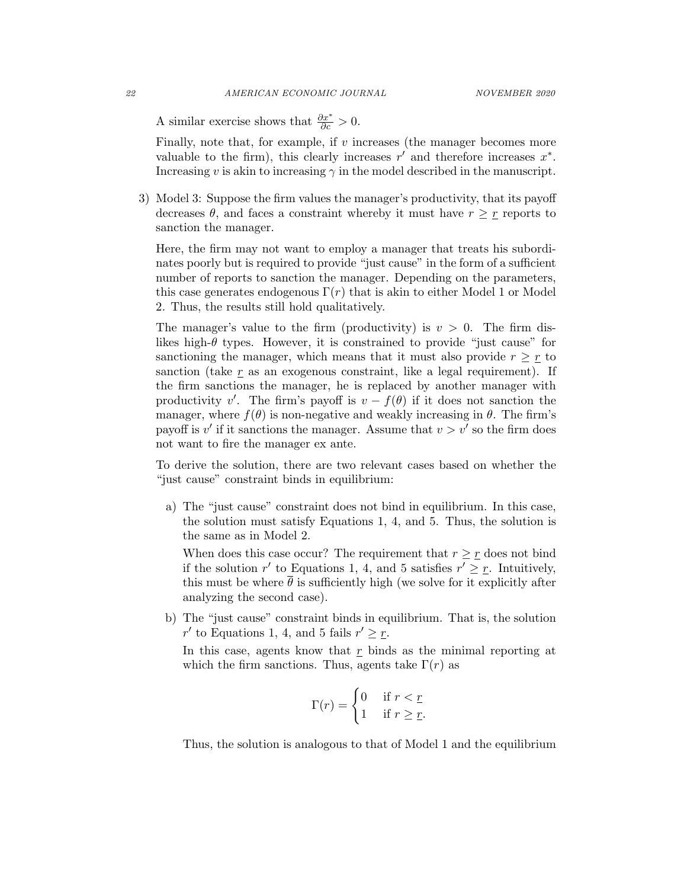A similar exercise shows that $\frac{\partial x^*}{\partial c} > 0$.

Finally, note that, for example, if $v$ increases (the manager becomes more valuable to the firm), this clearly increases $r'$ and therefore increases $x^*$. Increasing $v$ is akin to increasing $\gamma$ in the model described in the manuscript.

3) Model 3: Suppose the firm values the manager's productivity, that its payoff decreases $\theta$, and faces a constraint whereby it must have $r \geq \underline{r}$ reports to sanction the manager.

   Here, the firm may not want to employ a manager that treats his subordinates poorly but is required to provide "just cause" in the form of a sufficient number of reports to sanction the manager. Depending on the parameters, this case generates endogenous $\Gamma(r)$ that is akin to either Model 1 or Model 2. Thus, the results still hold qualitatively.

   The manager's value to the firm (productivity) is $v > 0$. The firm dislikes high-$\theta$ types. However, it is constrained to provide "just cause" for sanctioning the manager, which means that it must also provide $r \geq \underline{r}$ to sanction (take $\underline{r}$ as an exogenous constraint, like a legal requirement). If the firm sanctions the manager, he is replaced by another manager with productivity $v'$. The firm's payoff is $v - f(\theta)$ if it does not sanction the manager, where $f(\theta)$ is non-negative and weakly increasing in $\theta$. The firm's payoff is $v'$ if it sanctions the manager. Assume that $v > v'$ so the firm does not want to fire the manager ex ante.

   To derive the solution, there are two relevant cases based on whether the "just cause" constraint binds in equilibrium:

   a) The "just cause" constraint does not bind in equilibrium. In this case, the solution must satisfy Equations 1, 4, and 5. Thus, the solution is the same as in Model 2.

      When does this case occur? The requirement that $r \geq \underline{r}$ does not bind if the solution $r'$ to Equations 1, 4, and 5 satisfies $r' \geq \underline{r}$. Intuitively, this must be where $\overline{\theta}$ is sufficiently high (we solve for it explicitly after analyzing the second case).

   b) The "just cause" constraint binds in equilibrium. That is, the solution $r'$ to Equations 1, 4, and 5 fails $r' \geq \underline{r}$.

      In this case, agents know that $\underline{r}$ binds as the minimal reporting at which the firm sanctions. Thus, agents take $\Gamma(r)$ as

$$\Gamma(r) = \begin{cases} 0 & \text{if } r < \underline{r} \\ 1 & \text{if } r \geq \underline{r}. \end{cases}$$

      Thus, the solution is analogous to that of Model 1 and the equilibrium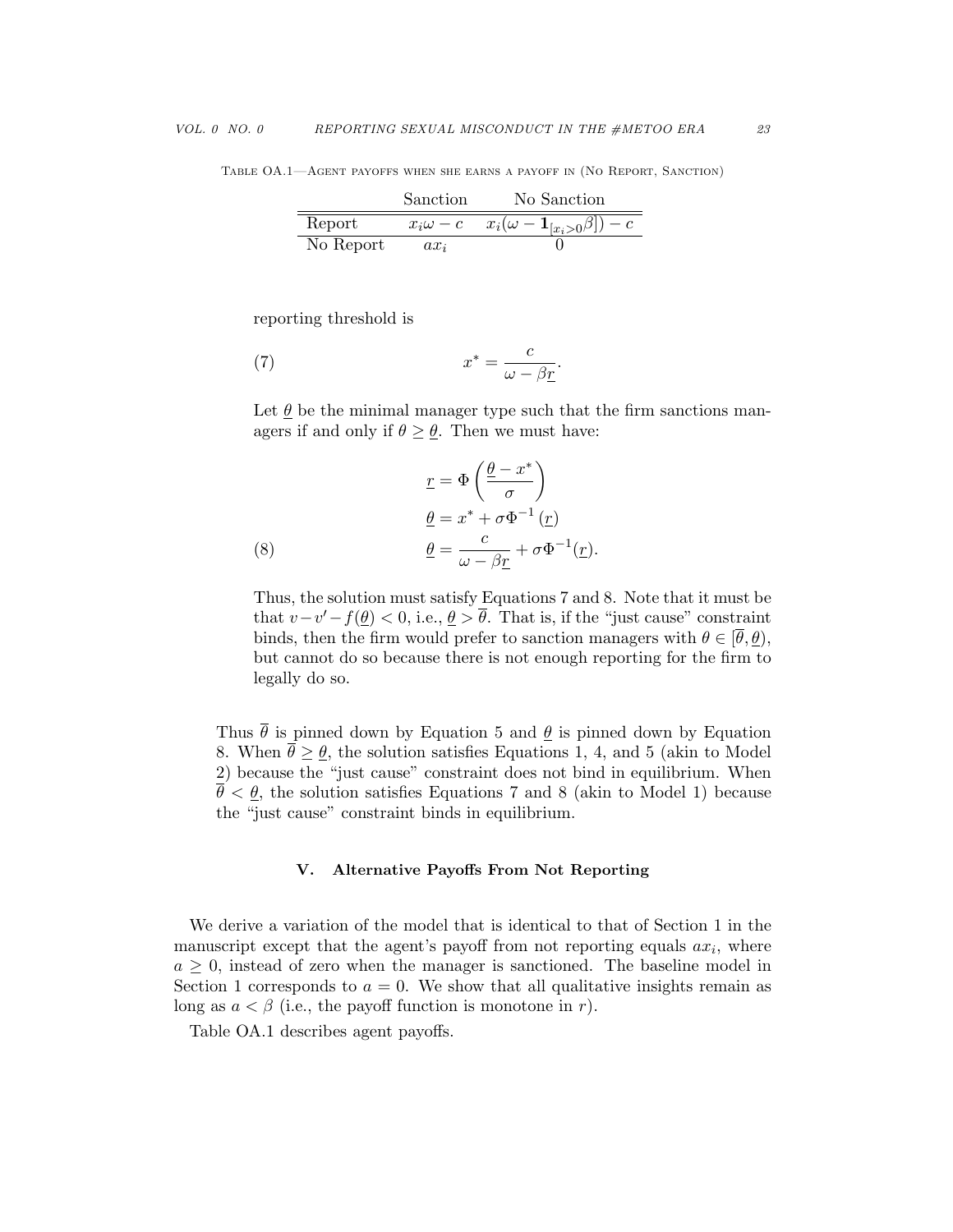Table OA.1—Agent payoffs when she earns a payoff in (No Report, Sanction)

| | Sanction | No Sanction |
|---|---|---|
| Report | $x_i\omega - c$ | $x_i(\omega - \mathbf{1}_{[x_i>0]}\beta]) - c$ |
| No Report | $ax_i$ | 0 |

reporting threshold is

$$x^* = \frac{c}{\omega - \beta \underline{r}}. \tag{7}$$

Let $\underline{\theta}$ be the minimal manager type such that the firm sanctions managers if and only if $\theta \geq \underline{\theta}$. Then we must have:

$$\begin{aligned}
\underline{r} &= \Phi\left(\frac{\underline{\theta} - x^*}{\sigma}\right) \\
\underline{\theta} &= x^* + \sigma\Phi^{-1}\left(\underline{r}\right) \\
\underline{\theta} &= \frac{c}{\omega - \beta\underline{r}} + \sigma\Phi^{-1}(\underline{r}).
\end{aligned} \tag{8}$$

Thus, the solution must satisfy Equations 7 and 8. Note that it must be that $v - v' - f(\underline{\theta}) < 0$, i.e., $\underline{\theta} > \overline{\theta}$. That is, if the "just cause" constraint binds, then the firm would prefer to sanction managers with $\theta \in [\overline{\theta}, \underline{\theta})$, but cannot do so because there is not enough reporting for the firm to legally do so.

Thus $\overline{\theta}$ is pinned down by Equation 5 and $\underline{\theta}$ is pinned down by Equation 8. When $\overline{\theta} \geq \underline{\theta}$, the solution satisfies Equations 1, 4, and 5 (akin to Model 2) because the "just cause" constraint does not bind in equilibrium. When $\overline{\theta} < \underline{\theta}$, the solution satisfies Equations 7 and 8 (akin to Model 1) because the "just cause" constraint binds in equilibrium.

## V. Alternative Payoffs From Not Reporting

We derive a variation of the model that is identical to that of Section 1 in the manuscript except that the agent's payoff from not reporting equals $ax_i$, where $a \geq 0$, instead of zero when the manager is sanctioned. The baseline model in Section 1 corresponds to $a = 0$. We show that all qualitative insights remain as long as $a < \beta$ (i.e., the payoff function is monotone in $r$).

Table OA.1 describes agent payoffs.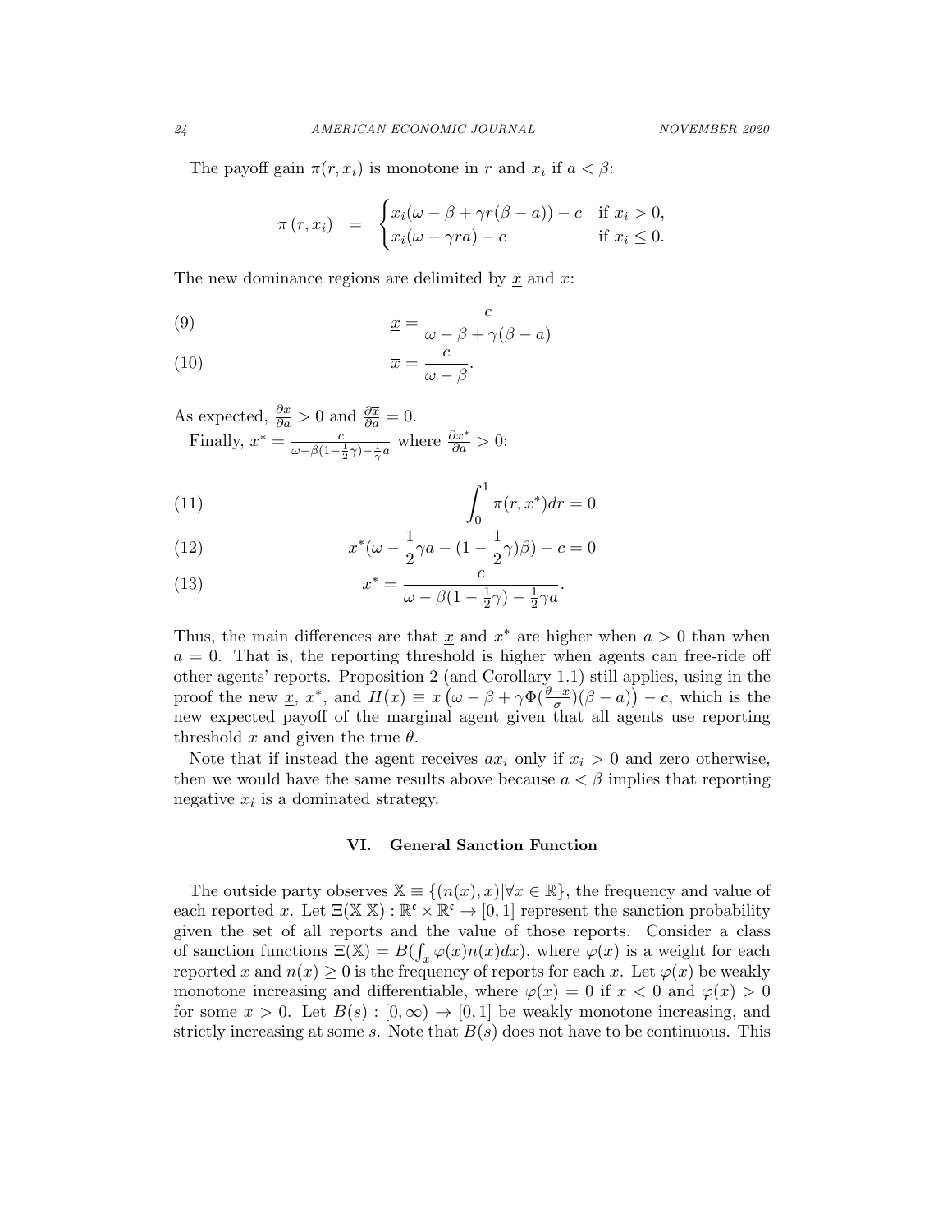The payoff gain $\pi(r, x_i)$ is monotone in $r$ and $x_i$ if $a < \beta$:

$$\pi(r, x_i) \quad = \quad \begin{cases} x_i(\omega - \beta + \gamma r(\beta - a)) - c & \text{if } x_i > 0, \\ x_i(\omega - \gamma r a) - c & \text{if } x_i \leq 0. \end{cases}$$

The new dominance regions are delimited by $\underline{x}$ and $\overline{x}$:

$$\underline{x} = \frac{c}{\omega - \beta + \gamma(\beta - a)} \tag{9}$$

$$\overline{x} = \frac{c}{\omega - \beta}. \tag{10}$$

As expected, $\frac{\partial \underline{x}}{\partial a} > 0$ and $\frac{\partial \overline{x}}{\partial a} = 0$.

Finally, $x^* = \frac{c}{\omega - \beta(1 - \frac{1}{2}\gamma) - \frac{1}{\gamma} a}$ where $\frac{\partial x^*}{\partial a} > 0$:

$$\int_0^1 \pi(r, x^*) dr = 0 \tag{11}$$

$$x^*(\omega - \frac{1}{2}\gamma a - (1 - \frac{1}{2}\gamma)\beta) - c = 0 \tag{12}$$

$$x^* = \frac{c}{\omega - \beta(1 - \frac{1}{2}\gamma) - \frac{1}{2}\gamma a}. \tag{13}$$

Thus, the main differences are that $\underline{x}$ and $x^*$ are higher when $a > 0$ than when $a = 0$. That is, the reporting threshold is higher when agents can free-ride off other agents' reports. Proposition 2 (and Corollary 1.1) still applies, using in the proof the new $\underline{x}$, $x^*$, and $H(x) \equiv x\left(\omega - \beta + \gamma \Phi(\frac{\theta - x}{\sigma})(\beta - a)\right) - c$, which is the new expected payoff of the marginal agent given that all agents use reporting threshold $x$ and given the true $\theta$.

Note that if instead the agent receives $a x_i$ only if $x_i > 0$ and zero otherwise, then we would have the same results above because $a < \beta$ implies that reporting negative $x_i$ is a dominated strategy.

## VI. General Sanction Function

The outside party observes $\mathbb{X} \equiv \{(n(x), x) | \forall x \in \mathbb{R}\}$, the frequency and value of each reported $x$. Let $\Xi(\mathbb{X}|\mathbb{X}) : \mathbb{R}^{\mathfrak{c}} \times \mathbb{R}^{\mathfrak{c}} \to [0, 1]$ represent the sanction probability given the set of all reports and the value of those reports. Consider a class of sanction functions $\Xi(\mathbb{X}) = B(\int_x \varphi(x) n(x) dx)$, where $\varphi(x)$ is a weight for each reported $x$ and $n(x) \geq 0$ is the frequency of reports for each $x$. Let $\varphi(x)$ be weakly monotone increasing and differentiable, where $\varphi(x) = 0$ if $x < 0$ and $\varphi(x) > 0$ for some $x > 0$. Let $B(s) : [0, \infty) \to [0, 1]$ be weakly monotone increasing, and strictly increasing at some $s$. Note that $B(s)$ does not have to be continuous. This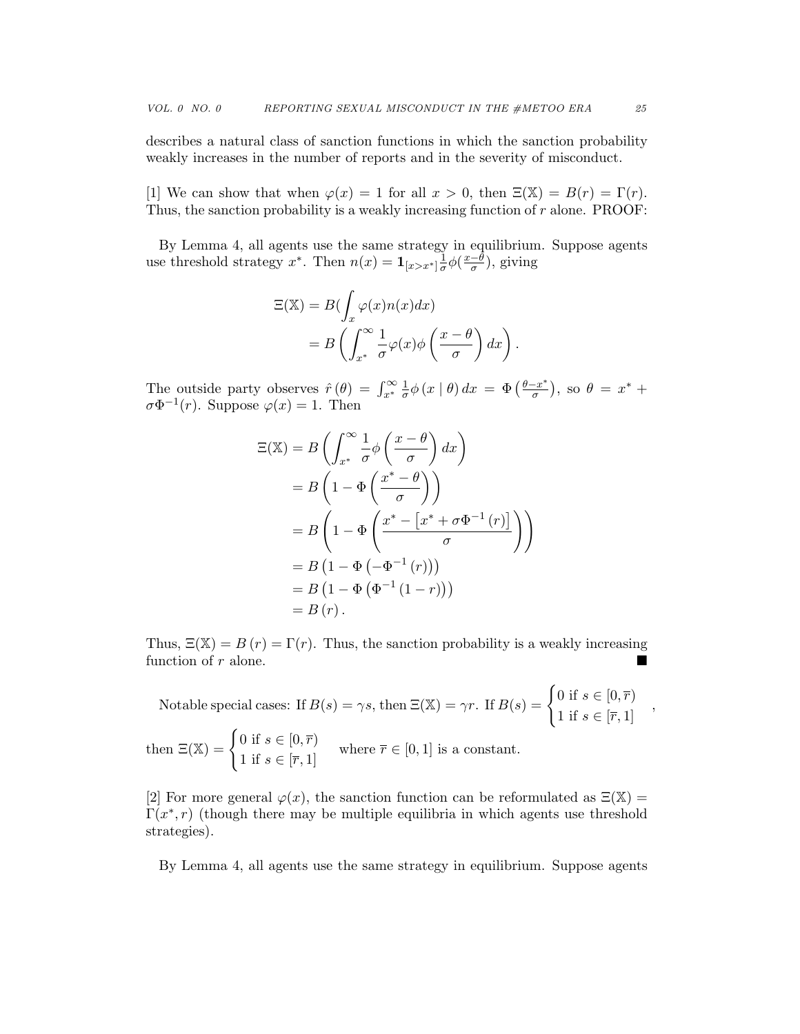describes a natural class of sanction functions in which the sanction probability weakly increases in the number of reports and in the severity of misconduct.

[1] We can show that when $\varphi(x) = 1$ for all $x > 0$, then $\Xi(\mathbb{X}) = B(r) = \Gamma(r)$. Thus, the sanction probability is a weakly increasing function of $r$ alone. PROOF:

By Lemma 4, all agents use the same strategy in equilibrium. Suppose agents use threshold strategy $x^*$. Then $n(x) = \mathbf{1}_{[x>x^*]}\frac{1}{\sigma}\phi(\frac{x-\theta}{\sigma})$, giving

$$
\begin{aligned}
\Xi(\mathbb{X}) &= B(\int_x \varphi(x)n(x)dx) \\
&= B\left(\int_{x^*}^{\infty} \frac{1}{\sigma}\varphi(x)\phi\left(\frac{x-\theta}{\sigma}\right)dx\right).
\end{aligned}
$$

The outside party observes $\hat{r}(\theta) = \int_{x^*}^{\infty} \frac{1}{\sigma}\phi(x \mid \theta)\,dx = \Phi\left(\frac{\theta - x^*}{\sigma}\right)$, so $\theta = x^* + \sigma\Phi^{-1}(r)$. Suppose $\varphi(x) = 1$. Then

$$
\begin{aligned}
\Xi(\mathbb{X}) &= B\left(\int_{x^*}^{\infty} \frac{1}{\sigma}\phi\left(\frac{x-\theta}{\sigma}\right)dx\right) \\
&= B\left(1 - \Phi\left(\frac{x^*-\theta}{\sigma}\right)\right) \\
&= B\left(1 - \Phi\left(\frac{x^* - \left[x^* + \sigma\Phi^{-1}(r)\right]}{\sigma}\right)\right) \\
&= B\left(1 - \Phi\left(-\Phi^{-1}(r)\right)\right) \\
&= B\left(1 - \Phi\left(\Phi^{-1}(1-r)\right)\right) \\
&= B(r).
\end{aligned}
$$

Thus, $\Xi(\mathbb{X}) = B(r) = \Gamma(r)$. Thus, the sanction probability is a weakly increasing function of $r$ alone. ■

Notable special cases: If $B(s) = \gamma s$, then $\Xi(\mathbb{X}) = \gamma r$. If $B(s) = \begin{cases} 0 \text{ if } s \in [0, \overline{r}) \\ 1 \text{ if } s \in [\overline{r}, 1] \end{cases}$, then $\Xi(\mathbb{X}) = \begin{cases} 0 \text{ if } s \in [0, \overline{r}) \\ 1 \text{ if } s \in [\overline{r}, 1] \end{cases}$ where $\overline{r} \in [0, 1]$ is a constant.

[2] For more general $\varphi(x)$, the sanction function can be reformulated as $\Xi(\mathbb{X}) = \Gamma(x^*, r)$ (though there may be multiple equilibria in which agents use threshold strategies).

By Lemma 4, all agents use the same strategy in equilibrium. Suppose agents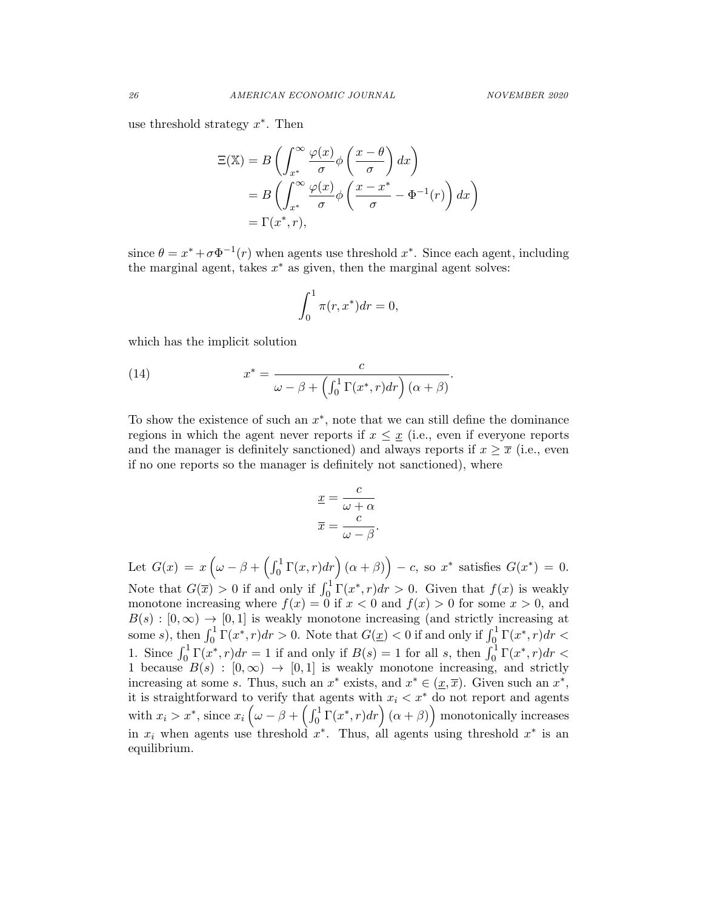use threshold strategy $x^*$. Then

$$
\begin{aligned}
\Xi(\mathbb{X}) &= B\left(\int_{x^*}^{\infty} \frac{\varphi(x)}{\sigma}\phi\left(\frac{x-\theta}{\sigma}\right)dx\right) \\
&= B\left(\int_{x^*}^{\infty} \frac{\varphi(x)}{\sigma}\phi\left(\frac{x-x^*}{\sigma} - \Phi^{-1}(r)\right)dx\right) \\
&= \Gamma(x^*, r),
\end{aligned}
$$

since $\theta = x^* + \sigma\Phi^{-1}(r)$ when agents use threshold $x^*$. Since each agent, including the marginal agent, takes $x^*$ as given, then the marginal agent solves:

$$
\int_0^1 \pi(r, x^*)dr = 0,
$$

which has the implicit solution

$$
x^* = \frac{c}{\omega - \beta + \left(\int_0^1 \Gamma(x^*, r)dr\right)(\alpha + \beta)}. \tag{14}
$$

To show the existence of such an $x^*$, note that we can still define the dominance regions in which the agent never reports if $x \leq \underline{x}$ (i.e., even if everyone reports and the manager is definitely sanctioned) and always reports if $x \geq \overline{x}$ (i.e., even if no one reports so the manager is definitely not sanctioned), where

$$
\begin{aligned}
\underline{x} &= \frac{c}{\omega + \alpha} \\
\overline{x} &= \frac{c}{\omega - \beta}.
\end{aligned}
$$

Let $G(x) = x\left(\omega - \beta + \left(\int_0^1 \Gamma(x, r)dr\right)(\alpha + \beta)\right) - c$, so $x^*$ satisfies $G(x^*) = 0$. Note that $G(\overline{x}) > 0$ if and only if $\int_0^1 \Gamma(x^*, r)dr > 0$. Given that $f(x)$ is weakly monotone increasing where $f(x) = 0$ if $x < 0$ and $f(x) > 0$ for some $x > 0$, and $B(s) : [0, \infty) \rightarrow [0, 1]$ is weakly monotone increasing (and strictly increasing at some $s$), then $\int_0^1 \Gamma(x^*, r)dr > 0$. Note that $G(\underline{x}) < 0$ if and only if $\int_0^1 \Gamma(x^*, r)dr < 1$. Since $\int_0^1 \Gamma(x^*, r)dr = 1$ if and only if $B(s) = 1$ for all $s$, then $\int_0^1 \Gamma(x^*, r)dr < 1$ because $B(s) : [0, \infty) \rightarrow [0, 1]$ is weakly monotone increasing, and strictly increasing at some $s$. Thus, such an $x^*$ exists, and $x^* \in (\underline{x}, \overline{x})$. Given such an $x^*$, it is straightforward to verify that agents with $x_i < x^*$ do not report and agents with $x_i > x^*$, since $x_i\left(\omega - \beta + \left(\int_0^1 \Gamma(x^*, r)dr\right)(\alpha + \beta)\right)$ monotonically increases in $x_i$ when agents use threshold $x^*$. Thus, all agents using threshold $x^*$ is an equilibrium.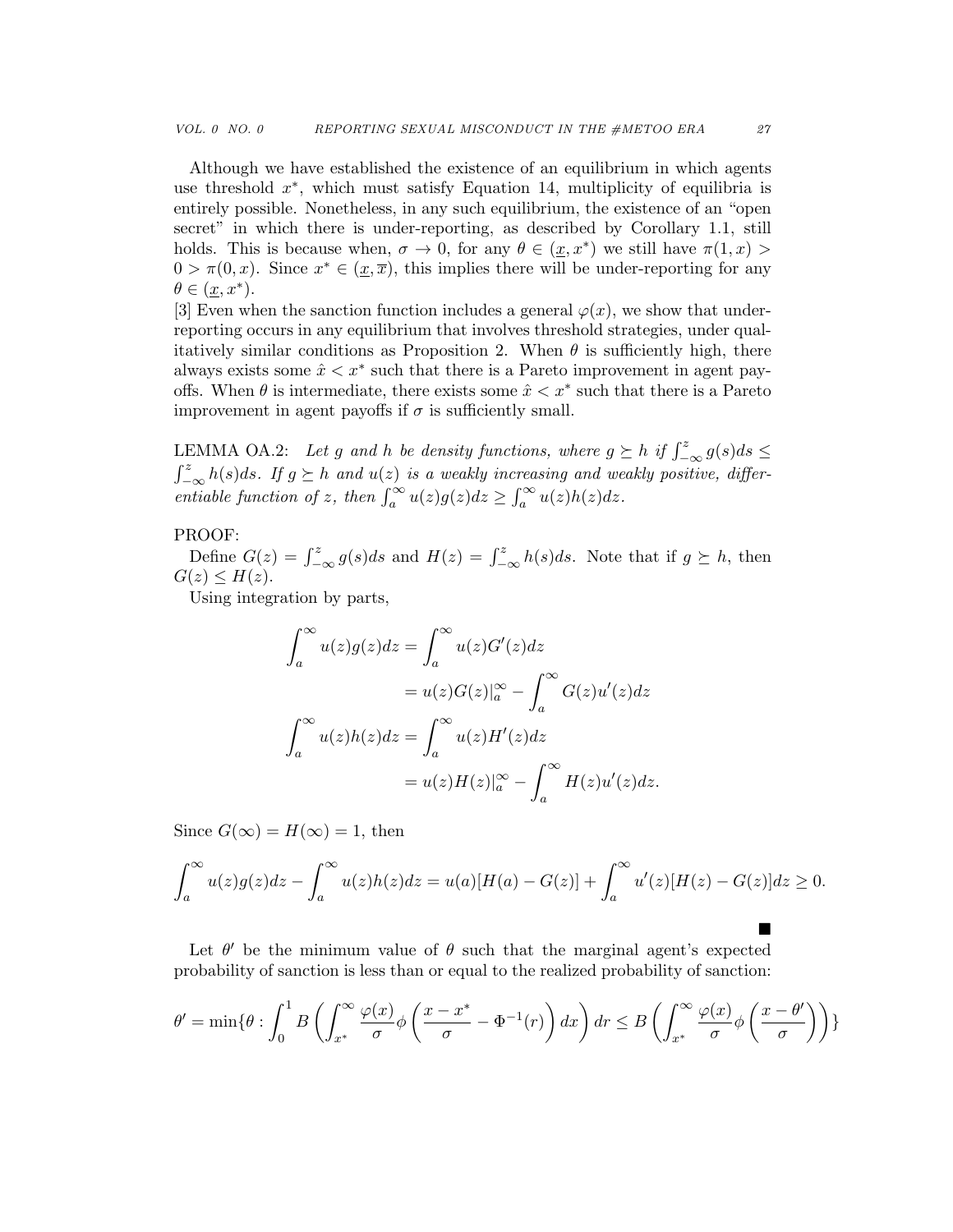Although we have established the existence of an equilibrium in which agents use threshold $x^*$, which must satisfy Equation 14, multiplicity of equilibria is entirely possible. Nonetheless, in any such equilibrium, the existence of an "open secret" in which there is under-reporting, as described by Corollary 1.1, still holds. This is because when, $\sigma \to 0$, for any $\theta \in (\underline{x}, x^*)$ we still have $\pi(1,x) > 0 > \pi(0,x)$. Since $x^* \in (\underline{x}, \overline{x})$, this implies there will be under-reporting for any $\theta \in (\underline{x}, x^*)$.

[3] Even when the sanction function includes a general $\varphi(x)$, we show that under-reporting occurs in any equilibrium that involves threshold strategies, under qualitatively similar conditions as Proposition 2. When $\theta$ is sufficiently high, there always exists some $\hat{x} < x^*$ such that there is a Pareto improvement in agent payoffs. When $\theta$ is intermediate, there exists some $\hat{x} < x^*$ such that there is a Pareto improvement in agent payoffs if $\sigma$ is sufficiently small.

LEMMA OA.2: *Let $g$ and $h$ be density functions, where $g \succeq h$ if $\int_{-\infty}^{z} g(s)ds \leq \int_{-\infty}^{z} h(s)ds$. If $g \succeq h$ and $u(z)$ is a weakly increasing and weakly positive, differentiable function of $z$, then $\int_a^\infty u(z)g(z)dz \geq \int_a^\infty u(z)h(z)dz$.*

PROOF:

Define $G(z) = \int_{-\infty}^{z} g(s)ds$ and $H(z) = \int_{-\infty}^{z} h(s)ds$. Note that if $g \succeq h$, then $G(z) \leq H(z)$.

Using integration by parts,

$$
\begin{aligned}
\int_a^\infty u(z)g(z)dz &= \int_a^\infty u(z)G'(z)dz \\
&= u(z)G(z)|_a^\infty - \int_a^\infty G(z)u'(z)dz \\
\int_a^\infty u(z)h(z)dz &= \int_a^\infty u(z)H'(z)dz \\
&= u(z)H(z)|_a^\infty - \int_a^\infty H(z)u'(z)dz.
\end{aligned}
$$

Since $G(\infty) = H(\infty) = 1$, then

$$
\int_a^\infty u(z)g(z)dz - \int_a^\infty u(z)h(z)dz = u(a)[H(a) - G(z)] + \int_a^\infty u'(z)[H(z) - G(z)]dz \geq 0.
$$

■

Let $\theta'$ be the minimum value of $\theta$ such that the marginal agent's expected probability of sanction is less than or equal to the realized probability of sanction:

$$
\theta' = \min\{\theta : \int_0^1 B\left(\int_{x^*}^\infty \frac{\varphi(x)}{\sigma}\phi\left(\frac{x - x^*}{\sigma} - \Phi^{-1}(r)\right)dx\right)dr \leq B\left(\int_{x^*}^\infty \frac{\varphi(x)}{\sigma}\phi\left(\frac{x-\theta'}{\sigma}\right)\right)\}
$$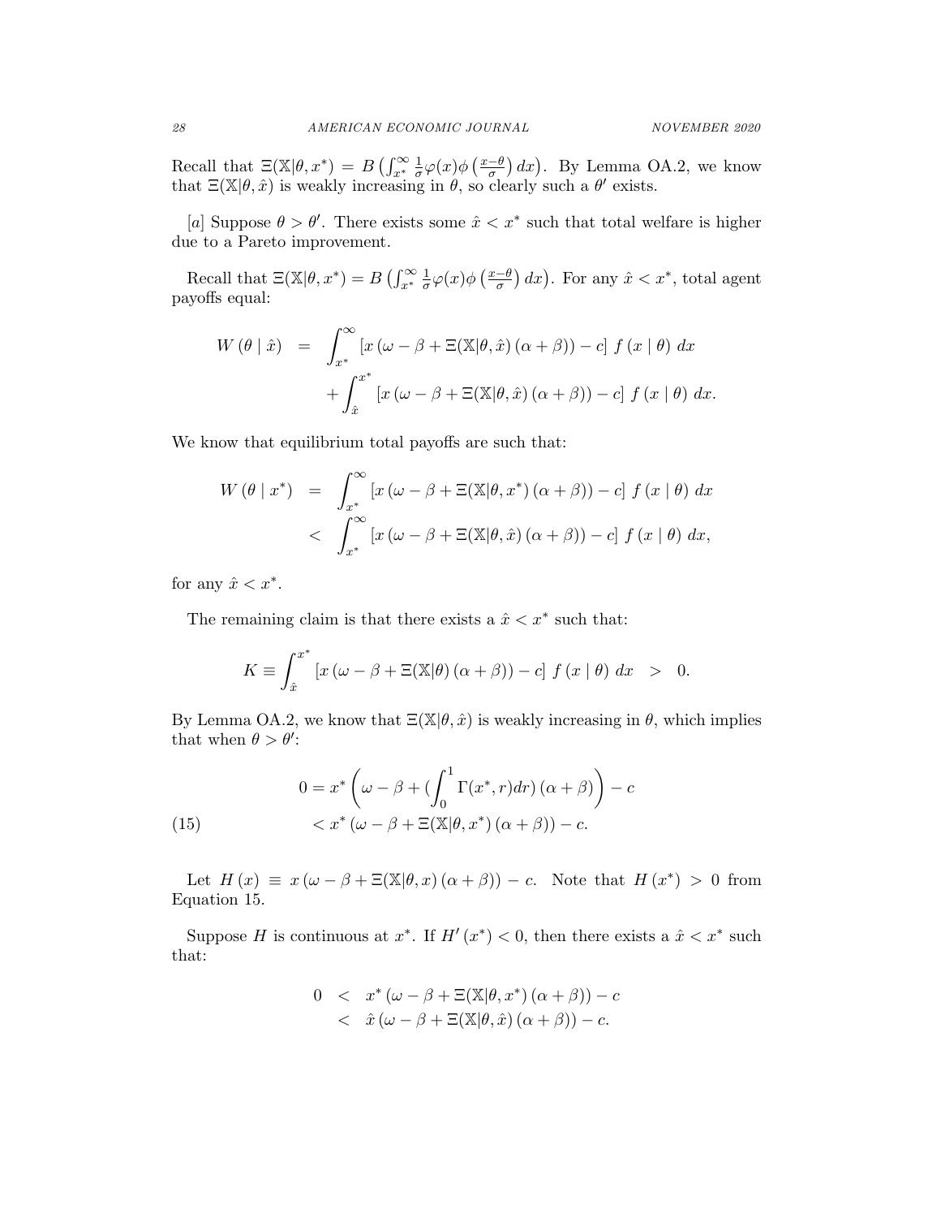Recall that $\Xi(\mathbb{X}|\theta, x^*) = B\left(\int_{x^*}^{\infty} \frac{1}{\sigma}\varphi(x)\phi\left(\frac{x-\theta}{\sigma}\right)dx\right)$. By Lemma OA.2, we know that $\Xi(\mathbb{X}|\theta, \hat{x})$ is weakly increasing in $\theta$, so clearly such a $\theta'$ exists.

[a] Suppose $\theta > \theta'$. There exists some $\hat{x} < x^*$ such that total welfare is higher due to a Pareto improvement.

Recall that $\Xi(\mathbb{X}|\theta, x^*) = B\left(\int_{x^*}^{\infty} \frac{1}{\sigma}\varphi(x)\phi\left(\frac{x-\theta}{\sigma}\right)dx\right)$. For any $\hat{x} < x^*$, total agent payoffs equal:

$$
\begin{aligned}
W(\theta \mid \hat{x}) \;\; &= \;\; \int_{x^*}^{\infty} \left[x\left(\omega - \beta + \Xi(\mathbb{X}|\theta, \hat{x})(\alpha + \beta)\right) - c\right] f(x \mid \theta)\, dx \\
&\quad + \int_{\hat{x}}^{x^*} \left[x\left(\omega - \beta + \Xi(\mathbb{X}|\theta, \hat{x})(\alpha + \beta)\right) - c\right] f(x \mid \theta)\, dx.
\end{aligned}
$$

We know that equilibrium total payoffs are such that:

$$
\begin{aligned}
W(\theta \mid x^*) \;\; &= \;\; \int_{x^*}^{\infty} \left[x\left(\omega - \beta + \Xi(\mathbb{X}|\theta, x^*)(\alpha + \beta)\right) - c\right] f(x \mid \theta)\, dx \\
&< \;\; \int_{x^*}^{\infty} \left[x\left(\omega - \beta + \Xi(\mathbb{X}|\theta, \hat{x})(\alpha + \beta)\right) - c\right] f(x \mid \theta)\, dx,
\end{aligned}
$$

for any $\hat{x} < x^*$.

The remaining claim is that there exists a $\hat{x} < x^*$ such that:

$$
K \equiv \int_{\hat{x}}^{x^*} \left[x\left(\omega - \beta + \Xi(\mathbb{X}|\theta)(\alpha + \beta)\right) - c\right] f(x \mid \theta)\, dx \quad > \quad 0.
$$

By Lemma OA.2, we know that $\Xi(\mathbb{X}|\theta, \hat{x})$ is weakly increasing in $\theta$, which implies that when $\theta > \theta'$:

$$
\begin{aligned}
0 &= x^*\left(\omega - \beta + \left(\int_0^1 \Gamma(x^*, r)dr\right)(\alpha + \beta)\right) - c \\
&< x^*\left(\omega - \beta + \Xi(\mathbb{X}|\theta, x^*)(\alpha + \beta)\right) - c.
\end{aligned}
\tag{15}
$$

Let $H(x) \equiv x\left(\omega - \beta + \Xi(\mathbb{X}|\theta, x)(\alpha + \beta)\right) - c$. Note that $H(x^*) > 0$ from Equation 15.

Suppose $H$ is continuous at $x^*$. If $H'(x^*) < 0$, then there exists a $\hat{x} < x^*$ such that:

$$
\begin{aligned}
0 \;\; &< \;\; x^*\left(\omega - \beta + \Xi(\mathbb{X}|\theta, x^*)(\alpha + \beta)\right) - c \\
&< \;\; \hat{x}\left(\omega - \beta + \Xi(\mathbb{X}|\theta, \hat{x})(\alpha + \beta)\right) - c.
\end{aligned}
$$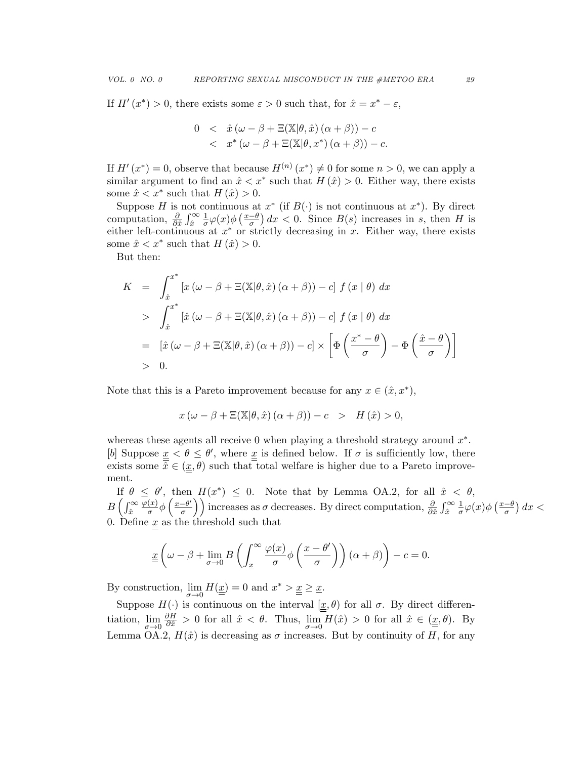If $H'(x^*) > 0$, there exists some $\varepsilon > 0$ such that, for $\hat{x} = x^* - \varepsilon$,

$$\begin{aligned} 0 &< \hat{x}\left(\omega - \beta + \Xi(\mathbb{X}|\theta, \hat{x})(\alpha + \beta)\right) - c \\ &< x^*\left(\omega - \beta + \Xi(\mathbb{X}|\theta, x^*)(\alpha + \beta)\right) - c. \end{aligned}$$

If $H'(x^*) = 0$, observe that because $H^{(n)}(x^*) \neq 0$ for some $n > 0$, we can apply a similar argument to find an $\hat{x} < x^*$ such that $H(\hat{x}) > 0$. Either way, there exists some $\hat{x} < x^*$ such that $H(\hat{x}) > 0$.

Suppose $H$ is not continuous at $x^*$ (if $B(\cdot)$ is not continuous at $x^*$). By direct computation, $\frac{\partial}{\partial \hat{x}} \int_{\hat{x}}^{\infty} \frac{1}{\sigma}\varphi(x)\phi\left(\frac{x-\theta}{\sigma}\right) dx < 0$. Since $B(s)$ increases in $s$, then $H$ is either left-continuous at $x^*$ or strictly decreasing in $x$. Either way, there exists some $\hat{x} < x^*$ such that $H(\hat{x}) > 0$.

But then:

$$\begin{aligned} K &= \int_{\hat{x}}^{x^*} \left[x\left(\omega - \beta + \Xi(\mathbb{X}|\theta, \hat{x})(\alpha + \beta)\right) - c\right] f(x \mid \theta)\, dx \\ &> \int_{\hat{x}}^{x^*} \left[\hat{x}\left(\omega - \beta + \Xi(\mathbb{X}|\theta, \hat{x})(\alpha + \beta)\right) - c\right] f(x \mid \theta)\, dx \\ &= \left[\hat{x}\left(\omega - \beta + \Xi(\mathbb{X}|\theta, \hat{x})(\alpha + \beta)\right) - c\right] \times \left[\Phi\left(\frac{x^* - \theta}{\sigma}\right) - \Phi\left(\frac{\hat{x} - \theta}{\sigma}\right)\right] \\ &> 0. \end{aligned}$$

Note that this is a Pareto improvement because for any $x \in (\hat{x}, x^*)$,

$$x\left(\omega - \beta + \Xi(\mathbb{X}|\theta, \hat{x})(\alpha + \beta)\right) - c \quad > \quad H(\hat{x}) > 0,$$

whereas these agents all receive 0 when playing a threshold strategy around $x^*$.

[b] Suppose $\underline{\underline{x}} < \theta \leq \theta'$, where $\underline{\underline{x}}$ is defined below. If $\sigma$ is sufficiently low, there exists some $\bar{\hat{x}} \in (\underline{\underline{x}}, \theta)$ such that total welfare is higher due to a Pareto improvement.

If $\theta \leq \theta'$, then $H(x^*) \leq 0$. Note that by Lemma OA.2, for all $\hat{x} < \theta$, $B\left(\int_{\hat{x}}^{\infty} \frac{\varphi(x)}{\sigma}\phi\left(\frac{x-\theta'}{\sigma}\right)\right)$ increases as $\sigma$ decreases. By direct computation, $\frac{\partial}{\partial \hat{x}} \int_{\hat{x}}^{\infty} \frac{1}{\sigma}\varphi(x)\phi\left(\frac{x-\theta}{\sigma}\right) dx < 0$. Define $\underline{\underline{x}}$ as the threshold such that

$$\underline{\underline{x}}\left(\omega - \beta + \lim_{\sigma \to 0} B\left(\int_{\underline{x}}^{\infty} \frac{\varphi(x)}{\sigma}\phi\left(\frac{x-\theta'}{\sigma}\right)\right)(\alpha + \beta)\right) - c = 0.$$

By construction, $\lim_{\sigma \to 0} H(\underline{\underline{x}}) = 0$ and $x^* > \underline{\underline{x}} \geq \underline{x}$.

Suppose $H(\cdot)$ is continuous on the interval $[\underline{\underline{x}}, \theta)$ for all $\sigma$. By direct differentiation, $\lim_{\sigma \to 0} \frac{\partial H}{\partial \hat{x}} > 0$ for all $\hat{x} < \theta$. Thus, $\lim_{\sigma \to 0} H(\hat{x}) > 0$ for all $\hat{x} \in (\underline{\underline{x}}, \theta)$. By Lemma OA.2, $H(\hat{x})$ is decreasing as $\sigma$ increases. But by continuity of $H$, for any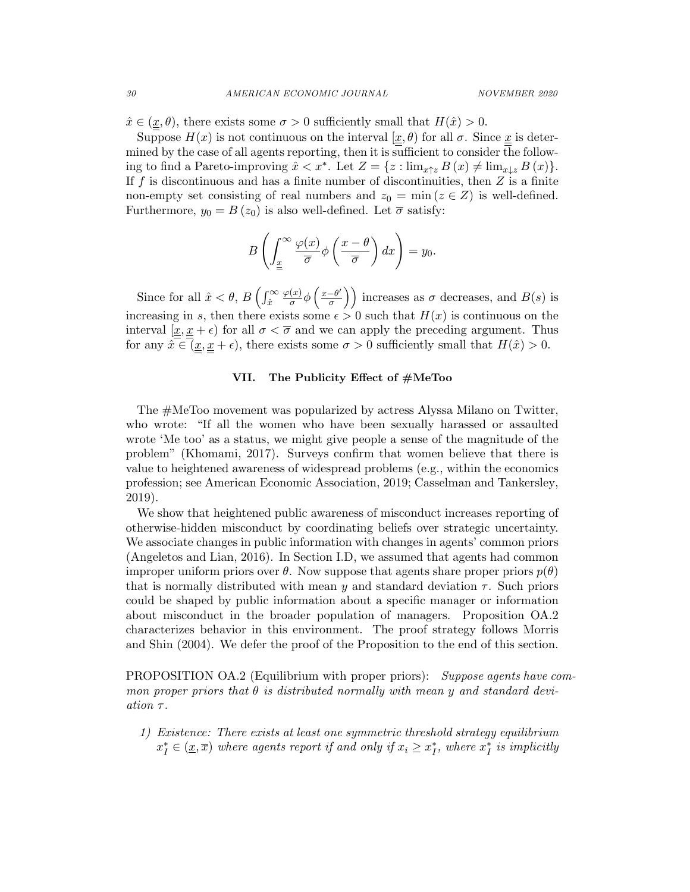$\hat{x} \in (\underline{x}, \theta)$, there exists some $\sigma > 0$ sufficiently small that $H(\hat{x}) > 0$.

Suppose $H(x)$ is not continuous on the interval $[\underline{\underline{x}}, \theta)$ for all $\sigma$. Since $\underline{\underline{x}}$ is determined by the case of all agents reporting, then it is sufficient to consider the following to find a Pareto-improving $\hat{x} < x^*$. Let $Z = \{z : \lim_{x \uparrow z} B(x) \neq \lim_{x \downarrow z} B(x)\}$. If $f$ is discontinuous and has a finite number of discontinuities, then $Z$ is a finite non-empty set consisting of real numbers and $z_0 = \min(z \in Z)$ is well-defined. Furthermore, $y_0 = B(z_0)$ is also well-defined. Let $\overline{\sigma}$ satisfy:

$$B\left(\int_{\underline{\underline{x}}}^{\infty} \frac{\varphi(x)}{\overline{\sigma}} \phi\left(\frac{x-\theta}{\overline{\sigma}}\right) dx\right) = y_0.$$

Since for all $\hat{x} < \theta$, $B\left(\int_{\hat{x}}^{\infty} \frac{\varphi(x)}{\sigma} \phi\left(\frac{x-\theta'}{\sigma}\right)\right)$ increases as $\sigma$ decreases, and $B(s)$ is increasing in $s$, then there exists some $\epsilon > 0$ such that $H(x)$ is continuous on the interval $[\underline{\underline{x}}, \underline{\underline{x}} + \epsilon)$ for all $\sigma < \overline{\sigma}$ and we can apply the preceding argument. Thus for any $\hat{x} \in (\underline{\underline{x}}, \underline{\underline{x}} + \epsilon)$, there exists some $\sigma > 0$ sufficiently small that $H(\hat{x}) > 0$.

## VII. The Publicity Effect of #MeToo

The #MeToo movement was popularized by actress Alyssa Milano on Twitter, who wrote: "If all the women who have been sexually harassed or assaulted wrote 'Me too' as a status, we might give people a sense of the magnitude of the problem" (Khomami, 2017). Surveys confirm that women believe that there is value to heightened awareness of widespread problems (e.g., within the economics profession; see American Economic Association, 2019; Casselman and Tankersley, 2019).

We show that heightened public awareness of misconduct increases reporting of otherwise-hidden misconduct by coordinating beliefs over strategic uncertainty. We associate changes in public information with changes in agents' common priors (Angeletos and Lian, 2016). In Section I.D, we assumed that agents had common improper uniform priors over $\theta$. Now suppose that agents share proper priors $p(\theta)$ that is normally distributed with mean $y$ and standard deviation $\tau$. Such priors could be shaped by public information about a specific manager or information about misconduct in the broader population of managers. Proposition OA.2 characterizes behavior in this environment. The proof strategy follows Morris and Shin (2004). We defer the proof of the Proposition to the end of this section.

PROPOSITION OA.2 (Equilibrium with proper priors): *Suppose agents have common proper priors that $\theta$ is distributed normally with mean $y$ and standard deviation $\tau$.*

1) *Existence: There exists at least one symmetric threshold strategy equilibrium $x_I^* \in (\underline{x}, \overline{x})$ where agents report if and only if $x_i \geq x_I^*$, where $x_I^*$ is implicitly*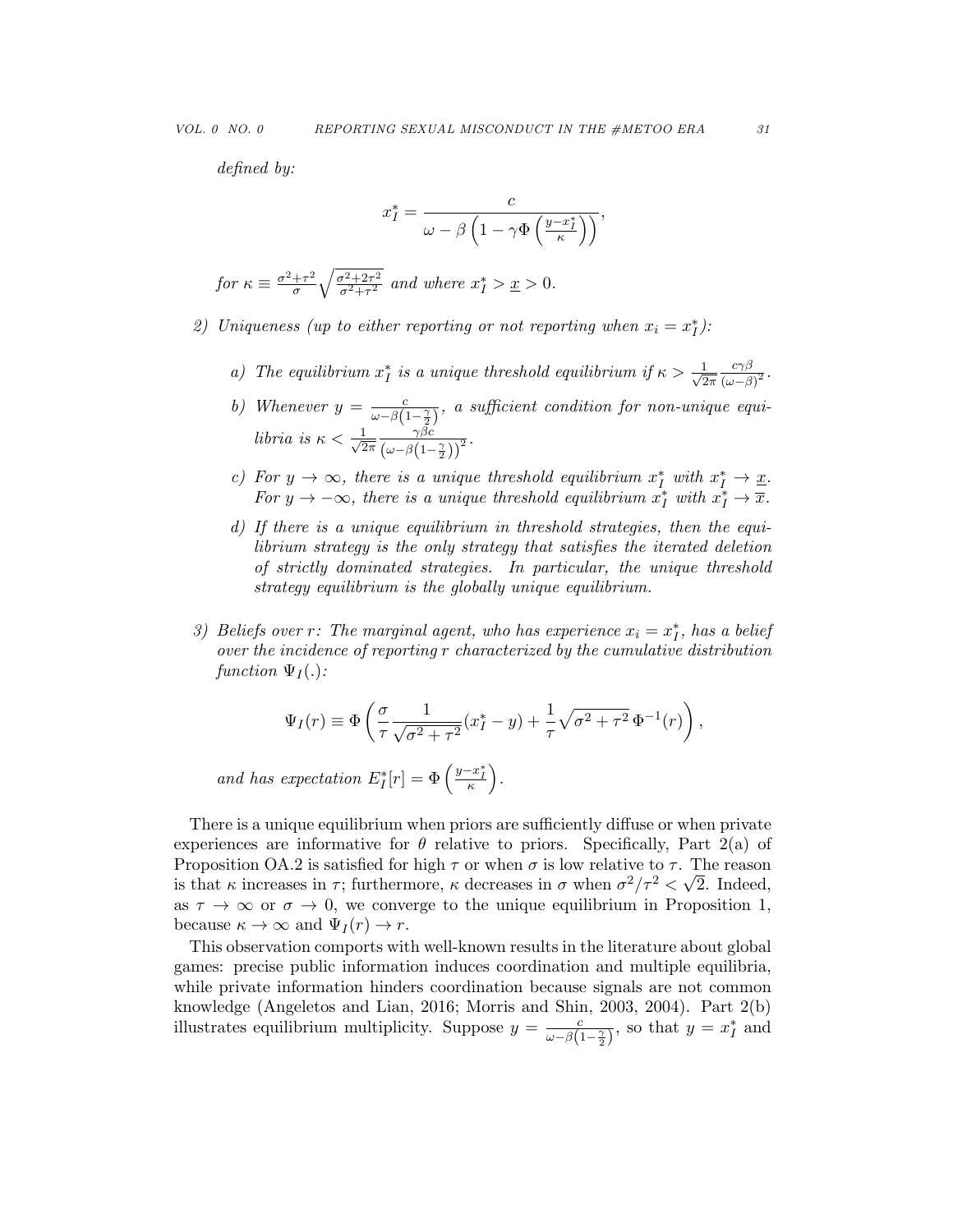*defined by:*

$$x_I^* = \frac{c}{\omega - \beta\left(1 - \gamma \Phi\left(\frac{y - x_I^*}{\kappa}\right)\right)},$$

*for* $\kappa \equiv \frac{\sigma^2+\tau^2}{\sigma}\sqrt{\frac{\sigma^2+2\tau^2}{\sigma^2+\tau^2}}$ *and where* $x_I^* > \underline{x} > 0$.

2) *Uniqueness (up to either reporting or not reporting when* $x_i = x_I^*$*):*

   a) *The equilibrium* $x_I^*$ *is a unique threshold equilibrium if* $\kappa > \frac{1}{\sqrt{2\pi}} \frac{c\gamma\beta}{(\omega-\beta)^2}$.

   b) *Whenever* $y = \frac{c}{\omega - \beta\left(1-\frac{\gamma}{2}\right)}$*, a sufficient condition for non-unique equilibria is* $\kappa < \frac{1}{\sqrt{2\pi}} \frac{\gamma\beta c}{\left(\omega-\beta\left(1-\frac{\gamma}{2}\right)\right)^2}$.

   c) *For* $y \to \infty$*, there is a unique threshold equilibrium* $x_I^*$ *with* $x_I^* \to \underline{x}$*. For* $y \to -\infty$*, there is a unique threshold equilibrium* $x_I^*$ *with* $x_I^* \to \overline{x}$.

   d) *If there is a unique equilibrium in threshold strategies, then the equilibrium strategy is the only strategy that satisfies the iterated deletion of strictly dominated strategies. In particular, the unique threshold strategy equilibrium is the globally unique equilibrium.*

3) *Beliefs over* $r$*: The marginal agent, who has experience* $x_i = x_I^*$*, has a belief over the incidence of reporting* $r$ *characterized by the cumulative distribution function* $\Psi_I(.)$*:*

$$\Psi_I(r) \equiv \Phi\left(\frac{\sigma}{\tau}\frac{1}{\sqrt{\sigma^2+\tau^2}}(x_I^* - y) + \frac{1}{\tau}\sqrt{\sigma^2+\tau^2}\,\Phi^{-1}(r)\right),$$

*and has expectation* $E_I^*[r] = \Phi\left(\frac{y-x_I^*}{\kappa}\right)$.

There is a unique equilibrium when priors are sufficiently diffuse or when private experiences are informative for $\theta$ relative to priors. Specifically, Part 2(a) of Proposition OA.2 is satisfied for high $\tau$ or when $\sigma$ is low relative to $\tau$. The reason is that $\kappa$ increases in $\tau$; furthermore, $\kappa$ decreases in $\sigma$ when $\sigma^2/\tau^2 < \sqrt{2}$. Indeed, as $\tau \to \infty$ or $\sigma \to 0$, we converge to the unique equilibrium in Proposition 1, because $\kappa \to \infty$ and $\Psi_I(r) \to r$.

This observation comports with well-known results in the literature about global games: precise public information induces coordination and multiple equilibria, while private information hinders coordination because signals are not common knowledge (Angeletos and Lian, 2016; Morris and Shin, 2003, 2004). Part 2(b) illustrates equilibrium multiplicity. Suppose $y = \frac{c}{\omega-\beta\left(1-\frac{\gamma}{2}\right)}$, so that $y = x_I^*$ and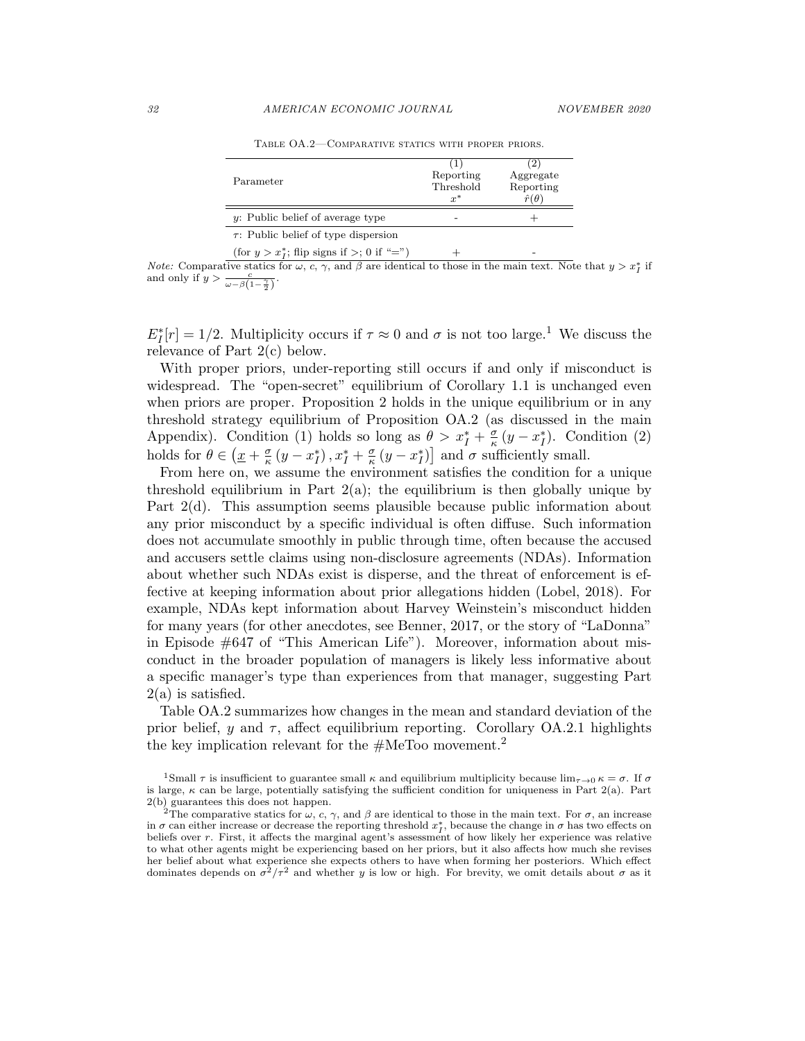Table OA.2—Comparative statics with proper priors.

| Parameter | (1) Reporting Threshold $x^*$ | (2) Aggregate Reporting $\hat{r}(\theta)$ |
|---|---|---|
| $y$: Public belief of average type | - | + |
| $\tau$: Public belief of type dispersion (for $y > x_I^*$; flip signs if $>$; 0 if "$=$") | + | - |

*Note:* Comparative statics for $\omega$, $c$, $\gamma$, and $\beta$ are identical to those in the main text. Note that $y > x_I^*$ if and only if $y > \frac{c}{\omega - \beta\left(1-\frac{\gamma}{2}\right)}$.

$E_I^*[r] = 1/2$. Multiplicity occurs if $\tau \approx 0$ and $\sigma$ is not too large.[1] We discuss the relevance of Part 2(c) below.

With proper priors, under-reporting still occurs if and only if misconduct is widespread. The "open-secret" equilibrium of Corollary 1.1 is unchanged even when priors are proper. Proposition 2 holds in the unique equilibrium or in any threshold strategy equilibrium of Proposition OA.2 (as discussed in the main Appendix). Condition (1) holds so long as $\theta > x_I^* + \frac{\sigma}{\kappa}\left(y - x_I^*\right)$. Condition (2) holds for $\theta \in \left(\underline{x} + \frac{\sigma}{\kappa}\left(y - x_I^*\right), x_I^* + \frac{\sigma}{\kappa}\left(y - x_I^*\right)\right]$ and $\sigma$ sufficiently small.

From here on, we assume the environment satisfies the condition for a unique threshold equilibrium in Part 2(a); the equilibrium is then globally unique by Part 2(d). This assumption seems plausible because public information about any prior misconduct by a specific individual is often diffuse. Such information does not accumulate smoothly in public through time, often because the accused and accusers settle claims using non-disclosure agreements (NDAs). Information about whether such NDAs exist is disperse, and the threat of enforcement is effective at keeping information about prior allegations hidden (Lobel, 2018). For example, NDAs kept information about Harvey Weinstein's misconduct hidden for many years (for other anecdotes, see Benner, 2017, or the story of "LaDonna" in Episode #647 of "This American Life"). Moreover, information about misconduct in the broader population of managers is likely less informative about a specific manager's type than experiences from that manager, suggesting Part 2(a) is satisfied.

Table OA.2 summarizes how changes in the mean and standard deviation of the prior belief, $y$ and $\tau$, affect equilibrium reporting. Corollary OA.2.1 highlights the key implication relevant for the #MeToo movement.[2]

[1] Small $\tau$ is insufficient to guarantee small $\kappa$ and equilibrium multiplicity because $\lim_{\tau \to 0} \kappa = \sigma$. If $\sigma$ is large, $\kappa$ can be large, potentially satisfying the sufficient condition for uniqueness in Part 2(a). Part 2(b) guarantees this does not happen.

[2] The comparative statics for $\omega$, $c$, $\gamma$, and $\beta$ are identical to those in the main text. For $\sigma$, an increase in $\sigma$ can either increase or decrease the reporting threshold $x_I^*$, because the change in $\sigma$ has two effects on beliefs over $r$. First, it affects the marginal agent's assessment of how likely her experience was relative to what other agents might be experiencing based on her priors, but it also affects how much she revises her belief about what experience she expects others to have when forming her posteriors. Which effect dominates depends on $\sigma^2/\tau^2$ and whether $y$ is low or high. For brevity, we omit details about $\sigma$ as it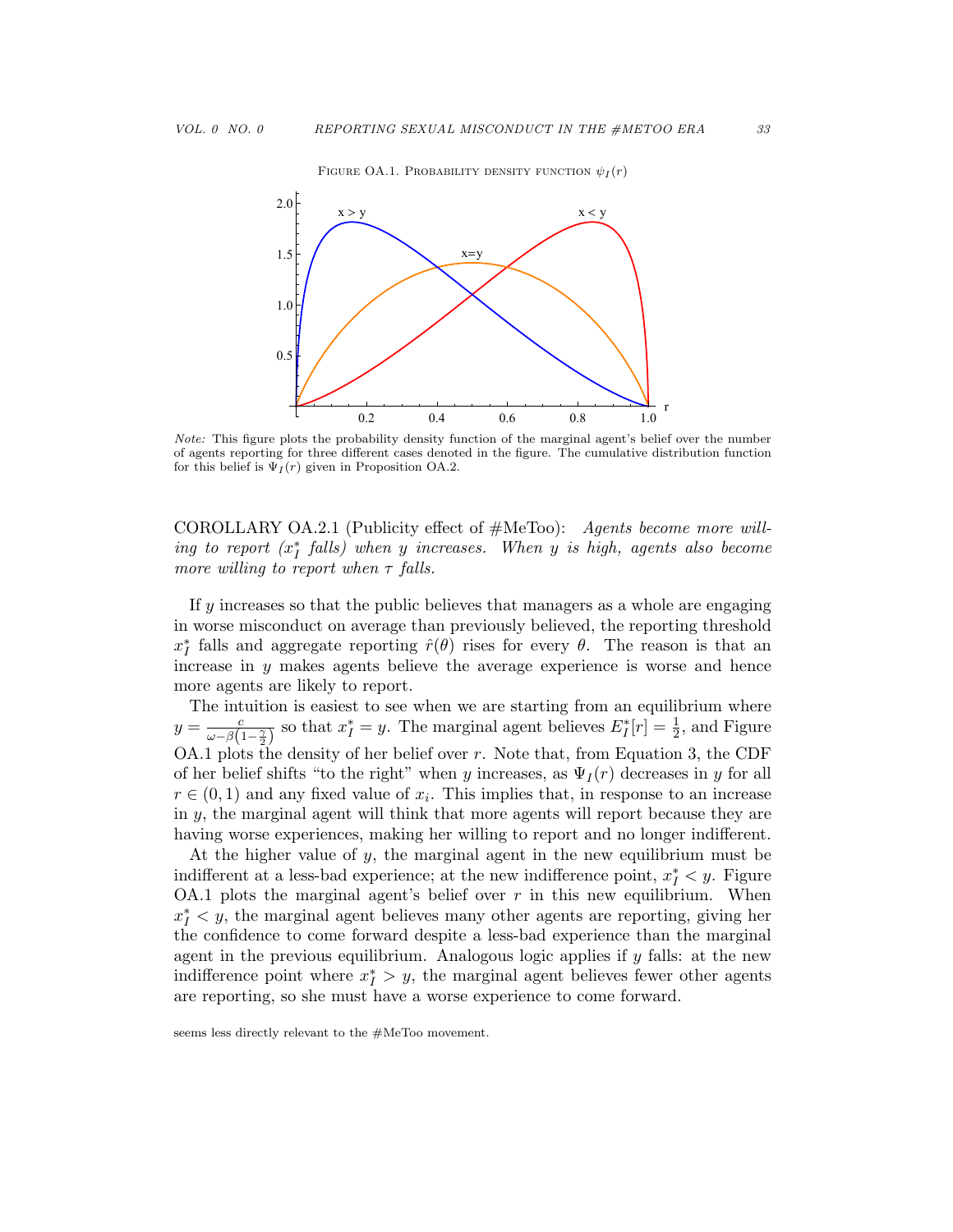FIGURE OA.1. PROBABILITY DENSITY FUNCTION $\psi_I(r)$

*Note:* This figure plots the probability density function of the marginal agent's belief over the number of agents reporting for three different cases denoted in the figure. The cumulative distribution function for this belief is $\Psi_I(r)$ given in Proposition OA.2.

COROLLARY OA.2.1 (Publicity effect of #MeToo): *Agents become more willing to report ($x_I^*$ falls) when $y$ increases. When $y$ is high, agents also become more willing to report when $\tau$ falls.*

If $y$ increases so that the public believes that managers as a whole are engaging in worse misconduct on average than previously believed, the reporting threshold $x_I^*$ falls and aggregate reporting $\hat{r}(\theta)$ rises for every $\theta$. The reason is that an increase in $y$ makes agents believe the average experience is worse and hence more agents are likely to report.

The intuition is easiest to see when we are starting from an equilibrium where $y = \frac{c}{\omega - \beta\left(1 - \frac{\gamma}{2}\right)}$ so that $x_I^* = y$. The marginal agent believes $E_I^*[r] = \frac{1}{2}$, and Figure OA.1 plots the density of her belief over $r$. Note that, from Equation 3, the CDF of her belief shifts "to the right" when $y$ increases, as $\Psi_I(r)$ decreases in $y$ for all $r \in (0, 1)$ and any fixed value of $x_i$. This implies that, in response to an increase in $y$, the marginal agent will think that more agents will report because they are having worse experiences, making her willing to report and no longer indifferent.

At the higher value of $y$, the marginal agent in the new equilibrium must be indifferent at a less-bad experience; at the new indifference point, $x_I^* < y$. Figure OA.1 plots the marginal agent's belief over $r$ in this new equilibrium. When $x_I^* < y$, the marginal agent believes many other agents are reporting, giving her the confidence to come forward despite a less-bad experience than the marginal agent in the previous equilibrium. Analogous logic applies if $y$ falls: at the new indifference point where $x_I^* > y$, the marginal agent believes fewer other agents are reporting, so she must have a worse experience to come forward.

seems less directly relevant to the #MeToo movement.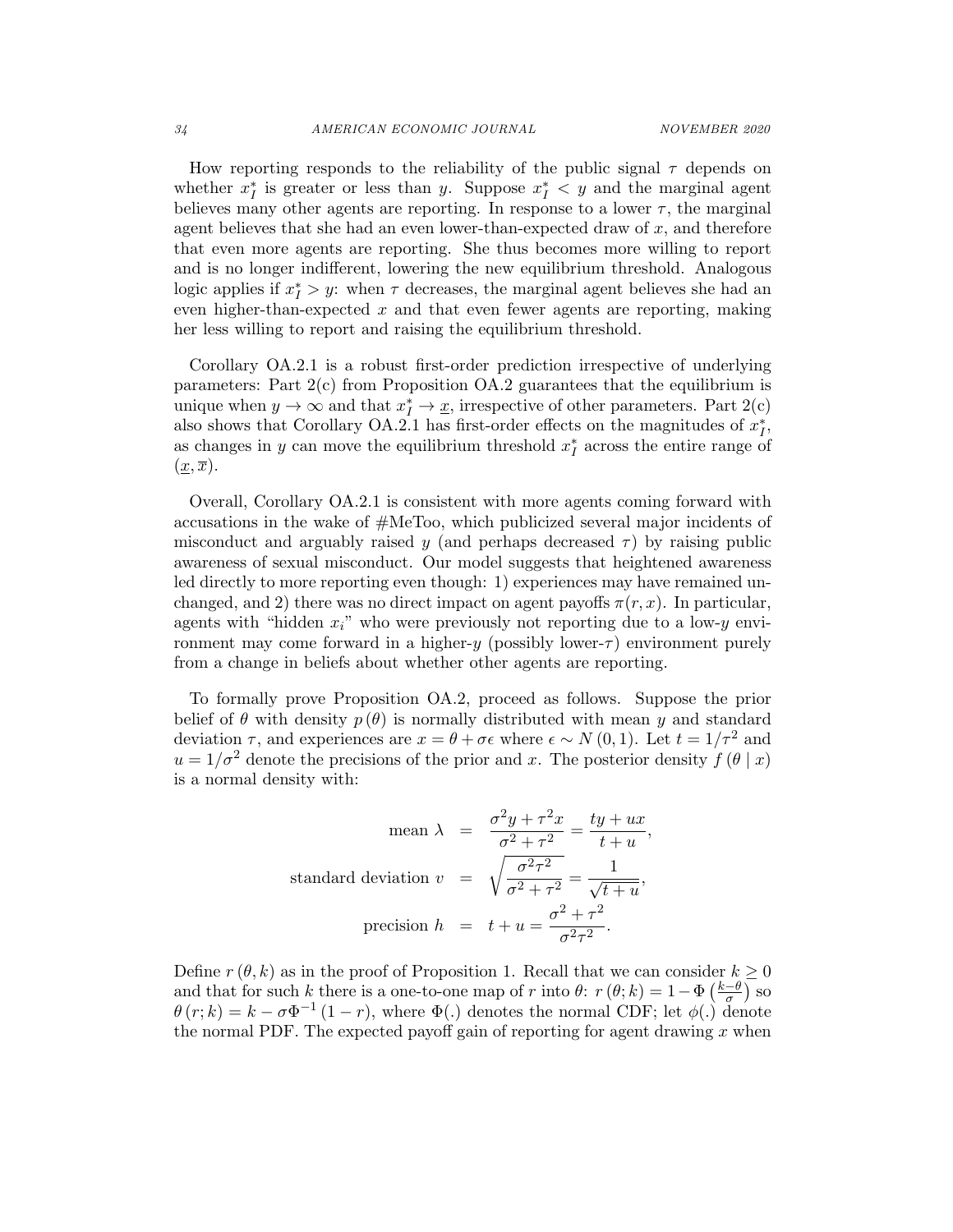How reporting responds to the reliability of the public signal $\tau$ depends on whether $x_I^*$ is greater or less than $y$. Suppose $x_I^* < y$ and the marginal agent believes many other agents are reporting. In response to a lower $\tau$, the marginal agent believes that she had an even lower-than-expected draw of $x$, and therefore that even more agents are reporting. She thus becomes more willing to report and is no longer indifferent, lowering the new equilibrium threshold. Analogous logic applies if $x_I^* > y$: when $\tau$ decreases, the marginal agent believes she had an even higher-than-expected $x$ and that even fewer agents are reporting, making her less willing to report and raising the equilibrium threshold.

Corollary OA.2.1 is a robust first-order prediction irrespective of underlying parameters: Part 2(c) from Proposition OA.2 guarantees that the equilibrium is unique when $y \to \infty$ and that $x_I^* \to \underline{x}$, irrespective of other parameters. Part 2(c) also shows that Corollary OA.2.1 has first-order effects on the magnitudes of $x_I^*$, as changes in $y$ can move the equilibrium threshold $x_I^*$ across the entire range of $(\underline{x}, \overline{x})$.

Overall, Corollary OA.2.1 is consistent with more agents coming forward with accusations in the wake of #MeToo, which publicized several major incidents of misconduct and arguably raised $y$ (and perhaps decreased $\tau$) by raising public awareness of sexual misconduct. Our model suggests that heightened awareness led directly to more reporting even though: 1) experiences may have remained unchanged, and 2) there was no direct impact on agent payoffs $\pi(r, x)$. In particular, agents with "hidden $x_i$" who were previously not reporting due to a low-$y$ environment may come forward in a higher-$y$ (possibly lower-$\tau$) environment purely from a change in beliefs about whether other agents are reporting.

To formally prove Proposition OA.2, proceed as follows. Suppose the prior belief of $\theta$ with density $p(\theta)$ is normally distributed with mean $y$ and standard deviation $\tau$, and experiences are $x = \theta + \sigma\epsilon$ where $\epsilon \sim N(0, 1)$. Let $t = 1/\tau^2$ and $u = 1/\sigma^2$ denote the precisions of the prior and $x$. The posterior density $f(\theta \mid x)$ is a normal density with:

$$
\begin{aligned}
\text{mean } \lambda &= \frac{\sigma^2 y + \tau^2 x}{\sigma^2 + \tau^2} = \frac{ty + ux}{t + u}, \\
\text{standard deviation } v &= \sqrt{\frac{\sigma^2 \tau^2}{\sigma^2 + \tau^2}} = \frac{1}{\sqrt{t + u}}, \\
\text{precision } h &= t + u = \frac{\sigma^2 + \tau^2}{\sigma^2 \tau^2}.
\end{aligned}
$$

Define $r(\theta, k)$ as in the proof of Proposition 1. Recall that we can consider $k \geq 0$ and that for such $k$ there is a one-to-one map of $r$ into $\theta$: $r(\theta; k) = 1 - \Phi\left(\frac{k - \theta}{\sigma}\right)$ so $\theta(r; k) = k - \sigma\Phi^{-1}(1 - r)$, where $\Phi(.)$ denotes the normal CDF; let $\phi(.)$ denote the normal PDF. The expected payoff gain of reporting for agent drawing $x$ when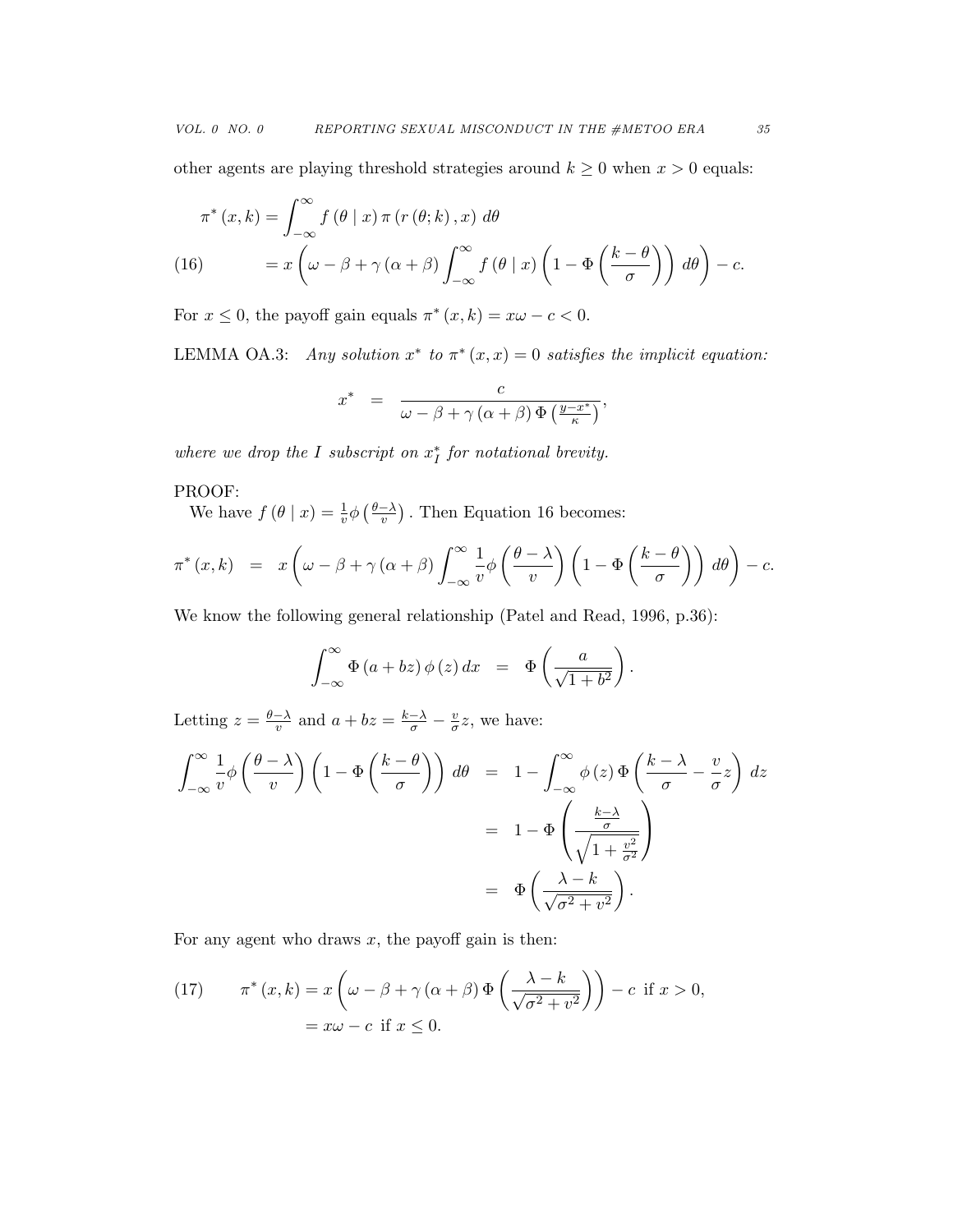other agents are playing threshold strategies around $k \geq 0$ when $x > 0$ equals:

$$
\begin{aligned}
\pi^*(x,k) &= \int_{-\infty}^{\infty} f(\theta \mid x)\, \pi(r(\theta;k), x)\, d\theta \\
&= x\left(\omega - \beta + \gamma(\alpha+\beta)\int_{-\infty}^{\infty} f(\theta \mid x)\left(1 - \Phi\left(\frac{k-\theta}{\sigma}\right)\right) d\theta\right) - c. \qquad (16)
\end{aligned}
$$

For $x \leq 0$, the payoff gain equals $\pi^*(x,k) = x\omega - c < 0$.

LEMMA OA.3: *Any solution $x^*$ to $\pi^*(x,x) = 0$ satisfies the implicit equation:*

$$
x^* \;=\; \frac{c}{\omega - \beta + \gamma(\alpha+\beta)\,\Phi\left(\frac{y-x^*}{\kappa}\right)},
$$

*where we drop the $I$ subscript on $x_I^*$ for notational brevity.*

PROOF:

We have $f(\theta \mid x) = \frac{1}{v}\phi\left(\frac{\theta-\lambda}{v}\right)$. Then Equation 16 becomes:

$$
\pi^*(x,k) \;=\; x\left(\omega - \beta + \gamma(\alpha+\beta)\int_{-\infty}^{\infty}\frac{1}{v}\phi\left(\frac{\theta-\lambda}{v}\right)\left(1 - \Phi\left(\frac{k-\theta}{\sigma}\right)\right) d\theta\right) - c.
$$

We know the following general relationship (Patel and Read, 1996, p.36):

$$
\int_{-\infty}^{\infty}\Phi(a+bz)\,\phi(z)\,dx \;=\; \Phi\left(\frac{a}{\sqrt{1+b^2}}\right).
$$

Letting $z = \frac{\theta-\lambda}{v}$ and $a + bz = \frac{k-\lambda}{\sigma} - \frac{v}{\sigma}z$, we have:

$$
\begin{aligned}
\int_{-\infty}^{\infty}\frac{1}{v}\phi\left(\frac{\theta-\lambda}{v}\right)\left(1-\Phi\left(\frac{k-\theta}{\sigma}\right)\right) d\theta &= 1 - \int_{-\infty}^{\infty}\phi(z)\,\Phi\left(\frac{k-\lambda}{\sigma} - \frac{v}{\sigma}z\right) dz \\
&= 1 - \Phi\left(\frac{\frac{k-\lambda}{\sigma}}{\sqrt{1+\frac{v^2}{\sigma^2}}}\right) \\
&= \Phi\left(\frac{\lambda-k}{\sqrt{\sigma^2+v^2}}\right).
\end{aligned}
$$

For any agent who draws $x$, the payoff gain is then:

$$
\begin{aligned}
\pi^*(x,k) &= x\left(\omega - \beta + \gamma(\alpha+\beta)\,\Phi\left(\frac{\lambda-k}{\sqrt{\sigma^2+v^2}}\right)\right) - c \text{ if } x > 0, \qquad (17)\\
&= x\omega - c \text{ if } x \leq 0.
\end{aligned}
$$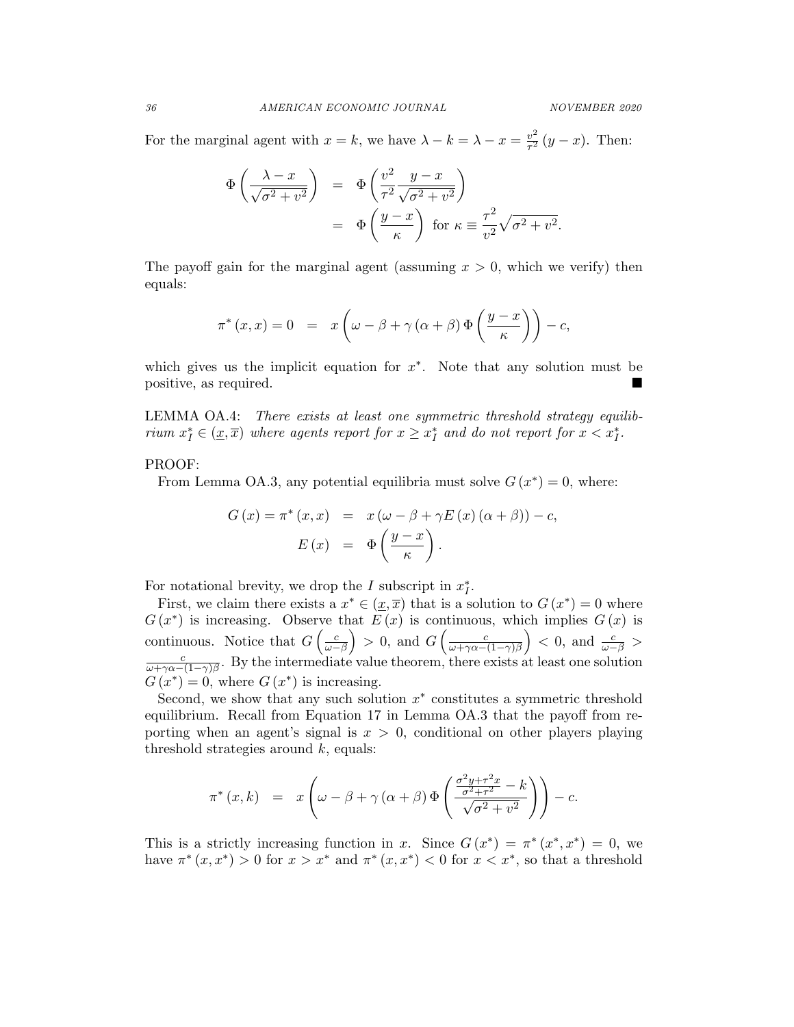For the marginal agent with $x = k$, we have $\lambda - k = \lambda - x = \frac{v^2}{\tau^2}(y - x)$. Then:

$$\Phi\left(\frac{\lambda - x}{\sqrt{\sigma^2 + v^2}}\right) = \Phi\left(\frac{v^2}{\tau^2}\frac{y - x}{\sqrt{\sigma^2 + v^2}}\right)$$
$$= \Phi\left(\frac{y - x}{\kappa}\right) \text{ for } \kappa \equiv \frac{\tau^2}{v^2}\sqrt{\sigma^2 + v^2}.$$

The payoff gain for the marginal agent (assuming $x > 0$, which we verify) then equals:

$$\pi^*(x, x) = 0 = x\left(\omega - \beta + \gamma(\alpha + \beta)\Phi\left(\frac{y - x}{\kappa}\right)\right) - c,$$

which gives us the implicit equation for $x^*$. Note that any solution must be positive, as required. ■

LEMMA OA.4: *There exists at least one symmetric threshold strategy equilibrium $x_I^* \in (\underline{x}, \overline{x})$ where agents report for $x \geq x_I^*$ and do not report for $x < x_I^*$.*

PROOF:

From Lemma OA.3, any potential equilibria must solve $G(x^*) = 0$, where:

$$G(x) = \pi^*(x, x) = x(\omega - \beta + \gamma E(x)(\alpha + \beta)) - c,$$
$$E(x) = \Phi\left(\frac{y - x}{\kappa}\right).$$

For notational brevity, we drop the $I$ subscript in $x_I^*$.

First, we claim there exists a $x^* \in (\underline{x}, \overline{x})$ that is a solution to $G(x^*) = 0$ where $G(x^*)$ is increasing. Observe that $E(x)$ is continuous, which implies $G(x)$ is continuous. Notice that $G\left(\frac{c}{\omega - \beta}\right) > 0$, and $G\left(\frac{c}{\omega + \gamma\alpha - (1-\gamma)\beta}\right) < 0$, and $\frac{c}{\omega - \beta} > \frac{c}{\omega + \gamma\alpha - (1-\gamma)\beta}$. By the intermediate value theorem, there exists at least one solution $G(x^*) = 0$, where $G(x^*)$ is increasing.

Second, we show that any such solution $x^*$ constitutes a symmetric threshold equilibrium. Recall from Equation 17 in Lemma OA.3 that the payoff from reporting when an agent's signal is $x > 0$, conditional on other players playing threshold strategies around $k$, equals:

$$\pi^*(x, k) = x\left(\omega - \beta + \gamma(\alpha + \beta)\Phi\left(\frac{\frac{\sigma^2 y + \tau^2 x}{\sigma^2 + \tau^2} - k}{\sqrt{\sigma^2 + v^2}}\right)\right) - c.$$

This is a strictly increasing function in $x$. Since $G(x^*) = \pi^*(x^*, x^*) = 0$, we have $\pi^*(x, x^*) > 0$ for $x > x^*$ and $\pi^*(x, x^*) < 0$ for $x < x^*$, so that a threshold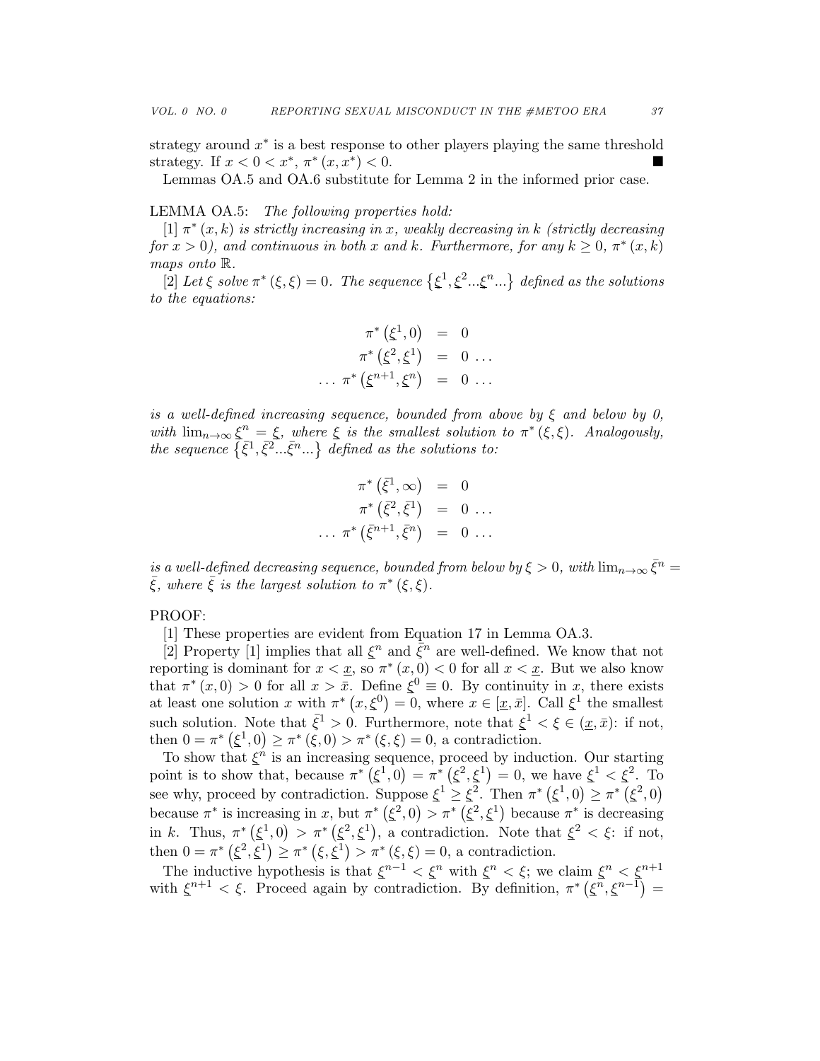strategy around $x^*$ is a best response to other players playing the same threshold strategy. If $x < 0 < x^*$, $\pi^*(x, x^*) < 0$. ■

Lemmas OA.5 and OA.6 substitute for Lemma 2 in the informed prior case.

LEMMA OA.5: *The following properties hold:*

[1] *$\pi^*(x,k)$ is strictly increasing in $x$, weakly decreasing in $k$ (strictly decreasing for $x > 0$), and continuous in both $x$ and $k$. Furthermore, for any $k \geq 0$, $\pi^*(x,k)$ maps onto $\mathbb{R}$.*

[2] *Let $\xi$ solve $\pi^*(\xi,\xi) = 0$. The sequence $\{\underline{\xi}^1, \underline{\xi}^2 ... \underline{\xi}^n ...\}$ defined as the solutions to the equations:*

$$
\begin{aligned}
\pi^*(\underline{\xi}^1, 0) &= 0 \\
\pi^*(\underline{\xi}^2, \underline{\xi}^1) &= 0 \ldots \\
\ldots\ \pi^*(\underline{\xi}^{n+1}, \underline{\xi}^n) &= 0 \ldots
\end{aligned}
$$

*is a well-defined increasing sequence, bounded from above by $\xi$ and below by 0, with $\lim_{n\to\infty} \underline{\xi}^n = \underline{\xi}$, where $\underline{\xi}$ is the smallest solution to $\pi^*(\xi,\xi)$. Analogously, the sequence $\{\bar{\xi}^1, \bar{\xi}^2 ... \bar{\xi}^n ...\}$ defined as the solutions to:*

$$
\begin{aligned}
\pi^*(\bar{\xi}^1, \infty) &= 0 \\
\pi^*(\bar{\xi}^2, \bar{\xi}^1) &= 0 \ldots \\
\ldots\ \pi^*(\bar{\xi}^{n+1}, \bar{\xi}^n) &= 0 \ldots
\end{aligned}
$$

*is a well-defined decreasing sequence, bounded from below by $\xi > 0$, with $\lim_{n\to\infty} \bar{\xi}^n = \bar{\xi}$, where $\bar{\xi}$ is the largest solution to $\pi^*(\xi,\xi)$.*

PROOF:

[1] These properties are evident from Equation 17 in Lemma OA.3.

[2] Property [1] implies that all $\underline{\xi}^n$ and $\bar{\xi}^n$ are well-defined. We know that not reporting is dominant for $x < \underline{x}$, so $\pi^*(x,0) < 0$ for all $x < \underline{x}$. But we also know that $\pi^*(x,0) > 0$ for all $x > \bar{x}$. Define $\underline{\xi}^0 \equiv 0$. By continuity in $x$, there exists at least one solution $x$ with $\pi^*(x, \underline{\xi}^0) = 0$, where $x \in [\underline{x}, \bar{x}]$. Call $\underline{\xi}^1$ the smallest such solution. Note that $\bar{\xi}^1 > 0$. Furthermore, note that $\underline{\xi}^1 < \xi \in (\underline{x}, \bar{x})$: if not, then $0 = \pi^*(\underline{\xi}^1, 0) \geq \pi^*(\xi, 0) > \pi^*(\xi,\xi) = 0$, a contradiction.

To show that $\underline{\xi}^n$ is an increasing sequence, proceed by induction. Our starting point is to show that, because $\pi^*(\underline{\xi}^1, 0) = \pi^*(\underline{\xi}^2, \underline{\xi}^1) = 0$, we have $\underline{\xi}^1 < \underline{\xi}^2$. To see why, proceed by contradiction. Suppose $\underline{\xi}^1 \geq \underline{\xi}^2$. Then $\pi^*(\underline{\xi}^1, 0) \geq \pi^*(\underline{\xi}^2, 0)$ because $\pi^*$ is increasing in $x$, but $\pi^*(\underline{\xi}^2, 0) > \pi^*(\underline{\xi}^2, \underline{\xi}^1)$ because $\pi^*$ is decreasing in $k$. Thus, $\pi^*(\underline{\xi}^1, 0) > \pi^*(\underline{\xi}^2, \underline{\xi}^1)$, a contradiction. Note that $\underline{\xi}^2 < \xi$: if not, then $0 = \pi^*(\underline{\xi}^2, \underline{\xi}^1) \geq \pi^*(\xi, \underline{\xi}^1) > \pi^*(\xi,\xi) = 0$, a contradiction.

The inductive hypothesis is that $\underline{\xi}^{n-1} < \underline{\xi}^n$ with $\underline{\xi}^n < \xi$; we claim $\underline{\xi}^n < \underline{\xi}^{n+1}$ with $\underline{\xi}^{n+1} < \xi$. Proceed again by contradiction. By definition, $\pi^*(\underline{\xi}^n, \underline{\xi}^{n-1}) =$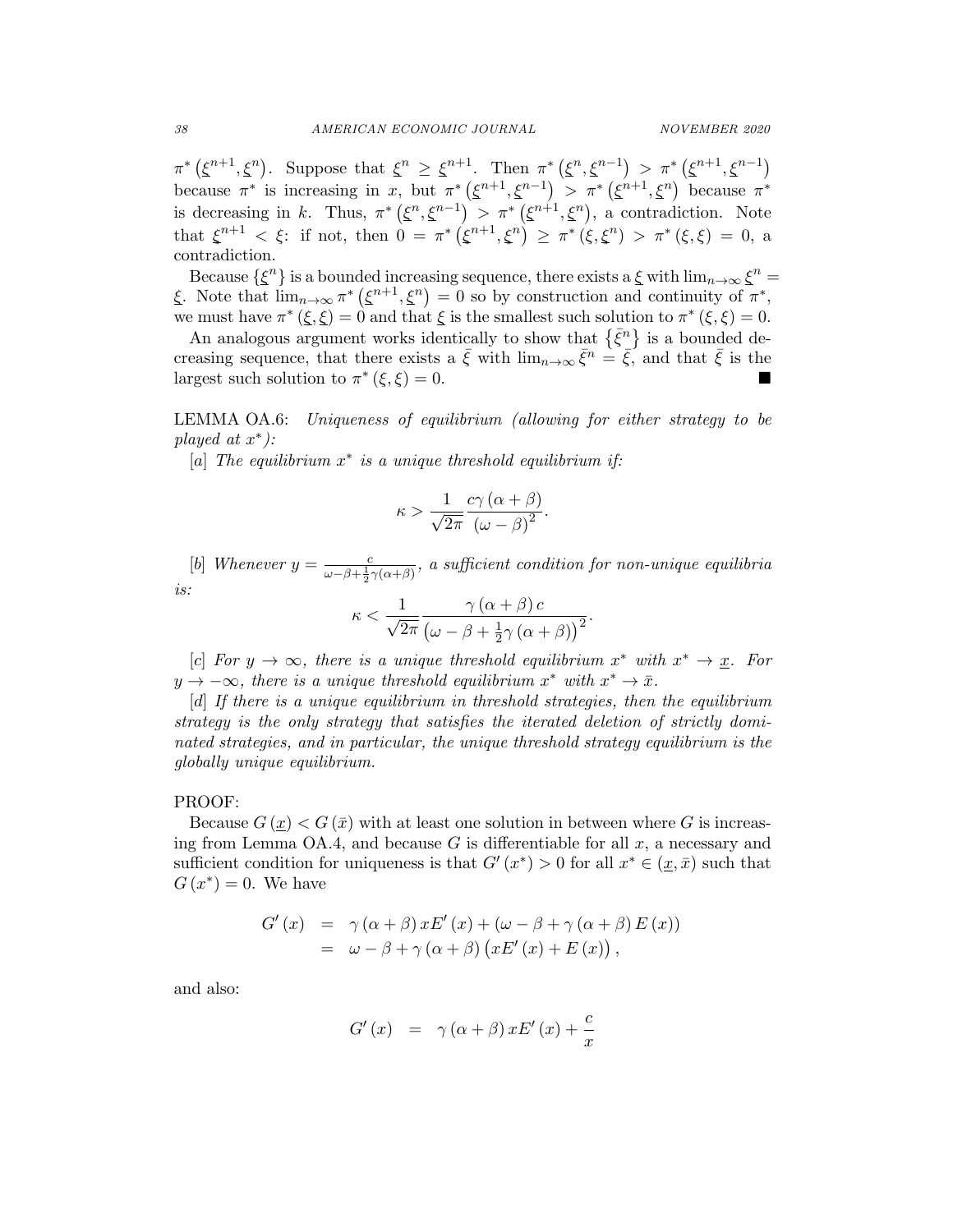$\pi^*\left(\underline{\xi}^{n+1}, \underline{\xi}^{n}\right)$. Suppose that $\underline{\xi}^{n} \geq \underline{\xi}^{n+1}$. Then $\pi^*\left(\underline{\xi}^{n}, \underline{\xi}^{n-1}\right) > \pi^*\left(\underline{\xi}^{n+1}, \underline{\xi}^{n-1}\right)$ because $\pi^*$ is increasing in $x$, but $\pi^*\left(\underline{\xi}^{n+1}, \underline{\xi}^{n-1}\right) > \pi^*\left(\underline{\xi}^{n+1}, \underline{\xi}^{n}\right)$ because $\pi^*$ is decreasing in $k$. Thus, $\pi^*\left(\underline{\xi}^{n}, \underline{\xi}^{n-1}\right) > \pi^*\left(\underline{\xi}^{n+1}, \underline{\xi}^{n}\right)$, a contradiction. Note that $\underline{\xi}^{n+1} < \xi$: if not, then $0 = \pi^*\left(\underline{\xi}^{n+1}, \underline{\xi}^{n}\right) \geq \pi^*\left(\xi, \underline{\xi}^{n}\right) > \pi^*(\xi, \xi) = 0$, a contradiction.

Because $\{\underline{\xi}^{n}\}$ is a bounded increasing sequence, there exists a $\underline{\xi}$ with $\lim_{n\to\infty} \underline{\xi}^{n} = \underline{\xi}$. Note that $\lim_{n\to\infty} \pi^*\left(\underline{\xi}^{n+1}, \underline{\xi}^{n}\right) = 0$ so by construction and continuity of $\pi^*$, we must have $\pi^*\left(\underline{\xi}, \underline{\xi}\right) = 0$ and that $\underline{\xi}$ is the smallest such solution to $\pi^*(\xi, \xi) = 0$.

An analogous argument works identically to show that $\left\{\bar{\xi}^{n}\right\}$ is a bounded decreasing sequence, that there exists a $\bar{\xi}$ with $\lim_{n\to\infty} \bar{\xi}^{n} = \bar{\xi}$, and that $\bar{\xi}$ is the largest such solution to $\pi^*(\xi, \xi) = 0$. ■

LEMMA OA.6: *Uniqueness of equilibrium (allowing for either strategy to be played at $x^*$):*

[a] *The equilibrium $x^*$ is a unique threshold equilibrium if:*

$$\kappa > \frac{1}{\sqrt{2\pi}} \frac{c\gamma(\alpha+\beta)}{(\omega-\beta)^2}.$$

[b] *Whenever $y = \frac{c}{\omega-\beta+\frac{1}{2}\gamma(\alpha+\beta)}$, a sufficient condition for non-unique equilibria is:*

$$\kappa < \frac{1}{\sqrt{2\pi}} \frac{\gamma(\alpha+\beta)c}{\left(\omega-\beta+\frac{1}{2}\gamma(\alpha+\beta)\right)^2}.$$

[c] *For $y \to \infty$, there is a unique threshold equilibrium $x^*$ with $x^* \to \underline{x}$. For $y \to -\infty$, there is a unique threshold equilibrium $x^*$ with $x^* \to \bar{x}$.*

[d] *If there is a unique equilibrium in threshold strategies, then the equilibrium strategy is the only strategy that satisfies the iterated deletion of strictly dominated strategies, and in particular, the unique threshold strategy equilibrium is the globally unique equilibrium.*

PROOF:

Because $G(\underline{x}) < G(\bar{x})$ with at least one solution in between where $G$ is increasing from Lemma OA.4, and because $G$ is differentiable for all $x$, a necessary and sufficient condition for uniqueness is that $G'(x^*) > 0$ for all $x^* \in (\underline{x}, \bar{x})$ such that $G(x^*) = 0$. We have

$$\begin{aligned} G'(x) &= \gamma(\alpha+\beta)xE'(x) + (\omega-\beta+\gamma(\alpha+\beta)E(x)) \\ &= \omega-\beta+\gamma(\alpha+\beta)\left(xE'(x)+E(x)\right), \end{aligned}$$

and also:

$$G'(x) = \gamma(\alpha+\beta)xE'(x) + \frac{c}{x}$$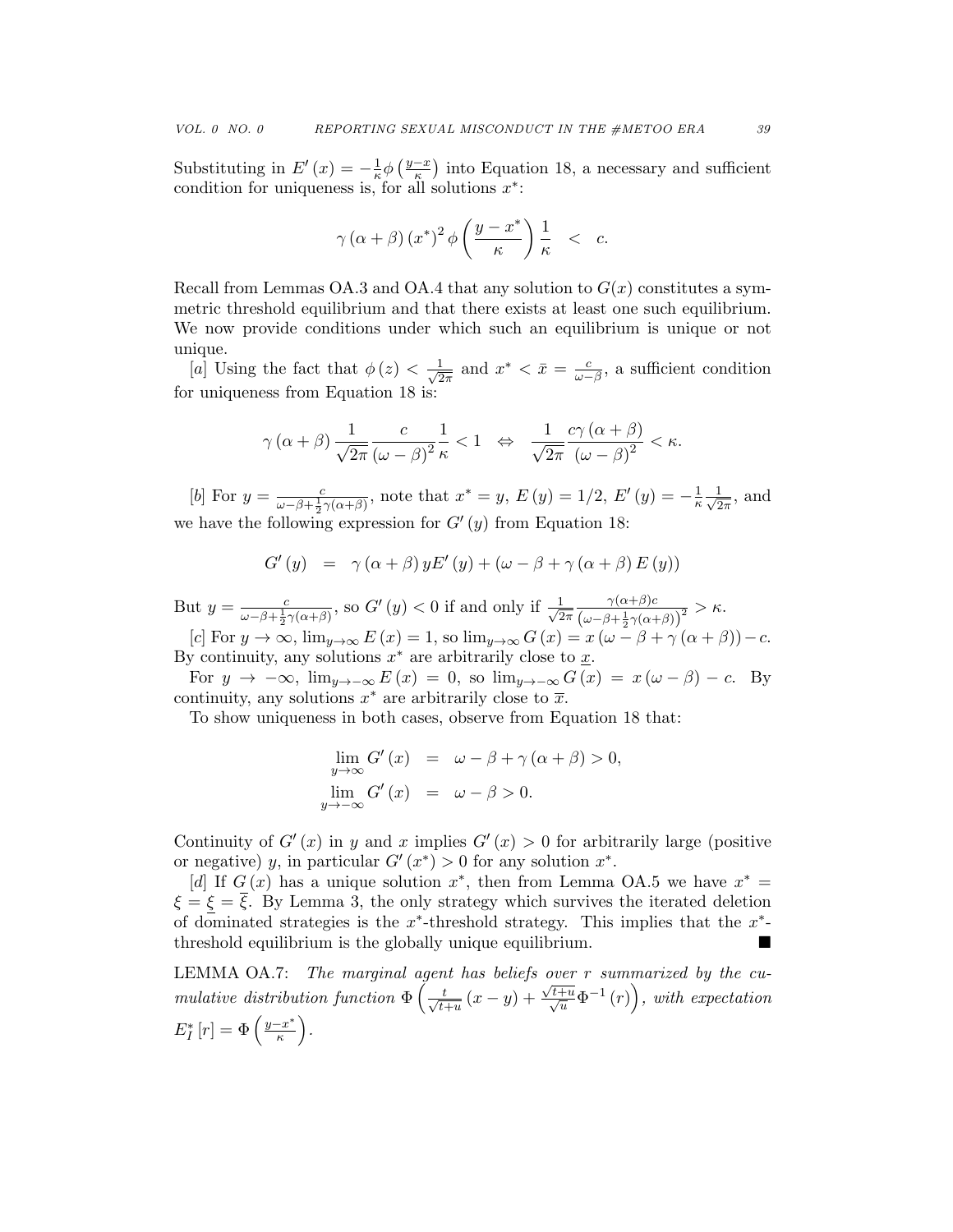Substituting in $E'(x) = -\frac{1}{\kappa}\phi\left(\frac{y-x}{\kappa}\right)$ into Equation 18, a necessary and sufficient condition for uniqueness is, for all solutions $x^*$:

$$\gamma(\alpha+\beta)(x^*)^2\phi\left(\frac{y-x^*}{\kappa}\right)\frac{1}{\kappa} \quad < \quad c.$$

Recall from Lemmas OA.3 and OA.4 that any solution to $G(x)$ constitutes a symmetric threshold equilibrium and that there exists at least one such equilibrium. We now provide conditions under which such an equilibrium is unique or not unique.

[$a$] Using the fact that $\phi(z) < \frac{1}{\sqrt{2\pi}}$ and $x^* < \bar{x} = \frac{c}{\omega-\beta}$, a sufficient condition for uniqueness from Equation 18 is:

$$\gamma(\alpha+\beta)\frac{1}{\sqrt{2\pi}}\frac{c}{(\omega-\beta)^2}\frac{1}{\kappa} < 1 \quad \Leftrightarrow \quad \frac{1}{\sqrt{2\pi}}\frac{c\gamma(\alpha+\beta)}{(\omega-\beta)^2} < \kappa.$$

[$b$] For $y = \frac{c}{\omega-\beta+\frac{1}{2}\gamma(\alpha+\beta)}$, note that $x^* = y$, $E(y) = 1/2$, $E'(y) = -\frac{1}{\kappa}\frac{1}{\sqrt{2\pi}}$, and we have the following expression for $G'(y)$ from Equation 18:

$$G'(y) \quad = \quad \gamma(\alpha+\beta)\,yE'(y) + (\omega-\beta+\gamma(\alpha+\beta)E(y))$$

But $y = \frac{c}{\omega-\beta+\frac{1}{2}\gamma(\alpha+\beta)}$, so $G'(y) < 0$ if and only if $\frac{1}{\sqrt{2\pi}}\frac{\gamma(\alpha+\beta)c}{\left(\omega-\beta+\frac{1}{2}\gamma(\alpha+\beta)\right)^2} > \kappa$.

[$c$] For $y \to \infty$, $\lim_{y\to\infty} E(x) = 1$, so $\lim_{y\to\infty} G(x) = x(\omega-\beta+\gamma(\alpha+\beta)) - c$. By continuity, any solutions $x^*$ are arbitrarily close to $\underline{x}$.

For $y \to -\infty$, $\lim_{y\to-\infty} E(x) = 0$, so $\lim_{y\to-\infty} G(x) = x(\omega-\beta) - c$. By continuity, any solutions $x^*$ are arbitrarily close to $\overline{x}$.

To show uniqueness in both cases, observe from Equation 18 that:

$$\begin{aligned}
\lim_{y\to\infty} G'(x) &= \omega-\beta+\gamma(\alpha+\beta) > 0, \\
\lim_{y\to-\infty} G'(x) &= \omega-\beta > 0.
\end{aligned}$$

Continuity of $G'(x)$ in $y$ and $x$ implies $G'(x) > 0$ for arbitrarily large (positive or negative) $y$, in particular $G'(x^*) > 0$ for any solution $x^*$.

[$d$] If $G(x)$ has a unique solution $x^*$, then from Lemma OA.5 we have $x^* = \xi = \underline{\xi} = \overline{\xi}$. By Lemma 3, the only strategy which survives the iterated deletion of dominated strategies is the $x^*$-threshold strategy. This implies that the $x^*$-threshold equilibrium is the globally unique equilibrium. ■

LEMMA OA.7: *The marginal agent has beliefs over $r$ summarized by the cumulative distribution function $\Phi\left(\frac{t}{\sqrt{t+u}}(x-y) + \frac{\sqrt{t+u}}{\sqrt{u}}\Phi^{-1}(r)\right)$, with expectation $E_I^*[r] = \Phi\left(\frac{y-x^*}{\kappa}\right)$.*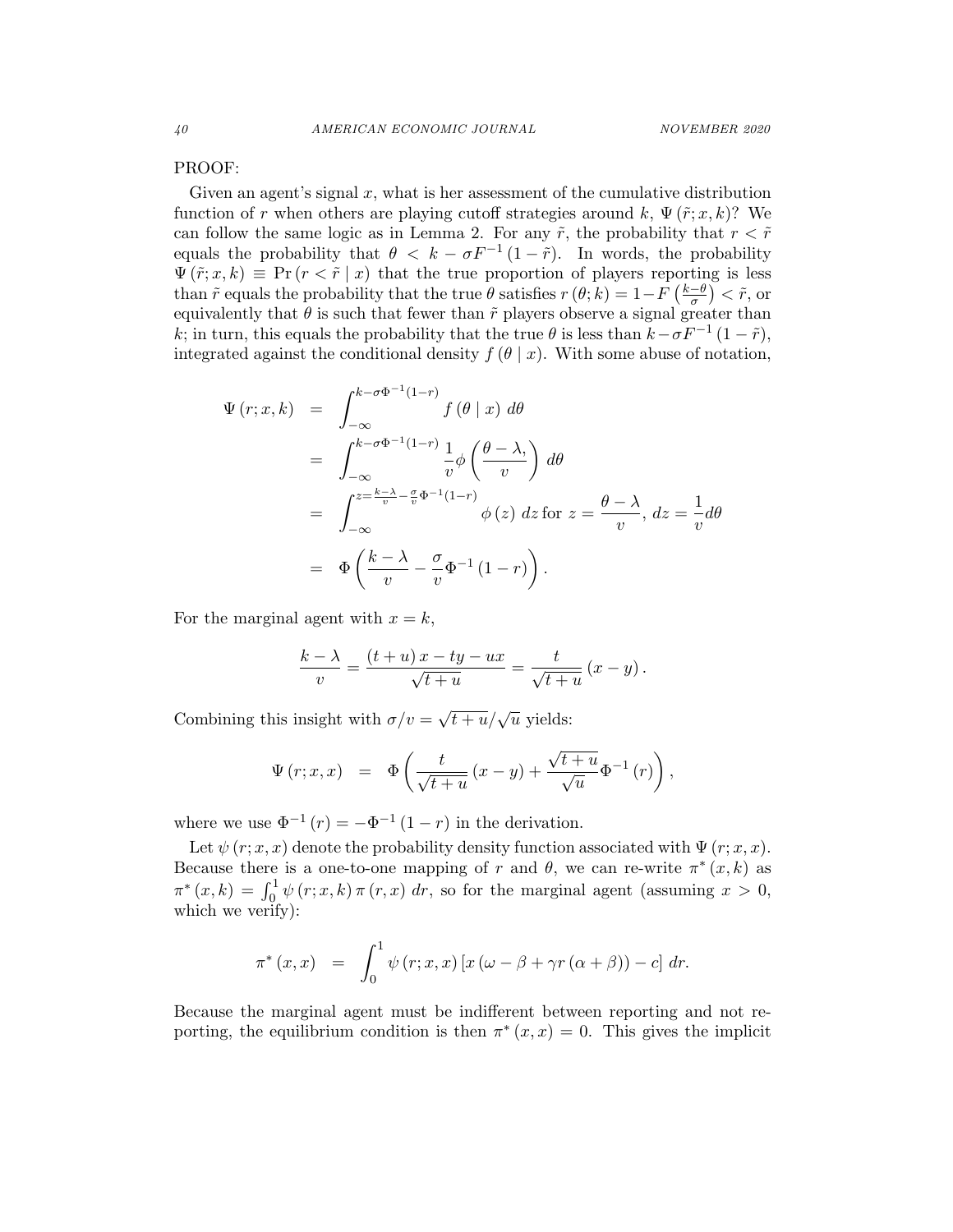PROOF:

Given an agent's signal $x$, what is her assessment of the cumulative distribution function of $r$ when others are playing cutoff strategies around $k$, $\Psi(\tilde{r}; x, k)$? We can follow the same logic as in Lemma 2. For any $\tilde{r}$, the probability that $r < \tilde{r}$ equals the probability that $\theta < k - \sigma F^{-1}(1 - \tilde{r})$. In words, the probability $\Psi(\tilde{r}; x, k) \equiv \Pr(r < \tilde{r} \mid x)$ that the true proportion of players reporting is less than $\tilde{r}$ equals the probability that the true $\theta$ satisfies $r(\theta; k) = 1 - F\left(\frac{k-\theta}{\sigma}\right) < \tilde{r}$, or equivalently that $\theta$ is such that fewer than $\tilde{r}$ players observe a signal greater than $k$; in turn, this equals the probability that the true $\theta$ is less than $k - \sigma F^{-1}(1 - \tilde{r})$, integrated against the conditional density $f(\theta \mid x)$. With some abuse of notation,

$$
\begin{aligned}
\Psi(r; x, k) &= \int_{-\infty}^{k-\sigma\Phi^{-1}(1-r)} f(\theta \mid x)\, d\theta \\
&= \int_{-\infty}^{k-\sigma\Phi^{-1}(1-r)} \frac{1}{v}\phi\left(\frac{\theta - \lambda,}{v}\right) d\theta \\
&= \int_{-\infty}^{z=\frac{k-\lambda}{v}-\frac{\sigma}{v}\Phi^{-1}(1-r)} \phi(z)\, dz \text{ for } z = \frac{\theta-\lambda}{v},\ dz = \frac{1}{v}d\theta \\
&= \Phi\left(\frac{k-\lambda}{v} - \frac{\sigma}{v}\Phi^{-1}(1-r)\right).
\end{aligned}
$$

For the marginal agent with $x = k$,

$$
\frac{k-\lambda}{v} = \frac{(t+u)x - ty - ux}{\sqrt{t+u}} = \frac{t}{\sqrt{t+u}}(x-y).
$$

Combining this insight with $\sigma/v = \sqrt{t+u}/\sqrt{u}$ yields:

$$
\Psi(r; x, x) = \Phi\left(\frac{t}{\sqrt{t+u}}(x-y) + \frac{\sqrt{t+u}}{\sqrt{u}}\Phi^{-1}(r)\right),
$$

where we use $\Phi^{-1}(r) = -\Phi^{-1}(1-r)$ in the derivation.

Let $\psi(r; x, x)$ denote the probability density function associated with $\Psi(r; x, x)$. Because there is a one-to-one mapping of $r$ and $\theta$, we can re-write $\pi^*(x, k)$ as $\pi^*(x, k) = \int_0^1 \psi(r; x, k)\, \pi(r, x)\, dr$, so for the marginal agent (assuming $x > 0$, which we verify):

$$
\pi^*(x, x) = \int_0^1 \psi(r; x, x)\left[x\left(\omega - \beta + \gamma r(\alpha + \beta)\right) - c\right] dr.
$$

Because the marginal agent must be indifferent between reporting and not reporting, the equilibrium condition is then $\pi^*(x, x) = 0$. This gives the implicit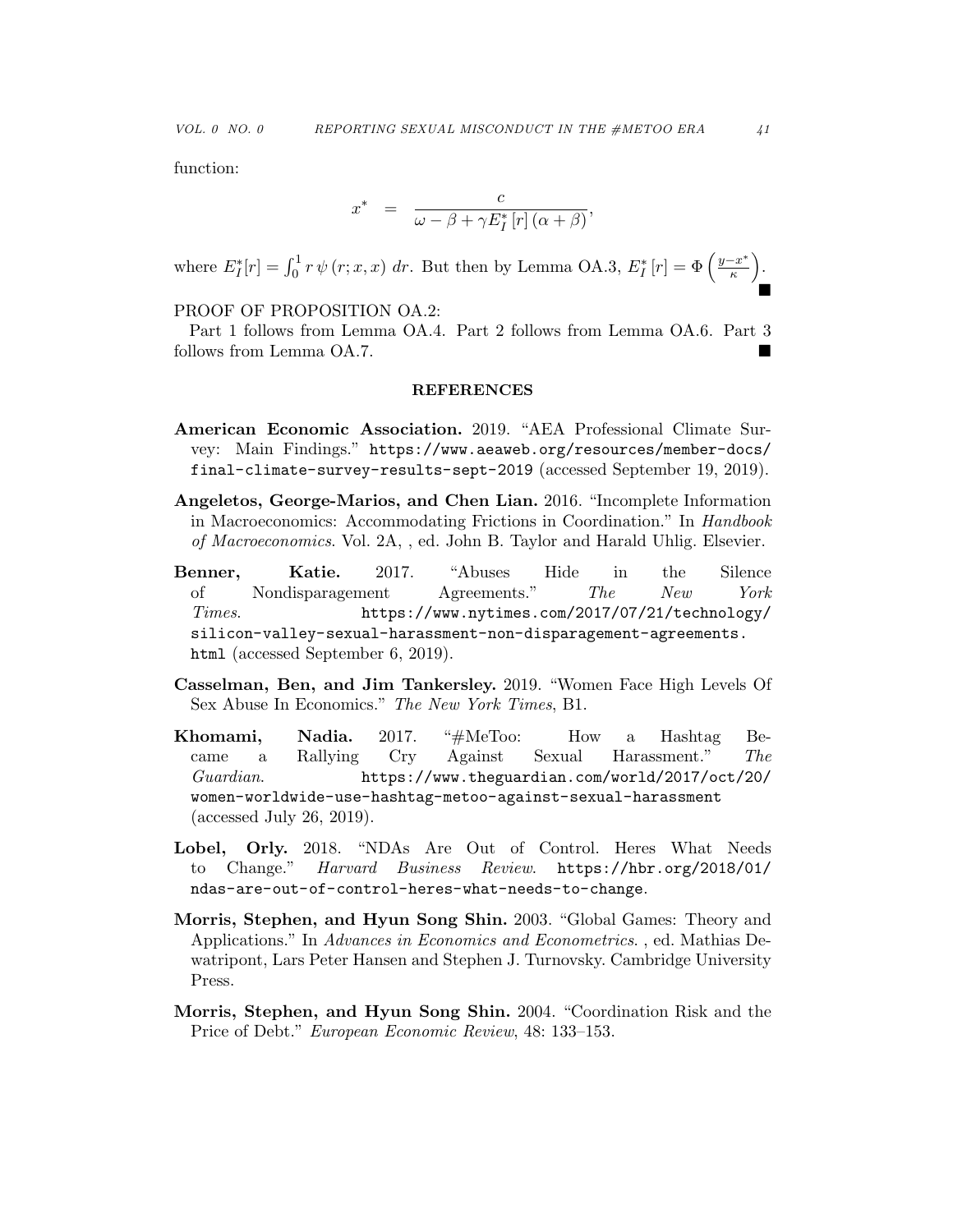function:

$$x^* \;\; = \;\; \frac{c}{\omega - \beta + \gamma E_I^* \left[ r \right] (\alpha + \beta)},$$

where $E_I^*[r] = \int_0^1 r \, \psi \left( r; x, x \right) \, dr$. But then by Lemma OA.3, $E_I^* \left[ r \right] = \Phi \left( \frac{y - x^*}{\kappa} \right)$. ■

PROOF OF PROPOSITION OA.2:

Part 1 follows from Lemma OA.4. Part 2 follows from Lemma OA.6. Part 3 follows from Lemma OA.7. ■

## REFERENCES

**American Economic Association.** 2019. "AEA Professional Climate Survey: Main Findings." https://www.aeaweb.org/resources/member-docs/final-climate-survey-results-sept-2019 (accessed September 19, 2019).

**Angeletos, George-Marios, and Chen Lian.** 2016. "Incomplete Information in Macroeconomics: Accommodating Frictions in Coordination." In *Handbook of Macroeconomics*. Vol. 2A, , ed. John B. Taylor and Harald Uhlig. Elsevier.

**Benner, Katie.** 2017. "Abuses Hide in the Silence of Nondisparagement Agreements." *The New York Times*. https://www.nytimes.com/2017/07/21/technology/silicon-valley-sexual-harassment-non-disparagement-agreements.html (accessed September 6, 2019).

**Casselman, Ben, and Jim Tankersley.** 2019. "Women Face High Levels Of Sex Abuse In Economics." *The New York Times*, B1.

**Khomami, Nadia.** 2017. "#MeToo: How a Hashtag Became a Rallying Cry Against Sexual Harassment." *The Guardian*. https://www.theguardian.com/world/2017/oct/20/women-worldwide-use-hashtag-metoo-against-sexual-harassment (accessed July 26, 2019).

**Lobel, Orly.** 2018. "NDAs Are Out of Control. Heres What Needs to Change." *Harvard Business Review*. https://hbr.org/2018/01/ndas-are-out-of-control-heres-what-needs-to-change.

**Morris, Stephen, and Hyun Song Shin.** 2003. "Global Games: Theory and Applications." In *Advances in Economics and Econometrics*. , ed. Mathias Dewatripont, Lars Peter Hansen and Stephen J. Turnovsky. Cambridge University Press.

**Morris, Stephen, and Hyun Song Shin.** 2004. "Coordination Risk and the Price of Debt." *European Economic Review*, 48: 133–153.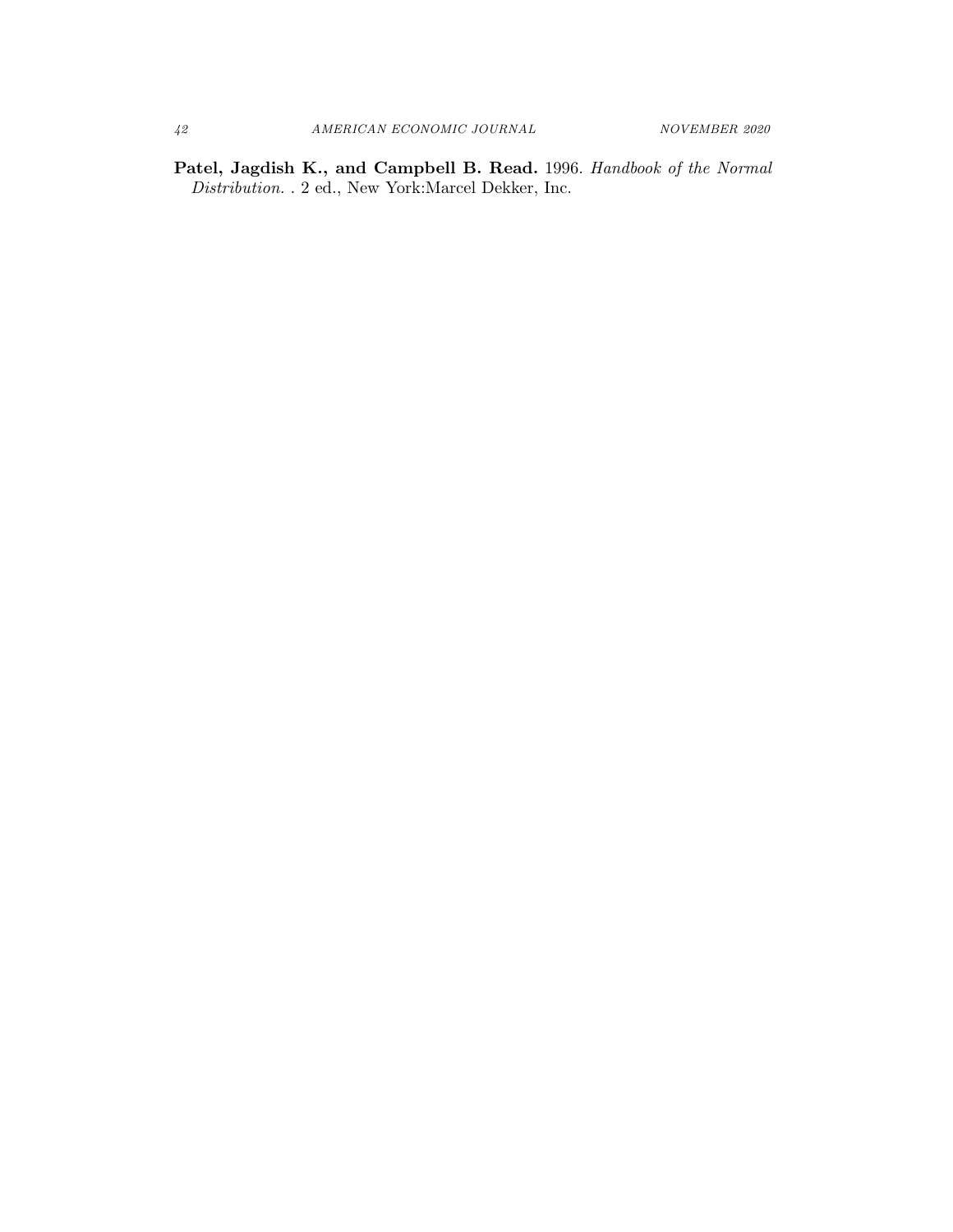**Patel, Jagdish K., and Campbell B. Read.** 1996. *Handbook of the Normal Distribution.* . 2 ed., New York:Marcel Dekker, Inc.